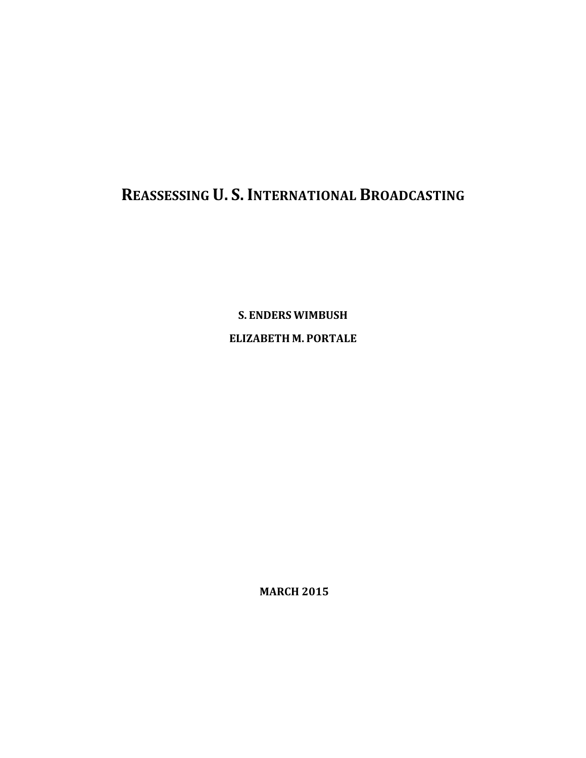# REASSESSING U. S. INTERNATIONAL BROADCASTING

**S. ENDERS WIMBUSH**

**ELIZABETH M. PORTALE**

**MARCH 2015**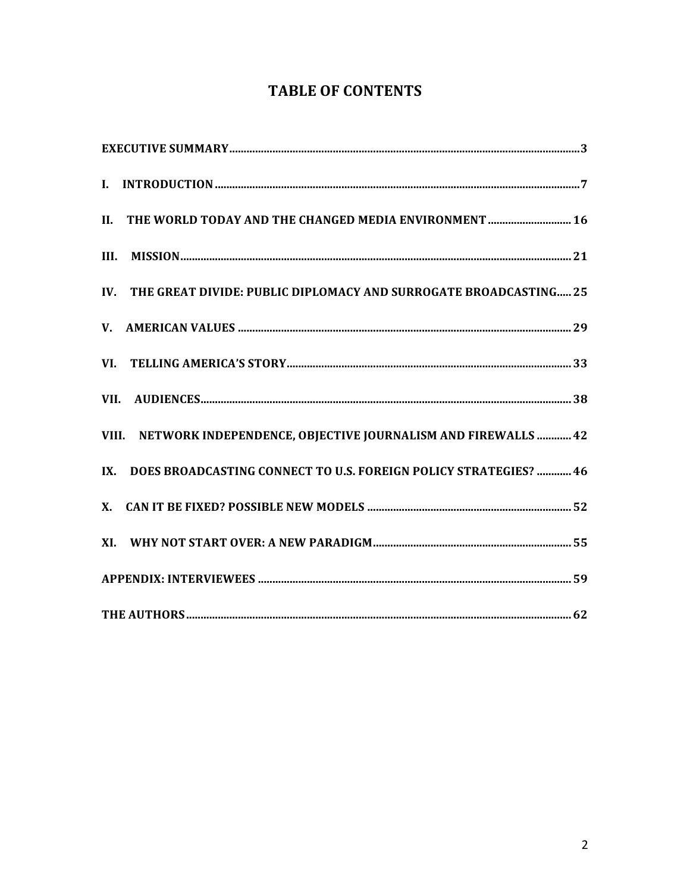# TABLE OF CONTENTS

| | |
|---|---|
| **EXECUTIVE SUMMARY** | **3** |
| **I. INTRODUCTION** | **7** |
| **II. THE WORLD TODAY AND THE CHANGED MEDIA ENVIRONMENT** | **16** |
| **III. MISSION** | **21** |
| **IV. THE GREAT DIVIDE: PUBLIC DIPLOMACY AND SURROGATE BROADCASTING** | **25** |
| **V. AMERICAN VALUES** | **29** |
| **VI. TELLING AMERICA'S STORY** | **33** |
| **VII. AUDIENCES** | **38** |
| **VIII. NETWORK INDEPENDENCE, OBJECTIVE JOURNALISM AND FIREWALLS** | **42** |
| **IX. DOES BROADCASTING CONNECT TO U.S. FOREIGN POLICY STRATEGIES?** | **46** |
| **X. CAN IT BE FIXED? POSSIBLE NEW MODELS** | **52** |
| **XI. WHY NOT START OVER: A NEW PARADIGM** | **55** |
| **APPENDIX: INTERVIEWEES** | **59** |
| **THE AUTHORS** | **62** |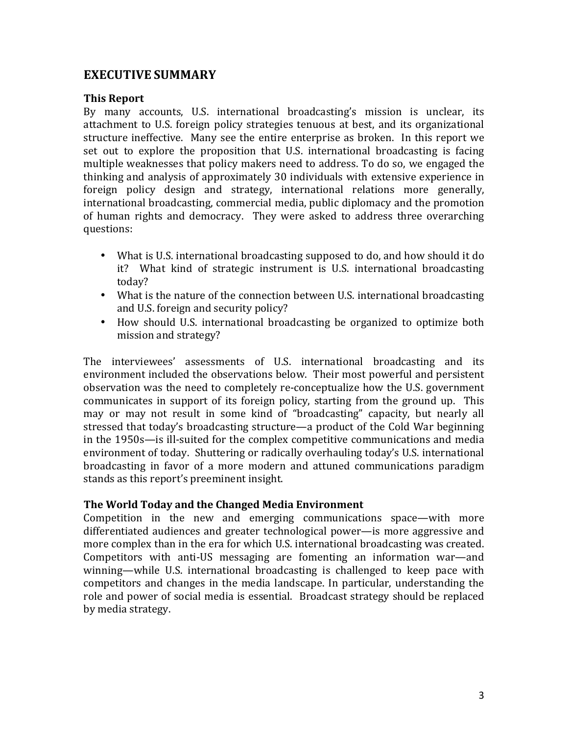## EXECUTIVE SUMMARY

### This Report

By many accounts, U.S. international broadcasting's mission is unclear, its attachment to U.S. foreign policy strategies tenuous at best, and its organizational structure ineffective. Many see the entire enterprise as broken. In this report we set out to explore the proposition that U.S. international broadcasting is facing multiple weaknesses that policy makers need to address. To do so, we engaged the thinking and analysis of approximately 30 individuals with extensive experience in foreign policy design and strategy, international relations more generally, international broadcasting, commercial media, public diplomacy and the promotion of human rights and democracy. They were asked to address three overarching questions:

- What is U.S. international broadcasting supposed to do, and how should it do it? What kind of strategic instrument is U.S. international broadcasting today?
- What is the nature of the connection between U.S. international broadcasting and U.S. foreign and security policy?
- How should U.S. international broadcasting be organized to optimize both mission and strategy?

The interviewees' assessments of U.S. international broadcasting and its environment included the observations below. Their most powerful and persistent observation was the need to completely re-conceptualize how the U.S. government communicates in support of its foreign policy, starting from the ground up. This may or may not result in some kind of "broadcasting" capacity, but nearly all stressed that today's broadcasting structure—a product of the Cold War beginning in the 1950s—is ill-suited for the complex competitive communications and media environment of today. Shuttering or radically overhauling today's U.S. international broadcasting in favor of a more modern and attuned communications paradigm stands as this report's preeminent insight.

### The World Today and the Changed Media Environment

Competition in the new and emerging communications space—with more differentiated audiences and greater technological power—is more aggressive and more complex than in the era for which U.S. international broadcasting was created. Competitors with anti-US messaging are fomenting an information war—and winning—while U.S. international broadcasting is challenged to keep pace with competitors and changes in the media landscape. In particular, understanding the role and power of social media is essential. Broadcast strategy should be replaced by media strategy.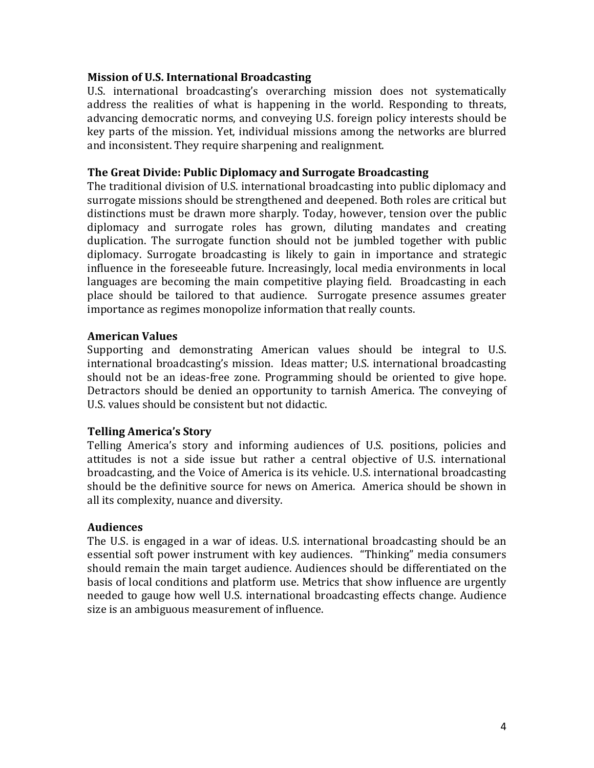**Mission of U.S. International Broadcasting**

U.S. international broadcasting's overarching mission does not systematically address the realities of what is happening in the world. Responding to threats, advancing democratic norms, and conveying U.S. foreign policy interests should be key parts of the mission. Yet, individual missions among the networks are blurred and inconsistent. They require sharpening and realignment.

**The Great Divide: Public Diplomacy and Surrogate Broadcasting**

The traditional division of U.S. international broadcasting into public diplomacy and surrogate missions should be strengthened and deepened. Both roles are critical but distinctions must be drawn more sharply. Today, however, tension over the public diplomacy and surrogate roles has grown, diluting mandates and creating duplication. The surrogate function should not be jumbled together with public diplomacy. Surrogate broadcasting is likely to gain in importance and strategic influence in the foreseeable future. Increasingly, local media environments in local languages are becoming the main competitive playing field. Broadcasting in each place should be tailored to that audience. Surrogate presence assumes greater importance as regimes monopolize information that really counts.

**American Values**

Supporting and demonstrating American values should be integral to U.S. international broadcasting's mission. Ideas matter; U.S. international broadcasting should not be an ideas-free zone. Programming should be oriented to give hope. Detractors should be denied an opportunity to tarnish America. The conveying of U.S. values should be consistent but not didactic.

**Telling America's Story**

Telling America's story and informing audiences of U.S. positions, policies and attitudes is not a side issue but rather a central objective of U.S. international broadcasting, and the Voice of America is its vehicle. U.S. international broadcasting should be the definitive source for news on America. America should be shown in all its complexity, nuance and diversity.

**Audiences**

The U.S. is engaged in a war of ideas. U.S. international broadcasting should be an essential soft power instrument with key audiences. "Thinking" media consumers should remain the main target audience. Audiences should be differentiated on the basis of local conditions and platform use. Metrics that show influence are urgently needed to gauge how well U.S. international broadcasting effects change. Audience size is an ambiguous measurement of influence.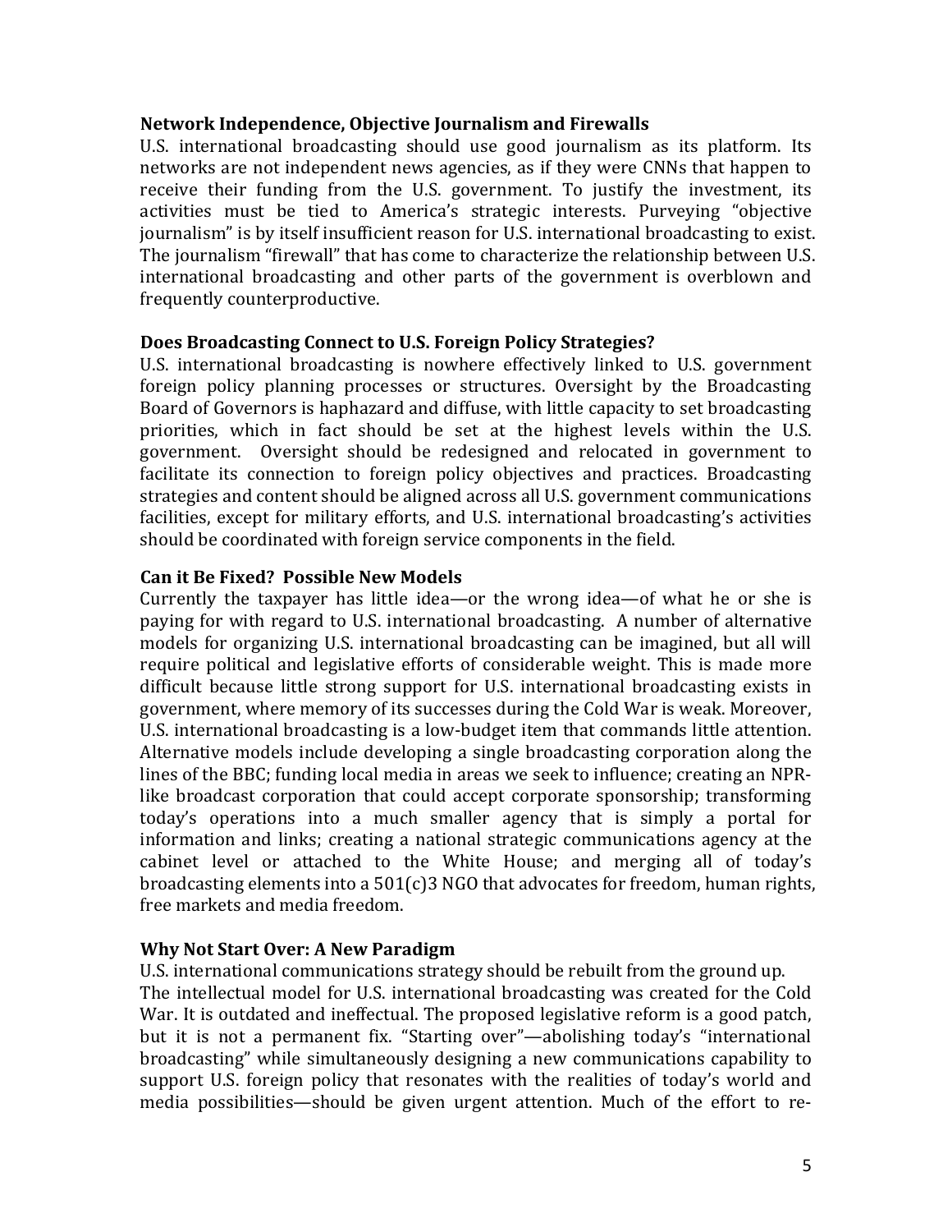**Network Independence, Objective Journalism and Firewalls**

U.S. international broadcasting should use good journalism as its platform. Its networks are not independent news agencies, as if they were CNNs that happen to receive their funding from the U.S. government. To justify the investment, its activities must be tied to America's strategic interests. Purveying "objective journalism" is by itself insufficient reason for U.S. international broadcasting to exist. The journalism "firewall" that has come to characterize the relationship between U.S. international broadcasting and other parts of the government is overblown and frequently counterproductive.

**Does Broadcasting Connect to U.S. Foreign Policy Strategies?**

U.S. international broadcasting is nowhere effectively linked to U.S. government foreign policy planning processes or structures. Oversight by the Broadcasting Board of Governors is haphazard and diffuse, with little capacity to set broadcasting priorities, which in fact should be set at the highest levels within the U.S. government. Oversight should be redesigned and relocated in government to facilitate its connection to foreign policy objectives and practices. Broadcasting strategies and content should be aligned across all U.S. government communications facilities, except for military efforts, and U.S. international broadcasting's activities should be coordinated with foreign service components in the field.

**Can it Be Fixed? Possible New Models**

Currently the taxpayer has little idea—or the wrong idea—of what he or she is paying for with regard to U.S. international broadcasting. A number of alternative models for organizing U.S. international broadcasting can be imagined, but all will require political and legislative efforts of considerable weight. This is made more difficult because little strong support for U.S. international broadcasting exists in government, where memory of its successes during the Cold War is weak. Moreover, U.S. international broadcasting is a low-budget item that commands little attention. Alternative models include developing a single broadcasting corporation along the lines of the BBC; funding local media in areas we seek to influence; creating an NPR-like broadcast corporation that could accept corporate sponsorship; transforming today's operations into a much smaller agency that is simply a portal for information and links; creating a national strategic communications agency at the cabinet level or attached to the White House; and merging all of today's broadcasting elements into a 501(c)3 NGO that advocates for freedom, human rights, free markets and media freedom.

**Why Not Start Over: A New Paradigm**

U.S. international communications strategy should be rebuilt from the ground up.
The intellectual model for U.S. international broadcasting was created for the Cold War. It is outdated and ineffectual. The proposed legislative reform is a good patch, but it is not a permanent fix. "Starting over"—abolishing today's "international broadcasting" while simultaneously designing a new communications capability to support U.S. foreign policy that resonates with the realities of today's world and media possibilities—should be given urgent attention. Much of the effort to re-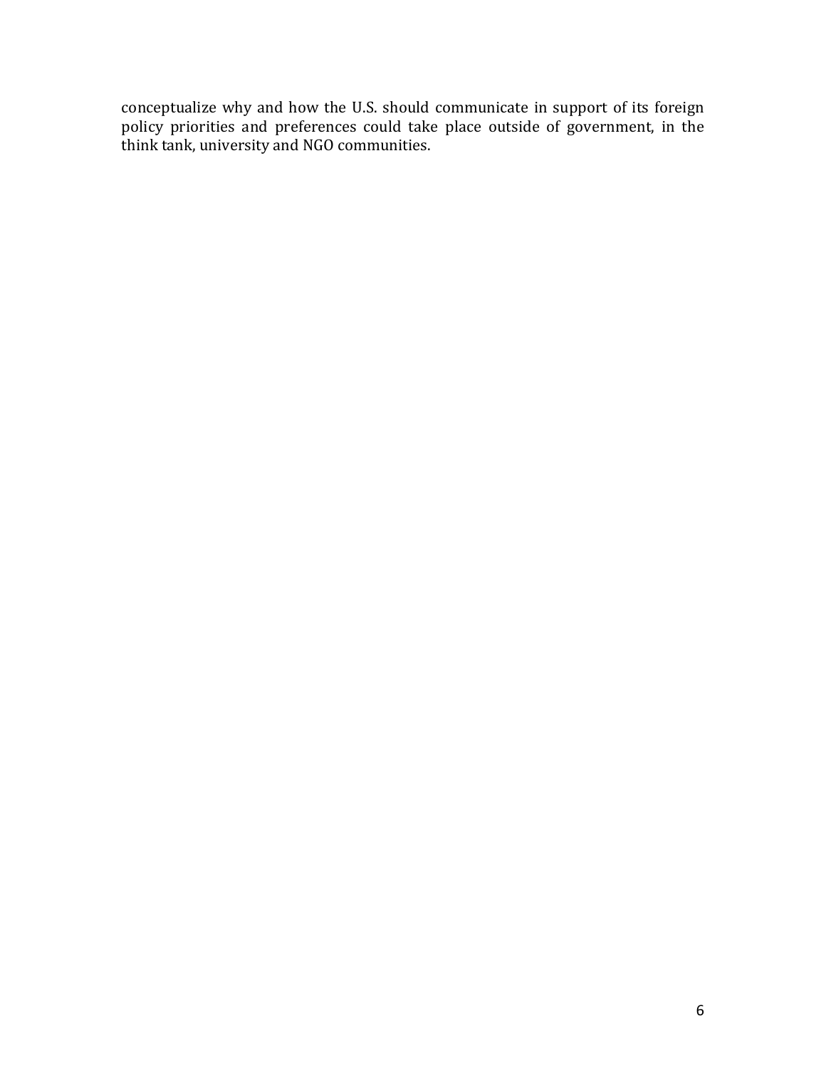conceptualize why and how the U.S. should communicate in support of its foreign policy priorities and preferences could take place outside of government, in the think tank, university and NGO communities.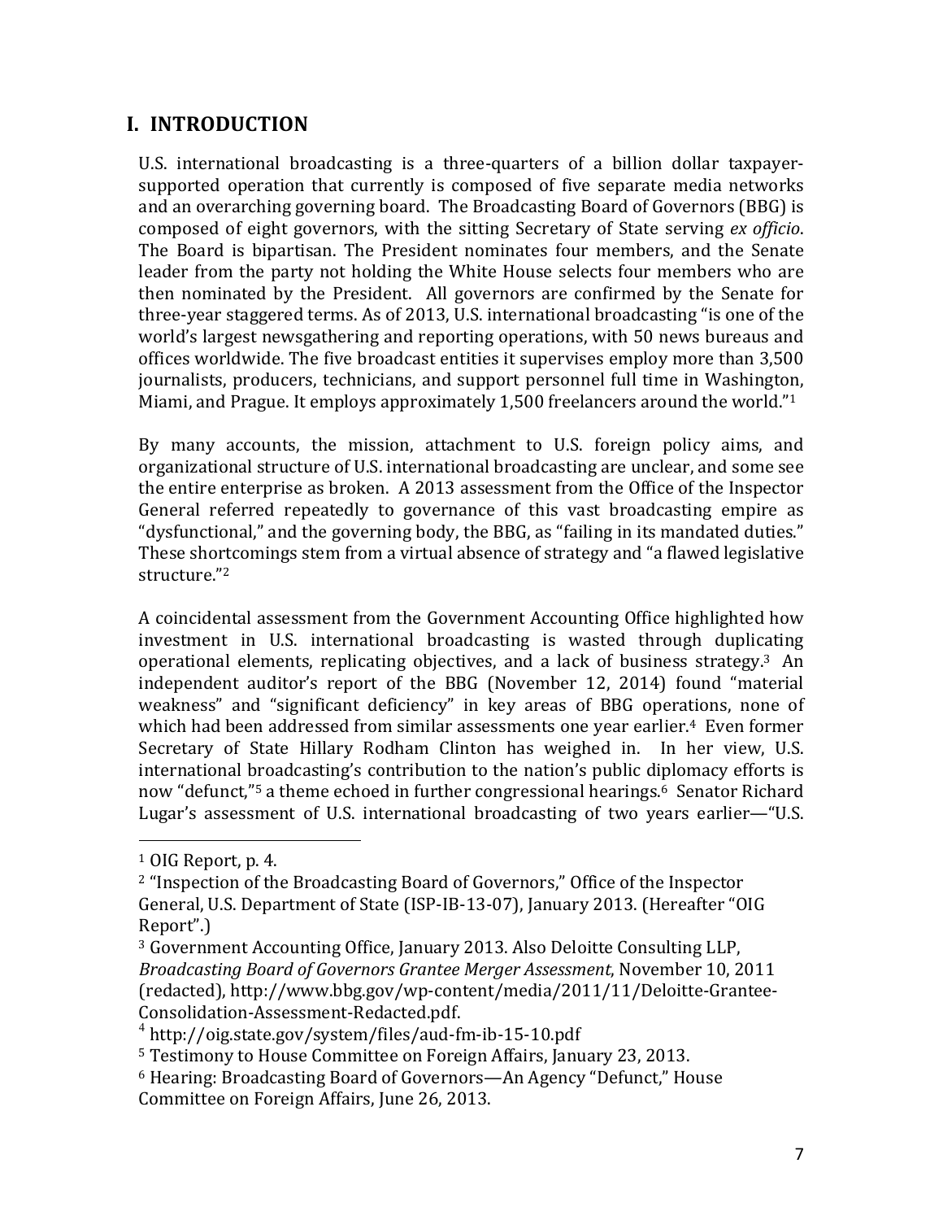## I. INTRODUCTION

U.S. international broadcasting is a three-quarters of a billion dollar taxpayer-supported operation that currently is composed of five separate media networks and an overarching governing board. The Broadcasting Board of Governors (BBG) is composed of eight governors, with the sitting Secretary of State serving *ex officio*. The Board is bipartisan. The President nominates four members, and the Senate leader from the party not holding the White House selects four members who are then nominated by the President. All governors are confirmed by the Senate for three-year staggered terms. As of 2013, U.S. international broadcasting "is one of the world's largest newsgathering and reporting operations, with 50 news bureaus and offices worldwide. The five broadcast entities it supervises employ more than 3,500 journalists, producers, technicians, and support personnel full time in Washington, Miami, and Prague. It employs approximately 1,500 freelancers around the world."[1]

By many accounts, the mission, attachment to U.S. foreign policy aims, and organizational structure of U.S. international broadcasting are unclear, and some see the entire enterprise as broken. A 2013 assessment from the Office of the Inspector General referred repeatedly to governance of this vast broadcasting empire as "dysfunctional," and the governing body, the BBG, as "failing in its mandated duties." These shortcomings stem from a virtual absence of strategy and "a flawed legislative structure."[2]

A coincidental assessment from the Government Accounting Office highlighted how investment in U.S. international broadcasting is wasted through duplicating operational elements, replicating objectives, and a lack of business strategy.[3] An independent auditor's report of the BBG (November 12, 2014) found "material weakness" and "significant deficiency" in key areas of BBG operations, none of which had been addressed from similar assessments one year earlier.[4] Even former Secretary of State Hillary Rodham Clinton has weighed in. In her view, U.S. international broadcasting's contribution to the nation's public diplomacy efforts is now "defunct,"[5] a theme echoed in further congressional hearings.[6] Senator Richard Lugar's assessment of U.S. international broadcasting of two years earlier—"U.S.

---

[1] OIG Report, p. 4.

[2] "Inspection of the Broadcasting Board of Governors," Office of the Inspector General, U.S. Department of State (ISP-IB-13-07), January 2013. (Hereafter "OIG Report".)

[3] Government Accounting Office, January 2013. Also Deloitte Consulting LLP, *Broadcasting Board of Governors Grantee Merger Assessment*, November 10, 2011 (redacted), http://www.bbg.gov/wp-content/media/2011/11/Deloitte-Grantee-Consolidation-Assessment-Redacted.pdf.

[4] http://oig.state.gov/system/files/aud-fm-ib-15-10.pdf

[5] Testimony to House Committee on Foreign Affairs, January 23, 2013.

[6] Hearing: Broadcasting Board of Governors—An Agency "Defunct," House Committee on Foreign Affairs, June 26, 2013.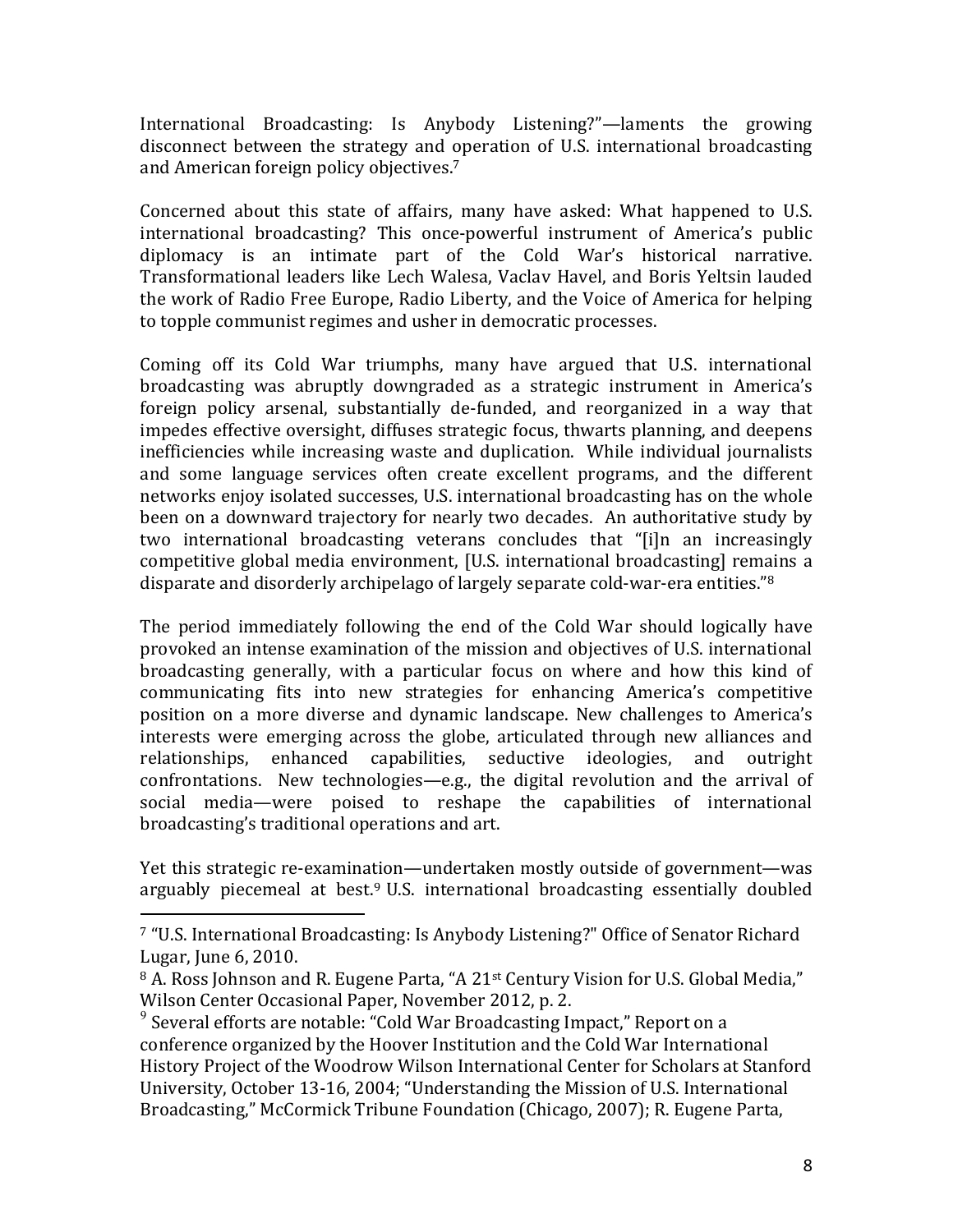International Broadcasting: Is Anybody Listening?"—laments the growing disconnect between the strategy and operation of U.S. international broadcasting and American foreign policy objectives.[7]

Concerned about this state of affairs, many have asked: What happened to U.S. international broadcasting? This once-powerful instrument of America's public diplomacy is an intimate part of the Cold War's historical narrative. Transformational leaders like Lech Walesa, Vaclav Havel, and Boris Yeltsin lauded the work of Radio Free Europe, Radio Liberty, and the Voice of America for helping to topple communist regimes and usher in democratic processes.

Coming off its Cold War triumphs, many have argued that U.S. international broadcasting was abruptly downgraded as a strategic instrument in America's foreign policy arsenal, substantially de-funded, and reorganized in a way that impedes effective oversight, diffuses strategic focus, thwarts planning, and deepens inefficiencies while increasing waste and duplication. While individual journalists and some language services often create excellent programs, and the different networks enjoy isolated successes, U.S. international broadcasting has on the whole been on a downward trajectory for nearly two decades. An authoritative study by two international broadcasting veterans concludes that "[i]n an increasingly competitive global media environment, [U.S. international broadcasting] remains a disparate and disorderly archipelago of largely separate cold-war-era entities."[8]

The period immediately following the end of the Cold War should logically have provoked an intense examination of the mission and objectives of U.S. international broadcasting generally, with a particular focus on where and how this kind of communicating fits into new strategies for enhancing America's competitive position on a more diverse and dynamic landscape. New challenges to America's interests were emerging across the globe, articulated through new alliances and relationships, enhanced capabilities, seductive ideologies, and outright confrontations. New technologies—e.g., the digital revolution and the arrival of social media—were poised to reshape the capabilities of international broadcasting's traditional operations and art.

Yet this strategic re-examination—undertaken mostly outside of government—was arguably piecemeal at best.[9] U.S. international broadcasting essentially doubled

---

[7] "U.S. International Broadcasting: Is Anybody Listening?" Office of Senator Richard Lugar, June 6, 2010.

[8] A. Ross Johnson and R. Eugene Parta, "A 21st Century Vision for U.S. Global Media," Wilson Center Occasional Paper, November 2012, p. 2.

[9] Several efforts are notable: "Cold War Broadcasting Impact," Report on a conference organized by the Hoover Institution and the Cold War International History Project of the Woodrow Wilson International Center for Scholars at Stanford University, October 13-16, 2004; "Understanding the Mission of U.S. International Broadcasting," McCormick Tribune Foundation (Chicago, 2007); R. Eugene Parta,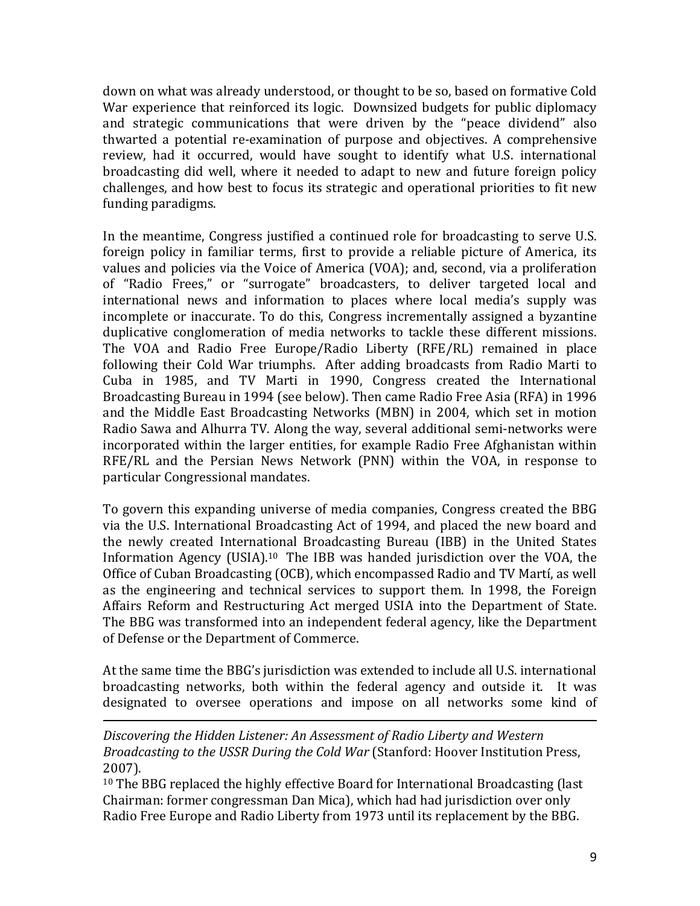down on what was already understood, or thought to be so, based on formative Cold War experience that reinforced its logic. Downsized budgets for public diplomacy and strategic communications that were driven by the "peace dividend" also thwarted a potential re-examination of purpose and objectives. A comprehensive review, had it occurred, would have sought to identify what U.S. international broadcasting did well, where it needed to adapt to new and future foreign policy challenges, and how best to focus its strategic and operational priorities to fit new funding paradigms.

In the meantime, Congress justified a continued role for broadcasting to serve U.S. foreign policy in familiar terms, first to provide a reliable picture of America, its values and policies via the Voice of America (VOA); and, second, via a proliferation of "Radio Frees," or "surrogate" broadcasters, to deliver targeted local and international news and information to places where local media's supply was incomplete or inaccurate. To do this, Congress incrementally assigned a byzantine duplicative conglomeration of media networks to tackle these different missions. The VOA and Radio Free Europe/Radio Liberty (RFE/RL) remained in place following their Cold War triumphs. After adding broadcasts from Radio Marti to Cuba in 1985, and TV Marti in 1990, Congress created the International Broadcasting Bureau in 1994 (see below). Then came Radio Free Asia (RFA) in 1996 and the Middle East Broadcasting Networks (MBN) in 2004, which set in motion Radio Sawa and Alhurra TV. Along the way, several additional semi-networks were incorporated within the larger entities, for example Radio Free Afghanistan within RFE/RL and the Persian News Network (PNN) within the VOA, in response to particular Congressional mandates.

To govern this expanding universe of media companies, Congress created the BBG via the U.S. International Broadcasting Act of 1994, and placed the new board and the newly created International Broadcasting Bureau (IBB) in the United States Information Agency (USIA).[10] The IBB was handed jurisdiction over the VOA, the Office of Cuban Broadcasting (OCB), which encompassed Radio and TV Martí, as well as the engineering and technical services to support them. In 1998, the Foreign Affairs Reform and Restructuring Act merged USIA into the Department of State. The BBG was transformed into an independent federal agency, like the Department of Defense or the Department of Commerce.

At the same time the BBG's jurisdiction was extended to include all U.S. international broadcasting networks, both within the federal agency and outside it. It was designated to oversee operations and impose on all networks some kind of

---

*Discovering the Hidden Listener: An Assessment of Radio Liberty and Western Broadcasting to the USSR During the Cold War* (Stanford: Hoover Institution Press, 2007).

[10] The BBG replaced the highly effective Board for International Broadcasting (last Chairman: former congressman Dan Mica), which had had jurisdiction over only Radio Free Europe and Radio Liberty from 1973 until its replacement by the BBG.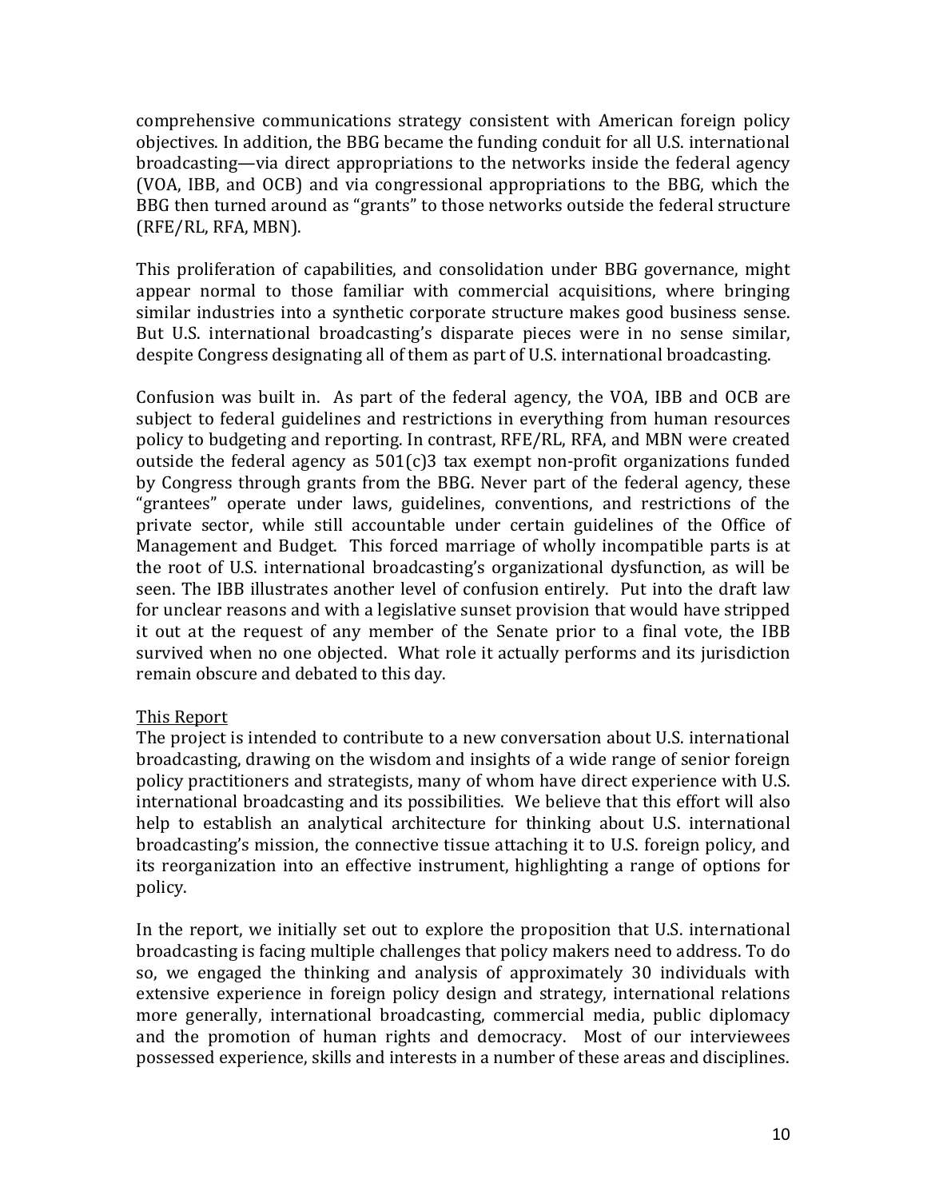comprehensive communications strategy consistent with American foreign policy objectives. In addition, the BBG became the funding conduit for all U.S. international broadcasting—via direct appropriations to the networks inside the federal agency (VOA, IBB, and OCB) and via congressional appropriations to the BBG, which the BBG then turned around as "grants" to those networks outside the federal structure (RFE/RL, RFA, MBN).

This proliferation of capabilities, and consolidation under BBG governance, might appear normal to those familiar with commercial acquisitions, where bringing similar industries into a synthetic corporate structure makes good business sense. But U.S. international broadcasting's disparate pieces were in no sense similar, despite Congress designating all of them as part of U.S. international broadcasting.

Confusion was built in. As part of the federal agency, the VOA, IBB and OCB are subject to federal guidelines and restrictions in everything from human resources policy to budgeting and reporting. In contrast, RFE/RL, RFA, and MBN were created outside the federal agency as 501(c)3 tax exempt non-profit organizations funded by Congress through grants from the BBG. Never part of the federal agency, these "grantees" operate under laws, guidelines, conventions, and restrictions of the private sector, while still accountable under certain guidelines of the Office of Management and Budget. This forced marriage of wholly incompatible parts is at the root of U.S. international broadcasting's organizational dysfunction, as will be seen. The IBB illustrates another level of confusion entirely. Put into the draft law for unclear reasons and with a legislative sunset provision that would have stripped it out at the request of any member of the Senate prior to a final vote, the IBB survived when no one objected. What role it actually performs and its jurisdiction remain obscure and debated to this day.

<u>This Report</u>

The project is intended to contribute to a new conversation about U.S. international broadcasting, drawing on the wisdom and insights of a wide range of senior foreign policy practitioners and strategists, many of whom have direct experience with U.S. international broadcasting and its possibilities. We believe that this effort will also help to establish an analytical architecture for thinking about U.S. international broadcasting's mission, the connective tissue attaching it to U.S. foreign policy, and its reorganization into an effective instrument, highlighting a range of options for policy.

In the report, we initially set out to explore the proposition that U.S. international broadcasting is facing multiple challenges that policy makers need to address. To do so, we engaged the thinking and analysis of approximately 30 individuals with extensive experience in foreign policy design and strategy, international relations more generally, international broadcasting, commercial media, public diplomacy and the promotion of human rights and democracy. Most of our interviewees possessed experience, skills and interests in a number of these areas and disciplines.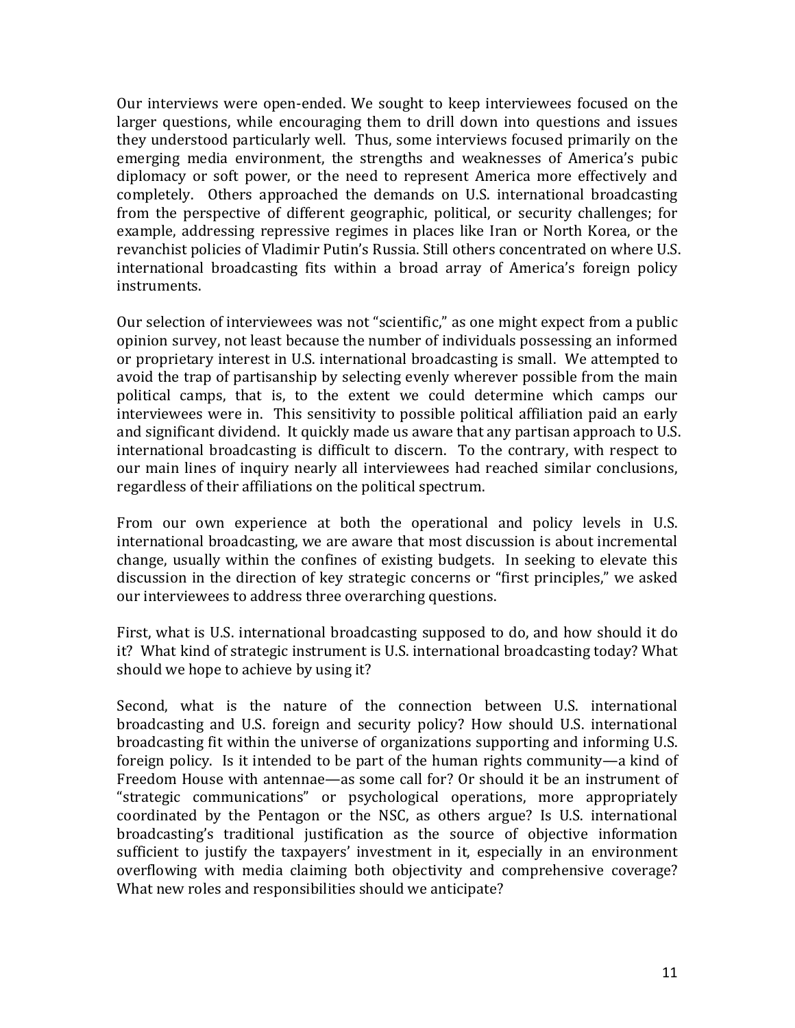Our interviews were open-ended. We sought to keep interviewees focused on the larger questions, while encouraging them to drill down into questions and issues they understood particularly well. Thus, some interviews focused primarily on the emerging media environment, the strengths and weaknesses of America's pubic diplomacy or soft power, or the need to represent America more effectively and completely. Others approached the demands on U.S. international broadcasting from the perspective of different geographic, political, or security challenges; for example, addressing repressive regimes in places like Iran or North Korea, or the revanchist policies of Vladimir Putin's Russia. Still others concentrated on where U.S. international broadcasting fits within a broad array of America's foreign policy instruments.

Our selection of interviewees was not "scientific," as one might expect from a public opinion survey, not least because the number of individuals possessing an informed or proprietary interest in U.S. international broadcasting is small. We attempted to avoid the trap of partisanship by selecting evenly wherever possible from the main political camps, that is, to the extent we could determine which camps our interviewees were in. This sensitivity to possible political affiliation paid an early and significant dividend. It quickly made us aware that any partisan approach to U.S. international broadcasting is difficult to discern. To the contrary, with respect to our main lines of inquiry nearly all interviewees had reached similar conclusions, regardless of their affiliations on the political spectrum.

From our own experience at both the operational and policy levels in U.S. international broadcasting, we are aware that most discussion is about incremental change, usually within the confines of existing budgets. In seeking to elevate this discussion in the direction of key strategic concerns or "first principles," we asked our interviewees to address three overarching questions.

First, what is U.S. international broadcasting supposed to do, and how should it do it? What kind of strategic instrument is U.S. international broadcasting today? What should we hope to achieve by using it?

Second, what is the nature of the connection between U.S. international broadcasting and U.S. foreign and security policy? How should U.S. international broadcasting fit within the universe of organizations supporting and informing U.S. foreign policy. Is it intended to be part of the human rights community—a kind of Freedom House with antennae—as some call for? Or should it be an instrument of "strategic communications" or psychological operations, more appropriately coordinated by the Pentagon or the NSC, as others argue? Is U.S. international broadcasting's traditional justification as the source of objective information sufficient to justify the taxpayers' investment in it, especially in an environment overflowing with media claiming both objectivity and comprehensive coverage? What new roles and responsibilities should we anticipate?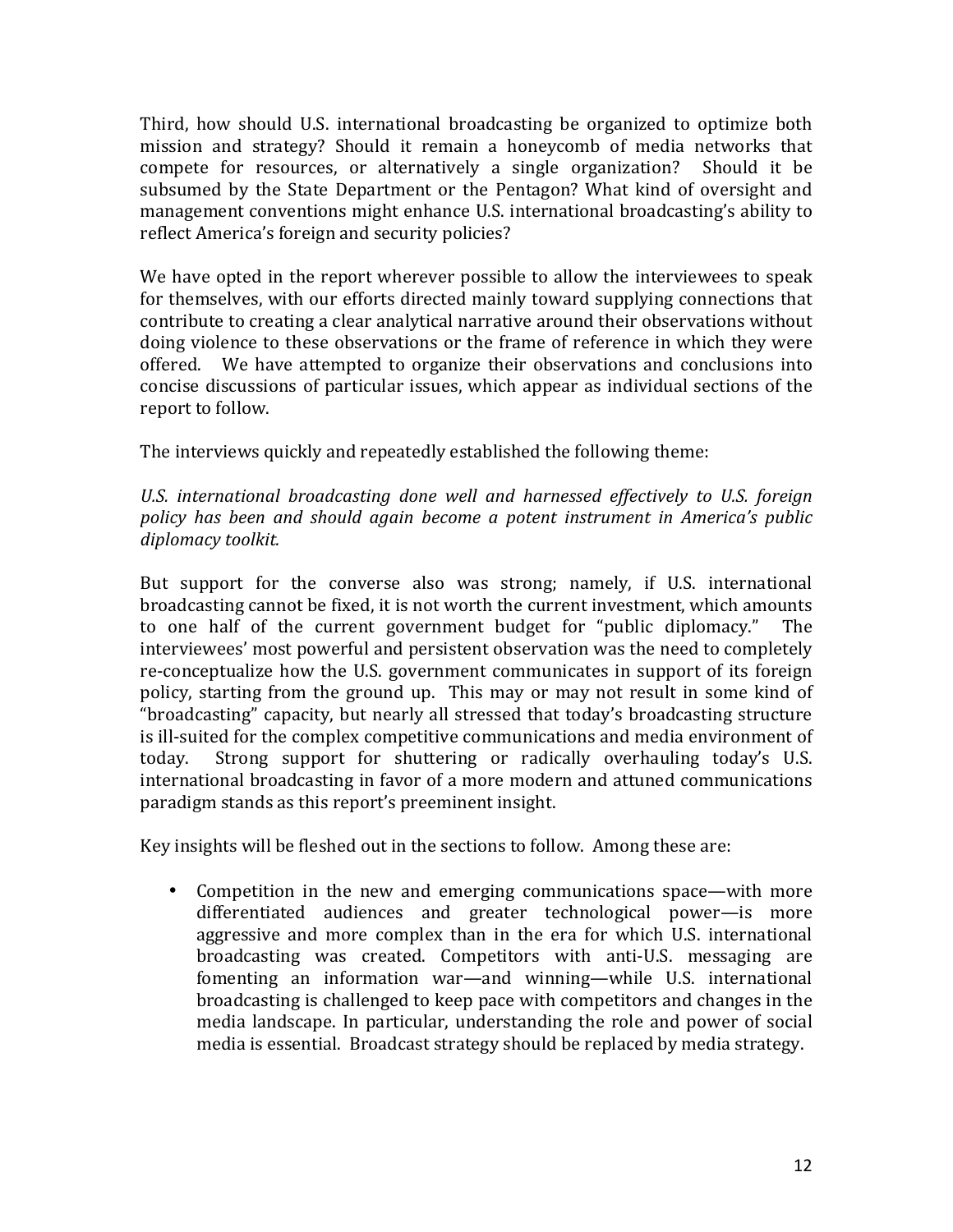Third, how should U.S. international broadcasting be organized to optimize both mission and strategy? Should it remain a honeycomb of media networks that compete for resources, or alternatively a single organization? Should it be subsumed by the State Department or the Pentagon? What kind of oversight and management conventions might enhance U.S. international broadcasting's ability to reflect America's foreign and security policies?

We have opted in the report wherever possible to allow the interviewees to speak for themselves, with our efforts directed mainly toward supplying connections that contribute to creating a clear analytical narrative around their observations without doing violence to these observations or the frame of reference in which they were offered. We have attempted to organize their observations and conclusions into concise discussions of particular issues, which appear as individual sections of the report to follow.

The interviews quickly and repeatedly established the following theme:

*U.S. international broadcasting done well and harnessed effectively to U.S. foreign policy has been and should again become a potent instrument in America's public diplomacy toolkit.*

But support for the converse also was strong; namely, if U.S. international broadcasting cannot be fixed, it is not worth the current investment, which amounts to one half of the current government budget for "public diplomacy." The interviewees' most powerful and persistent observation was the need to completely re-conceptualize how the U.S. government communicates in support of its foreign policy, starting from the ground up. This may or may not result in some kind of "broadcasting" capacity, but nearly all stressed that today's broadcasting structure is ill-suited for the complex competitive communications and media environment of today. Strong support for shuttering or radically overhauling today's U.S. international broadcasting in favor of a more modern and attuned communications paradigm stands as this report's preeminent insight.

Key insights will be fleshed out in the sections to follow. Among these are:

- Competition in the new and emerging communications space—with more differentiated audiences and greater technological power—is more aggressive and more complex than in the era for which U.S. international broadcasting was created. Competitors with anti-U.S. messaging are fomenting an information war—and winning—while U.S. international broadcasting is challenged to keep pace with competitors and changes in the media landscape. In particular, understanding the role and power of social media is essential. Broadcast strategy should be replaced by media strategy.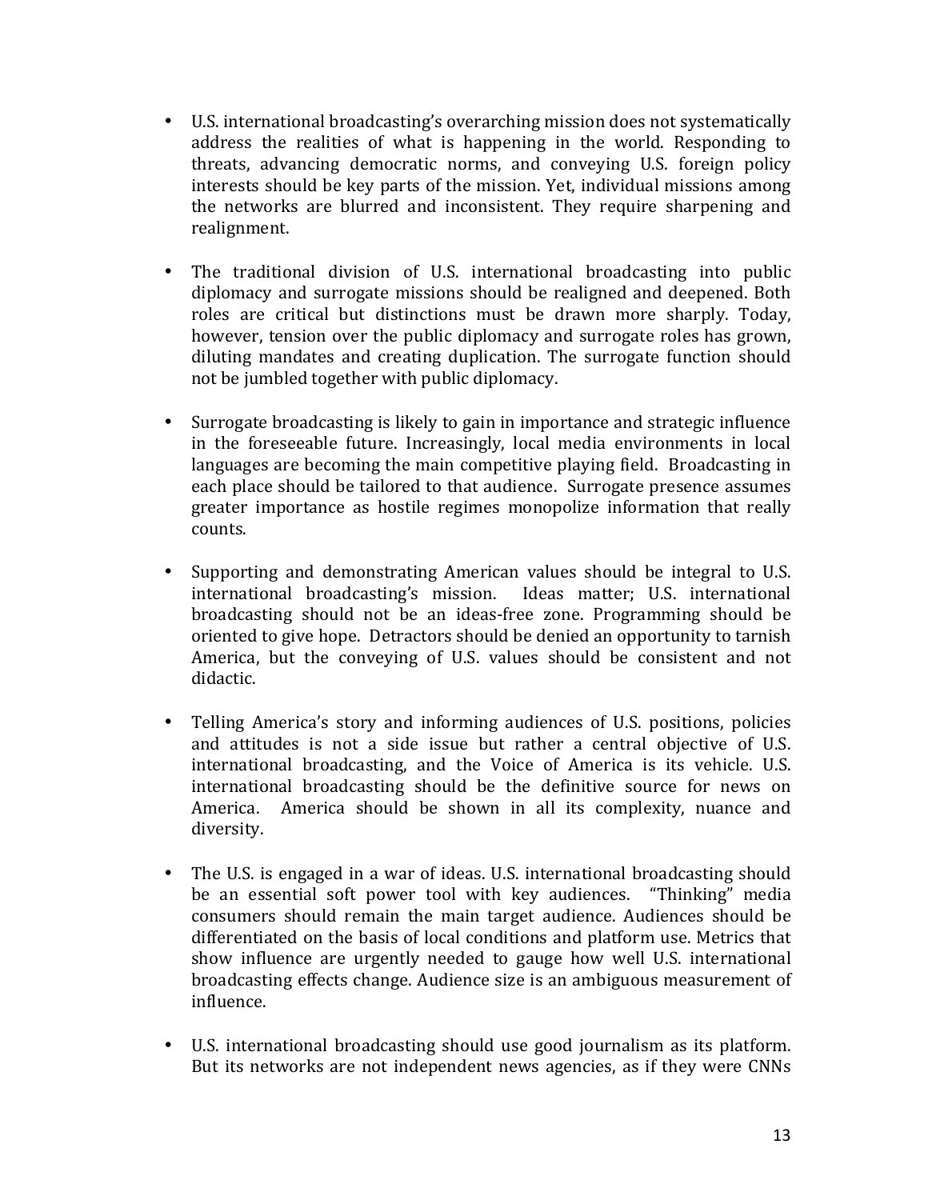- U.S. international broadcasting's overarching mission does not systematically address the realities of what is happening in the world. Responding to threats, advancing democratic norms, and conveying U.S. foreign policy interests should be key parts of the mission. Yet, individual missions among the networks are blurred and inconsistent. They require sharpening and realignment.

- The traditional division of U.S. international broadcasting into public diplomacy and surrogate missions should be realigned and deepened. Both roles are critical but distinctions must be drawn more sharply. Today, however, tension over the public diplomacy and surrogate roles has grown, diluting mandates and creating duplication. The surrogate function should not be jumbled together with public diplomacy.

- Surrogate broadcasting is likely to gain in importance and strategic influence in the foreseeable future. Increasingly, local media environments in local languages are becoming the main competitive playing field. Broadcasting in each place should be tailored to that audience. Surrogate presence assumes greater importance as hostile regimes monopolize information that really counts.

- Supporting and demonstrating American values should be integral to U.S. international broadcasting's mission. Ideas matter; U.S. international broadcasting should not be an ideas-free zone. Programming should be oriented to give hope. Detractors should be denied an opportunity to tarnish America, but the conveying of U.S. values should be consistent and not didactic.

- Telling America's story and informing audiences of U.S. positions, policies and attitudes is not a side issue but rather a central objective of U.S. international broadcasting, and the Voice of America is its vehicle. U.S. international broadcasting should be the definitive source for news on America. America should be shown in all its complexity, nuance and diversity.

- The U.S. is engaged in a war of ideas. U.S. international broadcasting should be an essential soft power tool with key audiences. "Thinking" media consumers should remain the main target audience. Audiences should be differentiated on the basis of local conditions and platform use. Metrics that show influence are urgently needed to gauge how well U.S. international broadcasting effects change. Audience size is an ambiguous measurement of influence.

- U.S. international broadcasting should use good journalism as its platform. But its networks are not independent news agencies, as if they were CNNs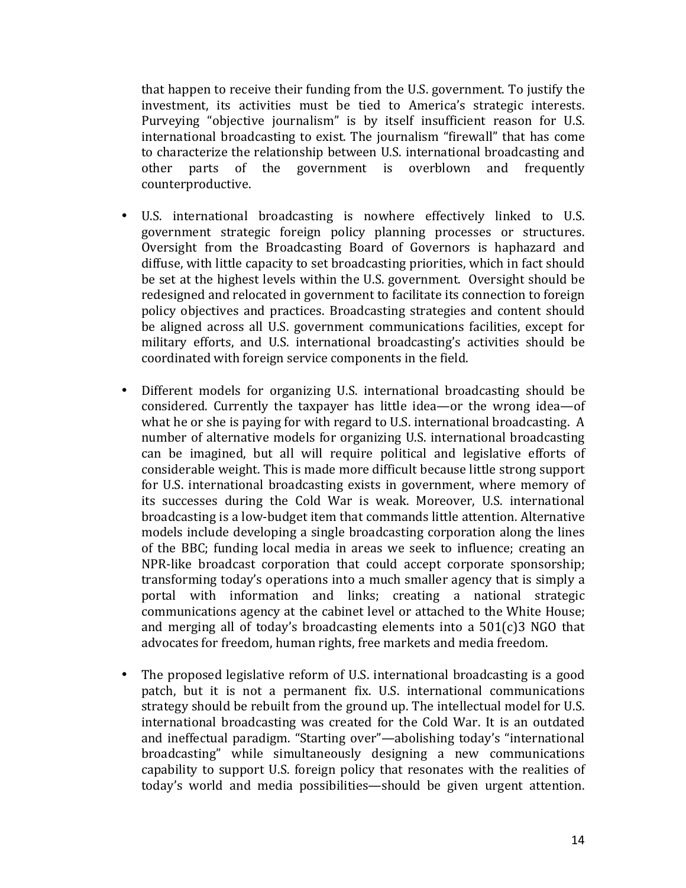that happen to receive their funding from the U.S. government. To justify the investment, its activities must be tied to America's strategic interests. Purveying "objective journalism" is by itself insufficient reason for U.S. international broadcasting to exist. The journalism "firewall" that has come to characterize the relationship between U.S. international broadcasting and other parts of the government is overblown and frequently counterproductive.

- U.S. international broadcasting is nowhere effectively linked to U.S. government strategic foreign policy planning processes or structures. Oversight from the Broadcasting Board of Governors is haphazard and diffuse, with little capacity to set broadcasting priorities, which in fact should be set at the highest levels within the U.S. government. Oversight should be redesigned and relocated in government to facilitate its connection to foreign policy objectives and practices. Broadcasting strategies and content should be aligned across all U.S. government communications facilities, except for military efforts, and U.S. international broadcasting's activities should be coordinated with foreign service components in the field.

- Different models for organizing U.S. international broadcasting should be considered. Currently the taxpayer has little idea—or the wrong idea—of what he or she is paying for with regard to U.S. international broadcasting. A number of alternative models for organizing U.S. international broadcasting can be imagined, but all will require political and legislative efforts of considerable weight. This is made more difficult because little strong support for U.S. international broadcasting exists in government, where memory of its successes during the Cold War is weak. Moreover, U.S. international broadcasting is a low-budget item that commands little attention. Alternative models include developing a single broadcasting corporation along the lines of the BBC; funding local media in areas we seek to influence; creating an NPR-like broadcast corporation that could accept corporate sponsorship; transforming today's operations into a much smaller agency that is simply a portal with information and links; creating a national strategic communications agency at the cabinet level or attached to the White House; and merging all of today's broadcasting elements into a 501(c)3 NGO that advocates for freedom, human rights, free markets and media freedom.

- The proposed legislative reform of U.S. international broadcasting is a good patch, but it is not a permanent fix. U.S. international communications strategy should be rebuilt from the ground up. The intellectual model for U.S. international broadcasting was created for the Cold War. It is an outdated and ineffectual paradigm. "Starting over"—abolishing today's "international broadcasting" while simultaneously designing a new communications capability to support U.S. foreign policy that resonates with the realities of today's world and media possibilities—should be given urgent attention.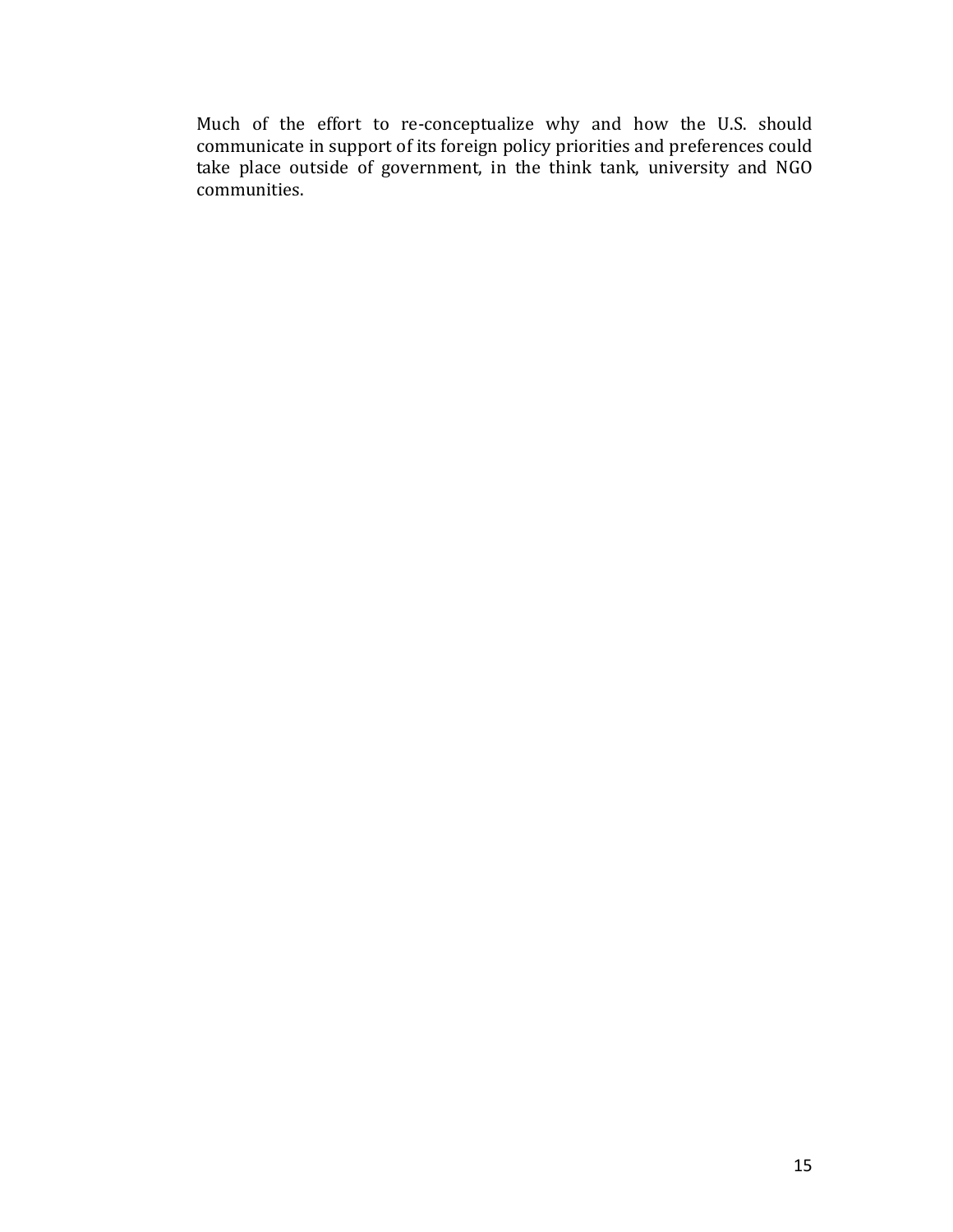Much of the effort to re-conceptualize why and how the U.S. should communicate in support of its foreign policy priorities and preferences could take place outside of government, in the think tank, university and NGO communities.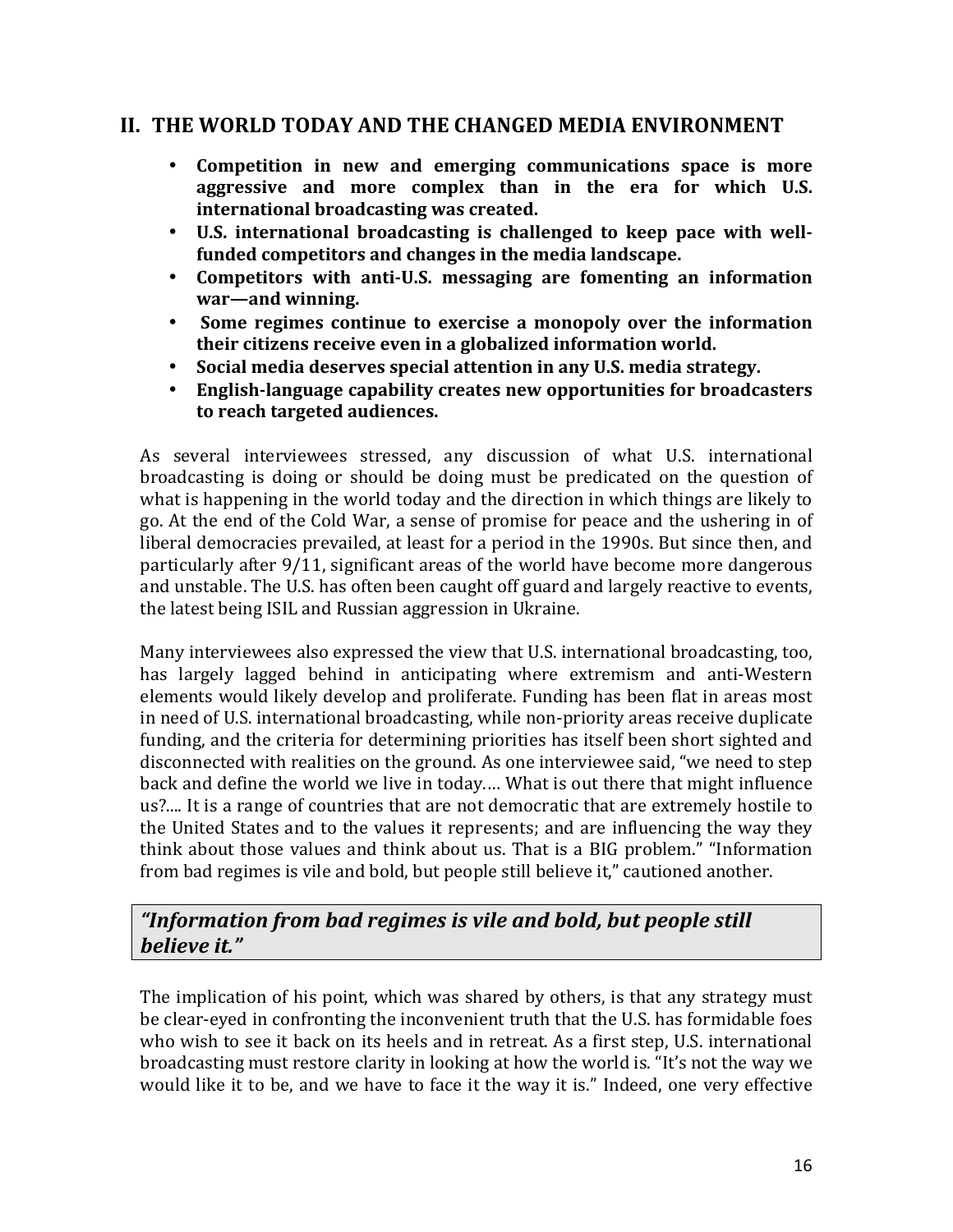## II. THE WORLD TODAY AND THE CHANGED MEDIA ENVIRONMENT

- **Competition in new and emerging communications space is more aggressive and more complex than in the era for which U.S. international broadcasting was created.**
- **U.S. international broadcasting is challenged to keep pace with well-funded competitors and changes in the media landscape.**
- **Competitors with anti-U.S. messaging are fomenting an information war—and winning.**
- **Some regimes continue to exercise a monopoly over the information their citizens receive even in a globalized information world.**
- **Social media deserves special attention in any U.S. media strategy.**
- **English-language capability creates new opportunities for broadcasters to reach targeted audiences.**

As several interviewees stressed, any discussion of what U.S. international broadcasting is doing or should be doing must be predicated on the question of what is happening in the world today and the direction in which things are likely to go. At the end of the Cold War, a sense of promise for peace and the ushering in of liberal democracies prevailed, at least for a period in the 1990s. But since then, and particularly after 9/11, significant areas of the world have become more dangerous and unstable. The U.S. has often been caught off guard and largely reactive to events, the latest being ISIL and Russian aggression in Ukraine.

Many interviewees also expressed the view that U.S. international broadcasting, too, has largely lagged behind in anticipating where extremism and anti-Western elements would likely develop and proliferate. Funding has been flat in areas most in need of U.S. international broadcasting, while non-priority areas receive duplicate funding, and the criteria for determining priorities has itself been short sighted and disconnected with realities on the ground. As one interviewee said, "we need to step back and define the world we live in today…. What is out there that might influence us?.... It is a range of countries that are not democratic that are extremely hostile to the United States and to the values it represents; and are influencing the way they think about those values and think about us. That is a BIG problem." "Information from bad regimes is vile and bold, but people still believe it," cautioned another.

> ***"Information from bad regimes is vile and bold, but people still believe it."***

The implication of his point, which was shared by others, is that any strategy must be clear-eyed in confronting the inconvenient truth that the U.S. has formidable foes who wish to see it back on its heels and in retreat. As a first step, U.S. international broadcasting must restore clarity in looking at how the world is. "It's not the way we would like it to be, and we have to face it the way it is." Indeed, one very effective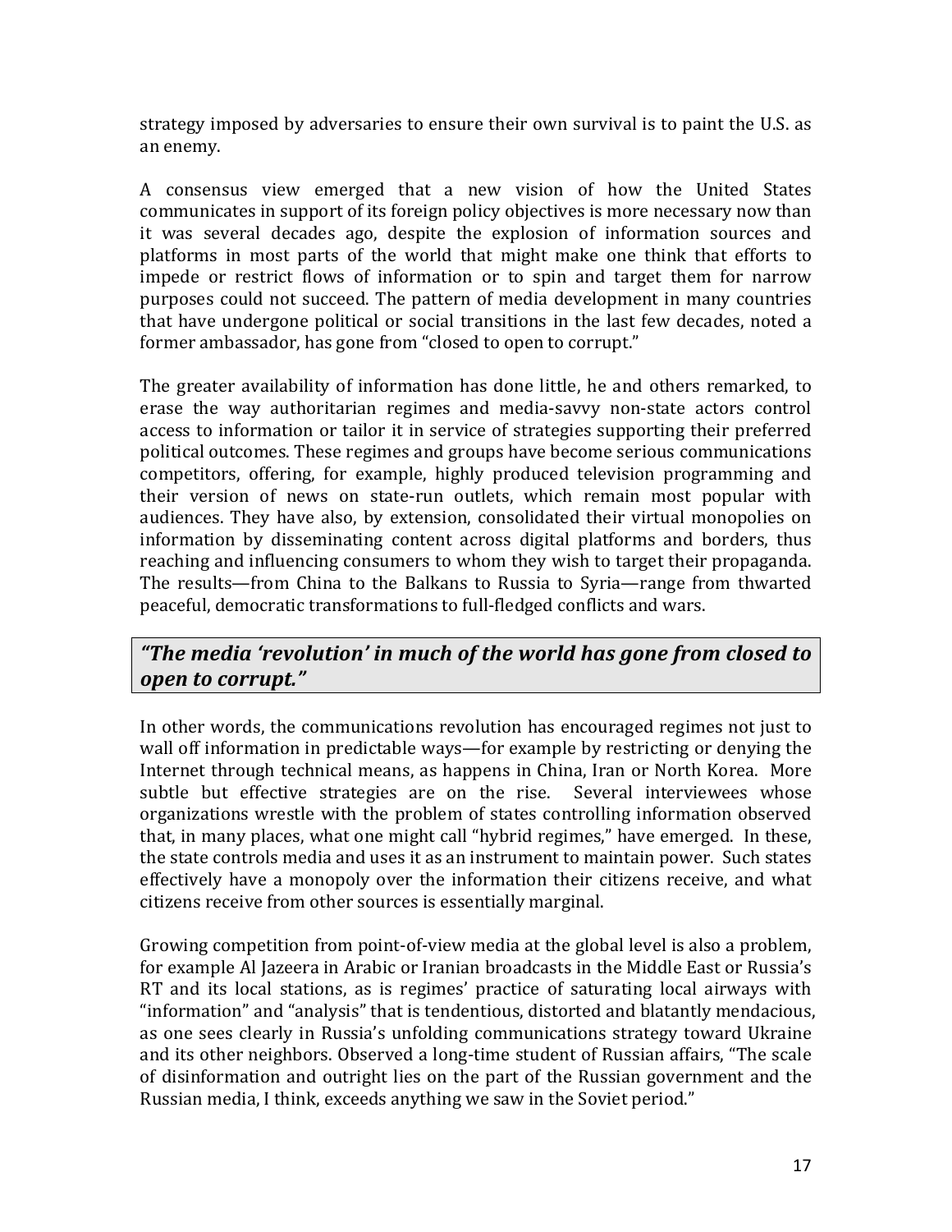strategy imposed by adversaries to ensure their own survival is to paint the U.S. as an enemy.

A consensus view emerged that a new vision of how the United States communicates in support of its foreign policy objectives is more necessary now than it was several decades ago, despite the explosion of information sources and platforms in most parts of the world that might make one think that efforts to impede or restrict flows of information or to spin and target them for narrow purposes could not succeed. The pattern of media development in many countries that have undergone political or social transitions in the last few decades, noted a former ambassador, has gone from "closed to open to corrupt."

The greater availability of information has done little, he and others remarked, to erase the way authoritarian regimes and media-savvy non-state actors control access to information or tailor it in service of strategies supporting their preferred political outcomes. These regimes and groups have become serious communications competitors, offering, for example, highly produced television programming and their version of news on state-run outlets, which remain most popular with audiences. They have also, by extension, consolidated their virtual monopolies on information by disseminating content across digital platforms and borders, thus reaching and influencing consumers to whom they wish to target their propaganda. The results—from China to the Balkans to Russia to Syria—range from thwarted peaceful, democratic transformations to full-fledged conflicts and wars.

> ***"The media 'revolution' in much of the world has gone from closed to open to corrupt."***

In other words, the communications revolution has encouraged regimes not just to wall off information in predictable ways—for example by restricting or denying the Internet through technical means, as happens in China, Iran or North Korea. More subtle but effective strategies are on the rise. Several interviewees whose organizations wrestle with the problem of states controlling information observed that, in many places, what one might call "hybrid regimes," have emerged. In these, the state controls media and uses it as an instrument to maintain power. Such states effectively have a monopoly over the information their citizens receive, and what citizens receive from other sources is essentially marginal.

Growing competition from point-of-view media at the global level is also a problem, for example Al Jazeera in Arabic or Iranian broadcasts in the Middle East or Russia's RT and its local stations, as is regimes' practice of saturating local airways with "information" and "analysis" that is tendentious, distorted and blatantly mendacious, as one sees clearly in Russia's unfolding communications strategy toward Ukraine and its other neighbors. Observed a long-time student of Russian affairs, "The scale of disinformation and outright lies on the part of the Russian government and the Russian media, I think, exceeds anything we saw in the Soviet period."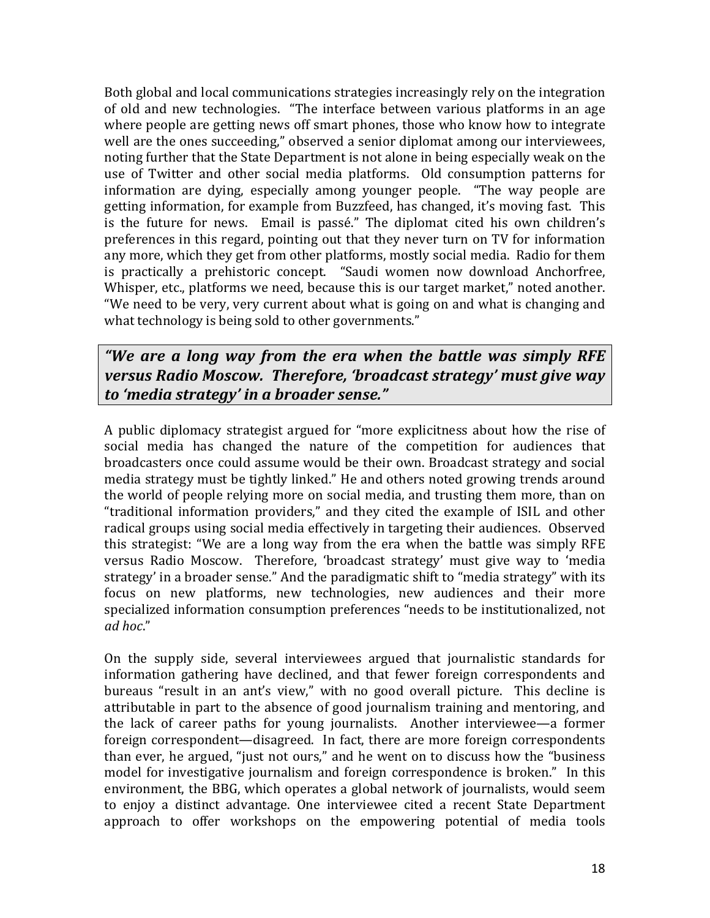Both global and local communications strategies increasingly rely on the integration of old and new technologies. "The interface between various platforms in an age where people are getting news off smart phones, those who know how to integrate well are the ones succeeding," observed a senior diplomat among our interviewees, noting further that the State Department is not alone in being especially weak on the use of Twitter and other social media platforms. Old consumption patterns for information are dying, especially among younger people. "The way people are getting information, for example from Buzzfeed, has changed, it's moving fast. This is the future for news. Email is passé." The diplomat cited his own children's preferences in this regard, pointing out that they never turn on TV for information any more, which they get from other platforms, mostly social media. Radio for them is practically a prehistoric concept. "Saudi women now download Anchorfree, Whisper, etc., platforms we need, because this is our target market," noted another. "We need to be very, very current about what is going on and what is changing and what technology is being sold to other governments."

> ***"We are a long way from the era when the battle was simply RFE versus Radio Moscow. Therefore, 'broadcast strategy' must give way to 'media strategy' in a broader sense."***

A public diplomacy strategist argued for "more explicitness about how the rise of social media has changed the nature of the competition for audiences that broadcasters once could assume would be their own. Broadcast strategy and social media strategy must be tightly linked." He and others noted growing trends around the world of people relying more on social media, and trusting them more, than on "traditional information providers," and they cited the example of ISIL and other radical groups using social media effectively in targeting their audiences. Observed this strategist: "We are a long way from the era when the battle was simply RFE versus Radio Moscow. Therefore, 'broadcast strategy' must give way to 'media strategy' in a broader sense." And the paradigmatic shift to "media strategy" with its focus on new platforms, new technologies, new audiences and their more specialized information consumption preferences "needs to be institutionalized, not *ad hoc*."

On the supply side, several interviewees argued that journalistic standards for information gathering have declined, and that fewer foreign correspondents and bureaus "result in an ant's view," with no good overall picture. This decline is attributable in part to the absence of good journalism training and mentoring, and the lack of career paths for young journalists. Another interviewee—a former foreign correspondent—disagreed. In fact, there are more foreign correspondents than ever, he argued, "just not ours," and he went on to discuss how the "business model for investigative journalism and foreign correspondence is broken." In this environment, the BBG, which operates a global network of journalists, would seem to enjoy a distinct advantage. One interviewee cited a recent State Department approach to offer workshops on the empowering potential of media tools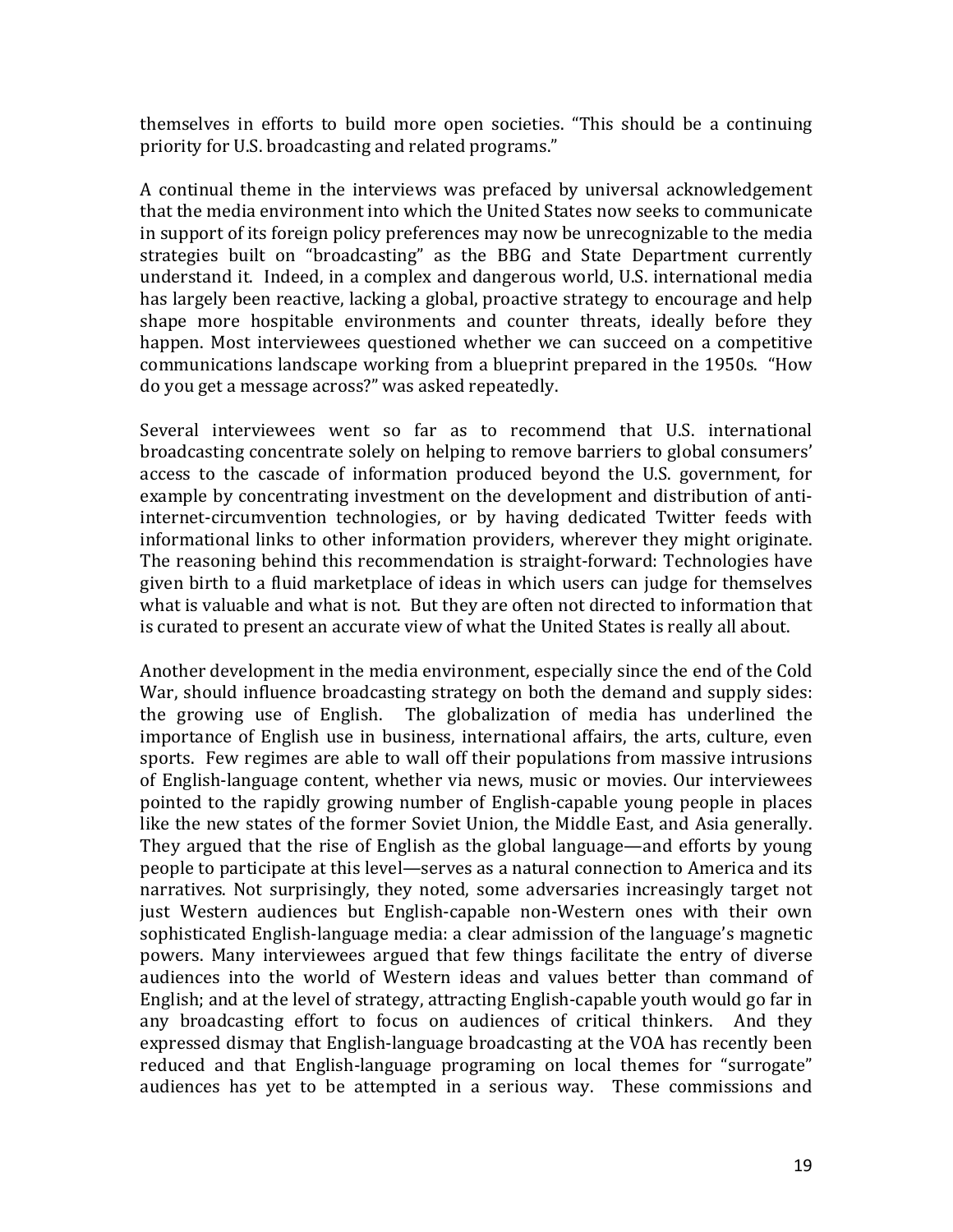themselves in efforts to build more open societies. "This should be a continuing priority for U.S. broadcasting and related programs."

A continual theme in the interviews was prefaced by universal acknowledgement that the media environment into which the United States now seeks to communicate in support of its foreign policy preferences may now be unrecognizable to the media strategies built on "broadcasting" as the BBG and State Department currently understand it. Indeed, in a complex and dangerous world, U.S. international media has largely been reactive, lacking a global, proactive strategy to encourage and help shape more hospitable environments and counter threats, ideally before they happen. Most interviewees questioned whether we can succeed on a competitive communications landscape working from a blueprint prepared in the 1950s. "How do you get a message across?" was asked repeatedly.

Several interviewees went so far as to recommend that U.S. international broadcasting concentrate solely on helping to remove barriers to global consumers' access to the cascade of information produced beyond the U.S. government, for example by concentrating investment on the development and distribution of anti-internet-circumvention technologies, or by having dedicated Twitter feeds with informational links to other information providers, wherever they might originate. The reasoning behind this recommendation is straight-forward: Technologies have given birth to a fluid marketplace of ideas in which users can judge for themselves what is valuable and what is not. But they are often not directed to information that is curated to present an accurate view of what the United States is really all about.

Another development in the media environment, especially since the end of the Cold War, should influence broadcasting strategy on both the demand and supply sides: the growing use of English. The globalization of media has underlined the importance of English use in business, international affairs, the arts, culture, even sports. Few regimes are able to wall off their populations from massive intrusions of English-language content, whether via news, music or movies. Our interviewees pointed to the rapidly growing number of English-capable young people in places like the new states of the former Soviet Union, the Middle East, and Asia generally. They argued that the rise of English as the global language—and efforts by young people to participate at this level—serves as a natural connection to America and its narratives. Not surprisingly, they noted, some adversaries increasingly target not just Western audiences but English-capable non-Western ones with their own sophisticated English-language media: a clear admission of the language's magnetic powers. Many interviewees argued that few things facilitate the entry of diverse audiences into the world of Western ideas and values better than command of English; and at the level of strategy, attracting English-capable youth would go far in any broadcasting effort to focus on audiences of critical thinkers. And they expressed dismay that English-language broadcasting at the VOA has recently been reduced and that English-language programing on local themes for "surrogate" audiences has yet to be attempted in a serious way. These commissions and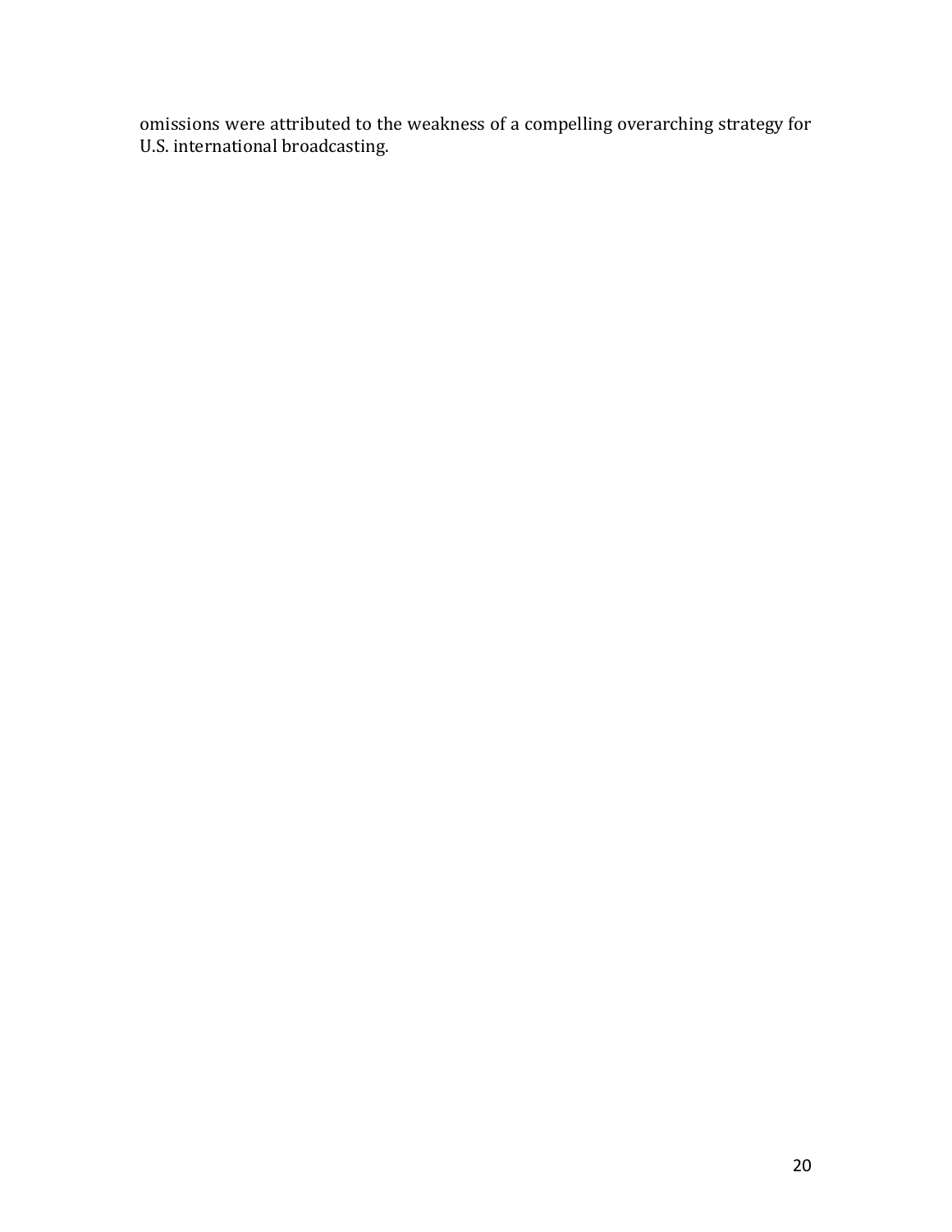omissions were attributed to the weakness of a compelling overarching strategy for U.S. international broadcasting.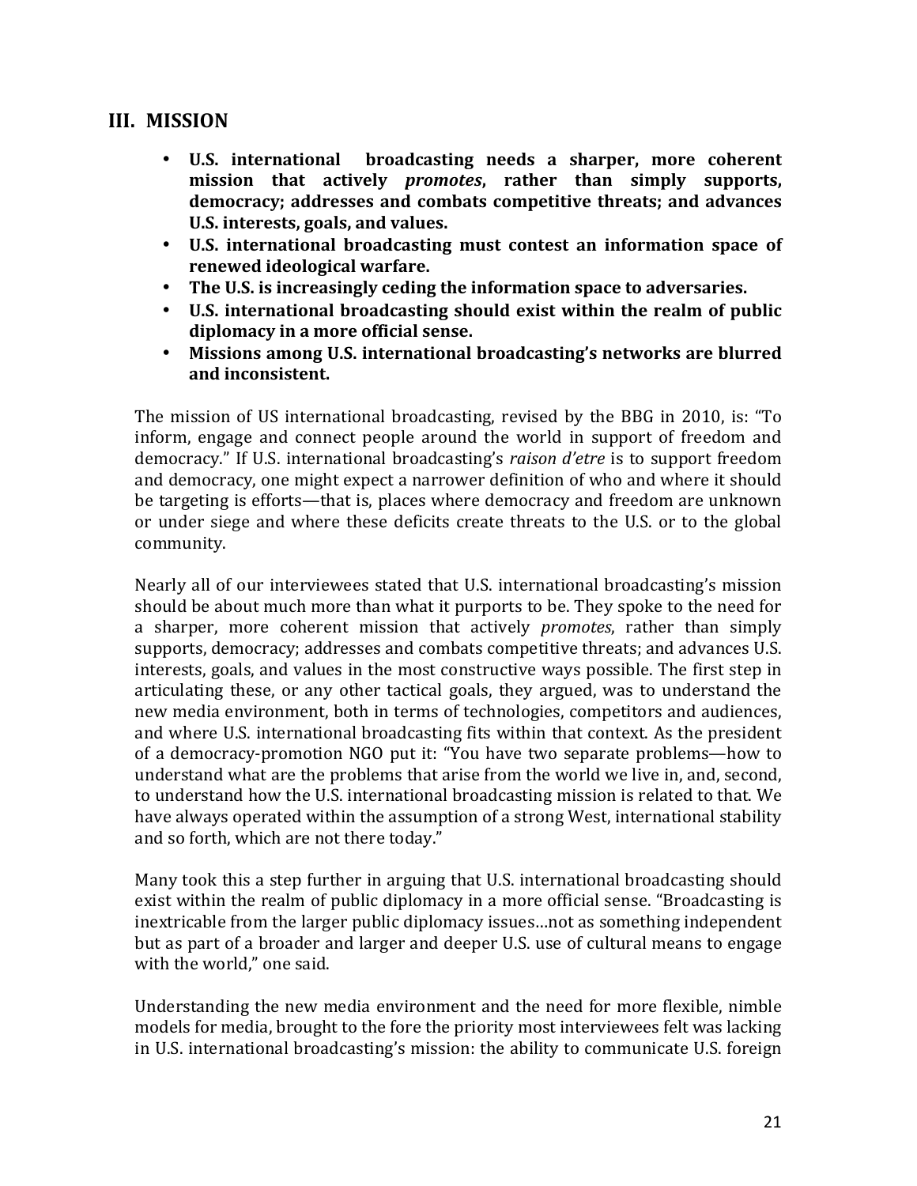## III. MISSION

- **U.S. international broadcasting needs a sharper, more coherent mission that actively *promotes*, rather than simply supports, democracy; addresses and combats competitive threats; and advances U.S. interests, goals, and values.**
- **U.S. international broadcasting must contest an information space of renewed ideological warfare.**
- **The U.S. is increasingly ceding the information space to adversaries.**
- **U.S. international broadcasting should exist within the realm of public diplomacy in a more official sense.**
- **Missions among U.S. international broadcasting's networks are blurred and inconsistent.**

The mission of US international broadcasting, revised by the BBG in 2010, is: "To inform, engage and connect people around the world in support of freedom and democracy." If U.S. international broadcasting's *raison d'etre* is to support freedom and democracy, one might expect a narrower definition of who and where it should be targeting is efforts—that is, places where democracy and freedom are unknown or under siege and where these deficits create threats to the U.S. or to the global community.

Nearly all of our interviewees stated that U.S. international broadcasting's mission should be about much more than what it purports to be. They spoke to the need for a sharper, more coherent mission that actively *promotes*, rather than simply supports, democracy; addresses and combats competitive threats; and advances U.S. interests, goals, and values in the most constructive ways possible. The first step in articulating these, or any other tactical goals, they argued, was to understand the new media environment, both in terms of technologies, competitors and audiences, and where U.S. international broadcasting fits within that context. As the president of a democracy-promotion NGO put it: "You have two separate problems—how to understand what are the problems that arise from the world we live in, and, second, to understand how the U.S. international broadcasting mission is related to that. We have always operated within the assumption of a strong West, international stability and so forth, which are not there today."

Many took this a step further in arguing that U.S. international broadcasting should exist within the realm of public diplomacy in a more official sense. "Broadcasting is inextricable from the larger public diplomacy issues…not as something independent but as part of a broader and larger and deeper U.S. use of cultural means to engage with the world," one said.

Understanding the new media environment and the need for more flexible, nimble models for media, brought to the fore the priority most interviewees felt was lacking in U.S. international broadcasting's mission: the ability to communicate U.S. foreign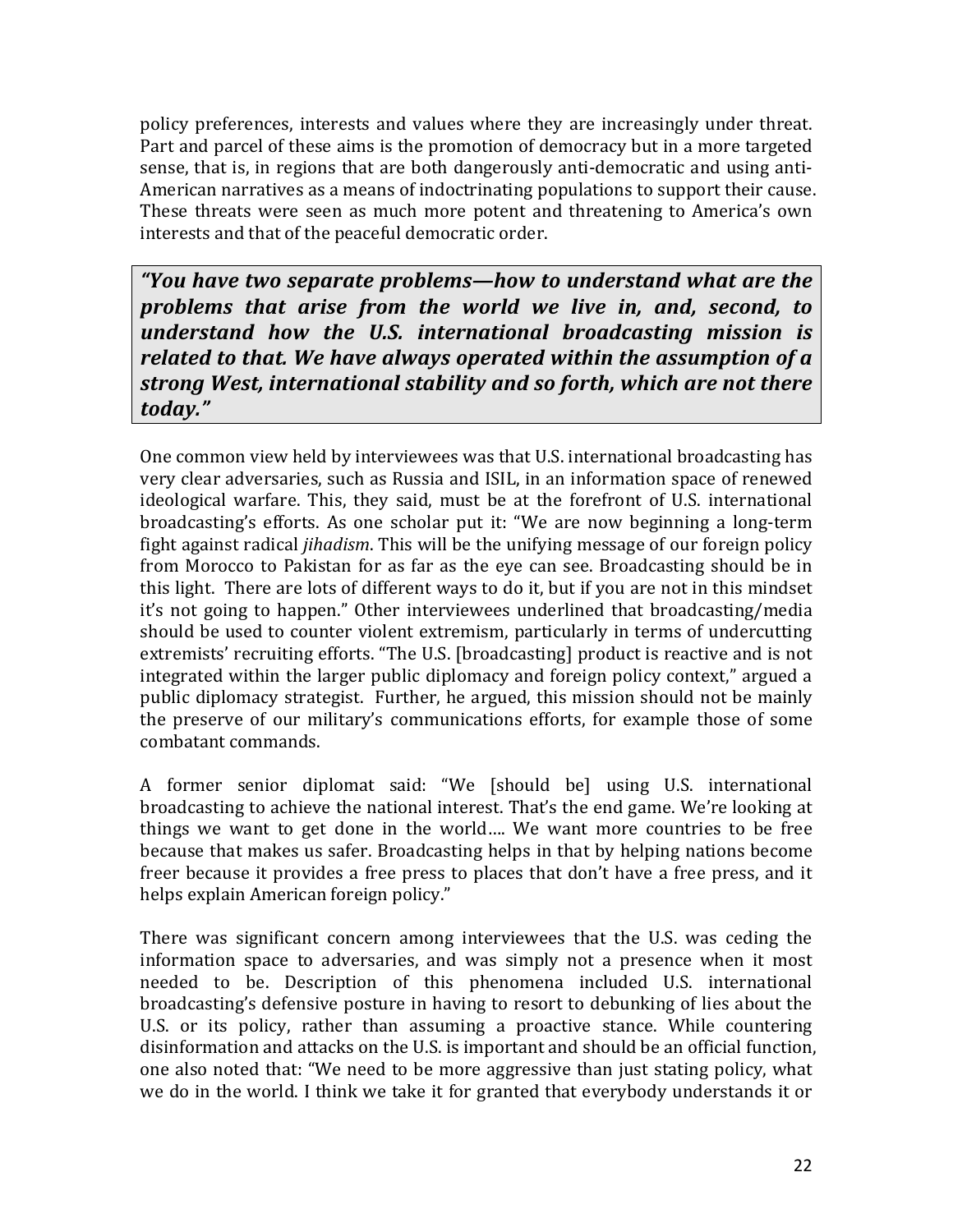policy preferences, interests and values where they are increasingly under threat. Part and parcel of these aims is the promotion of democracy but in a more targeted sense, that is, in regions that are both dangerously anti-democratic and using anti-American narratives as a means of indoctrinating populations to support their cause. These threats were seen as much more potent and threatening to America's own interests and that of the peaceful democratic order.

> ***"You have two separate problems—how to understand what are the problems that arise from the world we live in, and, second, to understand how the U.S. international broadcasting mission is related to that. We have always operated within the assumption of a strong West, international stability and so forth, which are not there today."***

One common view held by interviewees was that U.S. international broadcasting has very clear adversaries, such as Russia and ISIL, in an information space of renewed ideological warfare. This, they said, must be at the forefront of U.S. international broadcasting's efforts. As one scholar put it: "We are now beginning a long-term fight against radical *jihadism*. This will be the unifying message of our foreign policy from Morocco to Pakistan for as far as the eye can see. Broadcasting should be in this light. There are lots of different ways to do it, but if you are not in this mindset it's not going to happen." Other interviewees underlined that broadcasting/media should be used to counter violent extremism, particularly in terms of undercutting extremists' recruiting efforts. "The U.S. [broadcasting] product is reactive and is not integrated within the larger public diplomacy and foreign policy context," argued a public diplomacy strategist. Further, he argued, this mission should not be mainly the preserve of our military's communications efforts, for example those of some combatant commands.

A former senior diplomat said: "We [should be] using U.S. international broadcasting to achieve the national interest. That's the end game. We're looking at things we want to get done in the world…. We want more countries to be free because that makes us safer. Broadcasting helps in that by helping nations become freer because it provides a free press to places that don't have a free press, and it helps explain American foreign policy."

There was significant concern among interviewees that the U.S. was ceding the information space to adversaries, and was simply not a presence when it most needed to be. Description of this phenomena included U.S. international broadcasting's defensive posture in having to resort to debunking of lies about the U.S. or its policy, rather than assuming a proactive stance. While countering disinformation and attacks on the U.S. is important and should be an official function, one also noted that: "We need to be more aggressive than just stating policy, what we do in the world. I think we take it for granted that everybody understands it or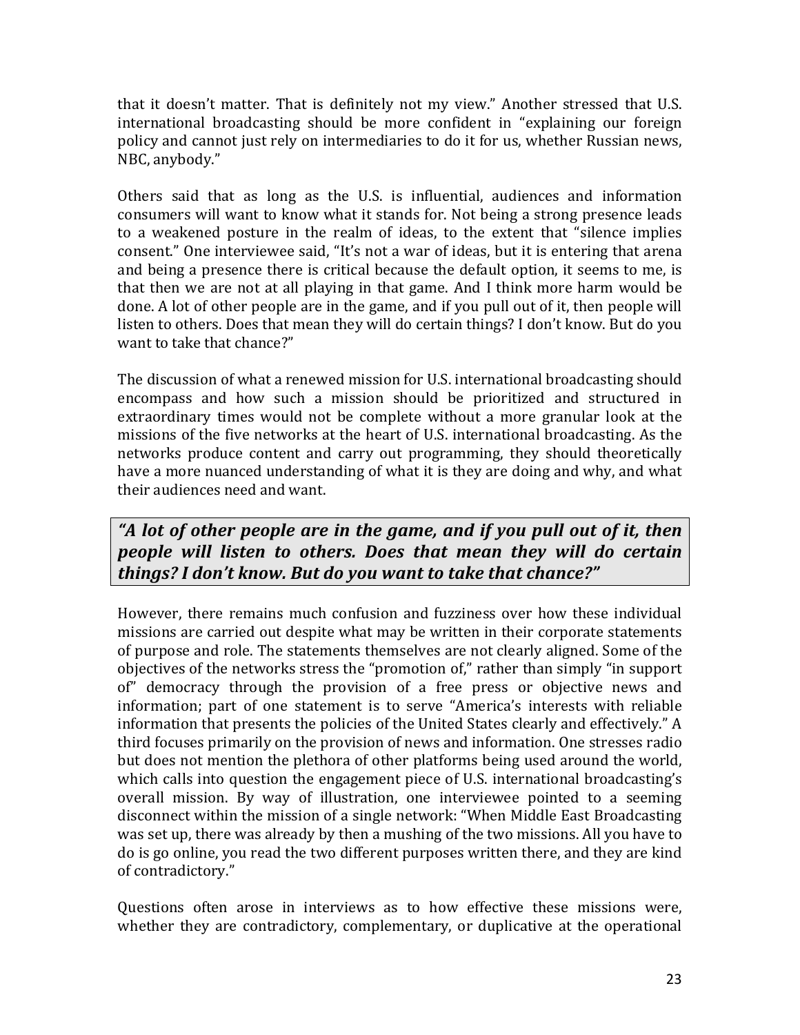that it doesn't matter. That is definitely not my view." Another stressed that U.S. international broadcasting should be more confident in "explaining our foreign policy and cannot just rely on intermediaries to do it for us, whether Russian news, NBC, anybody."

Others said that as long as the U.S. is influential, audiences and information consumers will want to know what it stands for. Not being a strong presence leads to a weakened posture in the realm of ideas, to the extent that "silence implies consent." One interviewee said, "It's not a war of ideas, but it is entering that arena and being a presence there is critical because the default option, it seems to me, is that then we are not at all playing in that game. And I think more harm would be done. A lot of other people are in the game, and if you pull out of it, then people will listen to others. Does that mean they will do certain things? I don't know. But do you want to take that chance?"

The discussion of what a renewed mission for U.S. international broadcasting should encompass and how such a mission should be prioritized and structured in extraordinary times would not be complete without a more granular look at the missions of the five networks at the heart of U.S. international broadcasting. As the networks produce content and carry out programming, they should theoretically have a more nuanced understanding of what it is they are doing and why, and what their audiences need and want.

> ***"A lot of other people are in the game, and if you pull out of it, then people will listen to others. Does that mean they will do certain things? I don't know. But do you want to take that chance?"***

However, there remains much confusion and fuzziness over how these individual missions are carried out despite what may be written in their corporate statements of purpose and role. The statements themselves are not clearly aligned. Some of the objectives of the networks stress the "promotion of," rather than simply "in support of" democracy through the provision of a free press or objective news and information; part of one statement is to serve "America's interests with reliable information that presents the policies of the United States clearly and effectively." A third focuses primarily on the provision of news and information. One stresses radio but does not mention the plethora of other platforms being used around the world, which calls into question the engagement piece of U.S. international broadcasting's overall mission. By way of illustration, one interviewee pointed to a seeming disconnect within the mission of a single network: "When Middle East Broadcasting was set up, there was already by then a mushing of the two missions. All you have to do is go online, you read the two different purposes written there, and they are kind of contradictory."

Questions often arose in interviews as to how effective these missions were, whether they are contradictory, complementary, or duplicative at the operational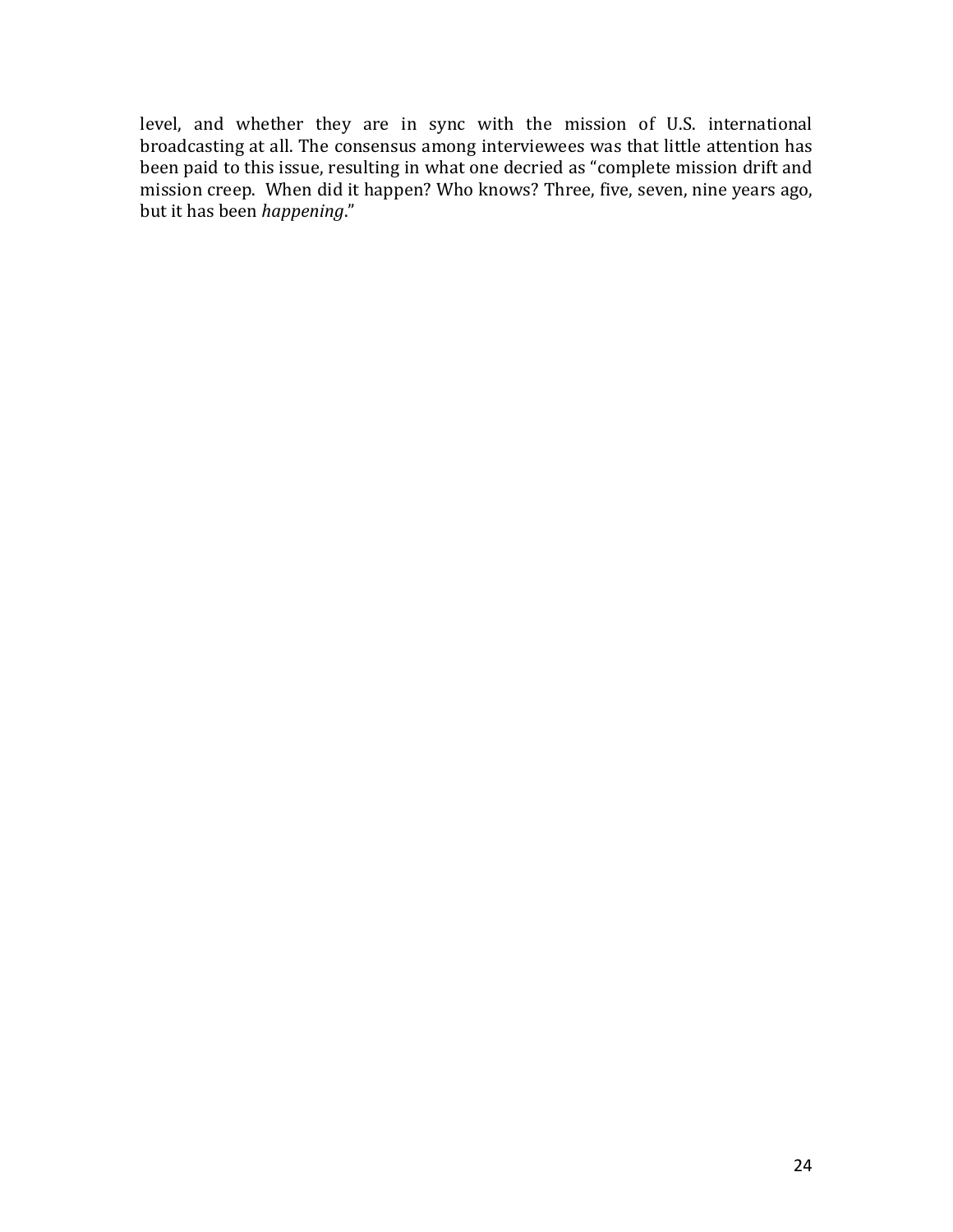level, and whether they are in sync with the mission of U.S. international broadcasting at all. The consensus among interviewees was that little attention has been paid to this issue, resulting in what one decried as "complete mission drift and mission creep. When did it happen? Who knows? Three, five, seven, nine years ago, but it has been *happening*."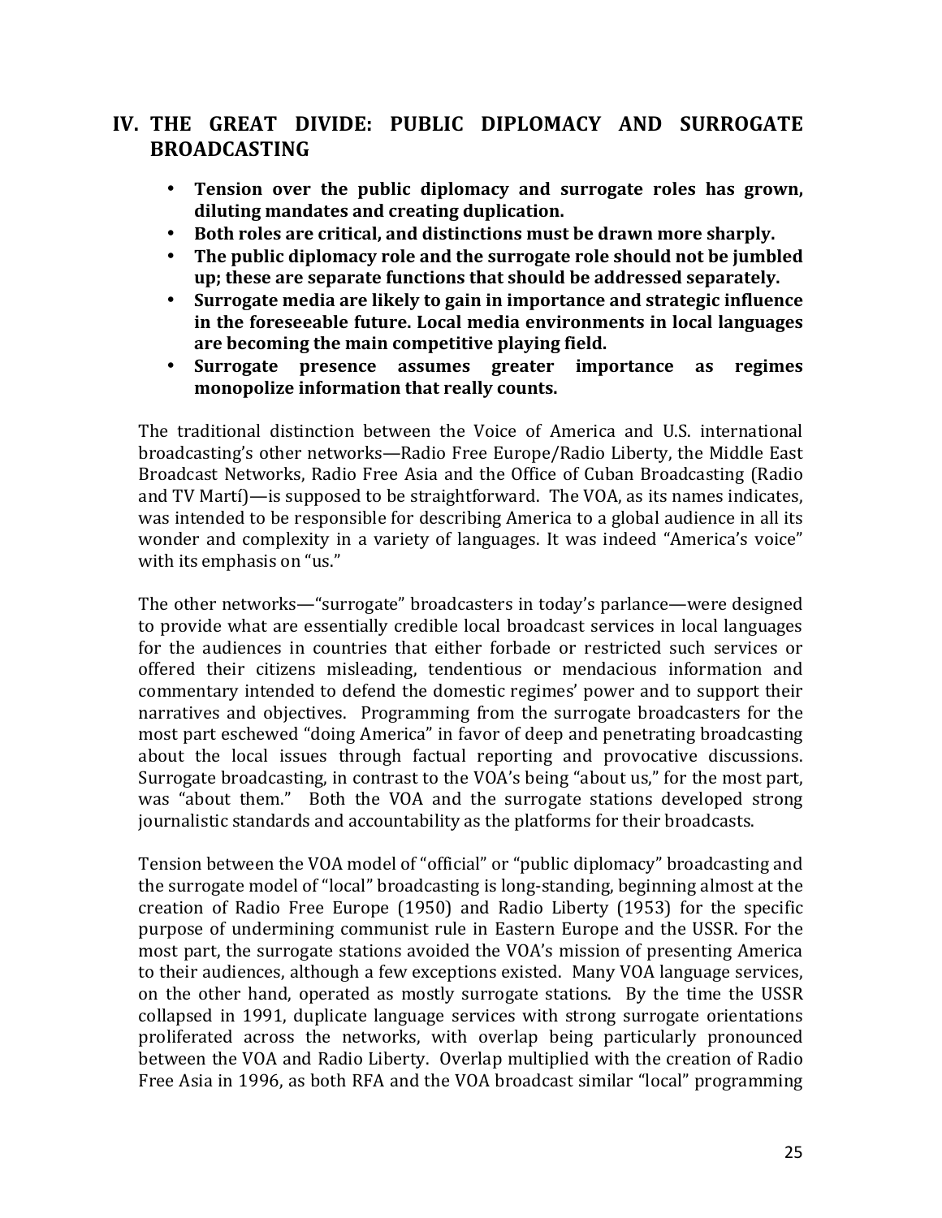## IV. THE GREAT DIVIDE: PUBLIC DIPLOMACY AND SURROGATE BROADCASTING

- **Tension over the public diplomacy and surrogate roles has grown, diluting mandates and creating duplication.**
- **Both roles are critical, and distinctions must be drawn more sharply.**
- **The public diplomacy role and the surrogate role should not be jumbled up; these are separate functions that should be addressed separately.**
- **Surrogate media are likely to gain in importance and strategic influence in the foreseeable future. Local media environments in local languages are becoming the main competitive playing field.**
- **Surrogate presence assumes greater importance as regimes monopolize information that really counts.**

The traditional distinction between the Voice of America and U.S. international broadcasting's other networks—Radio Free Europe/Radio Liberty, the Middle East Broadcast Networks, Radio Free Asia and the Office of Cuban Broadcasting (Radio and TV Martí)—is supposed to be straightforward. The VOA, as its names indicates, was intended to be responsible for describing America to a global audience in all its wonder and complexity in a variety of languages. It was indeed "America's voice" with its emphasis on "us."

The other networks—"surrogate" broadcasters in today's parlance—were designed to provide what are essentially credible local broadcast services in local languages for the audiences in countries that either forbade or restricted such services or offered their citizens misleading, tendentious or mendacious information and commentary intended to defend the domestic regimes' power and to support their narratives and objectives. Programming from the surrogate broadcasters for the most part eschewed "doing America" in favor of deep and penetrating broadcasting about the local issues through factual reporting and provocative discussions. Surrogate broadcasting, in contrast to the VOA's being "about us," for the most part, was "about them." Both the VOA and the surrogate stations developed strong journalistic standards and accountability as the platforms for their broadcasts.

Tension between the VOA model of "official" or "public diplomacy" broadcasting and the surrogate model of "local" broadcasting is long-standing, beginning almost at the creation of Radio Free Europe (1950) and Radio Liberty (1953) for the specific purpose of undermining communist rule in Eastern Europe and the USSR. For the most part, the surrogate stations avoided the VOA's mission of presenting America to their audiences, although a few exceptions existed. Many VOA language services, on the other hand, operated as mostly surrogate stations. By the time the USSR collapsed in 1991, duplicate language services with strong surrogate orientations proliferated across the networks, with overlap being particularly pronounced between the VOA and Radio Liberty. Overlap multiplied with the creation of Radio Free Asia in 1996, as both RFA and the VOA broadcast similar "local" programming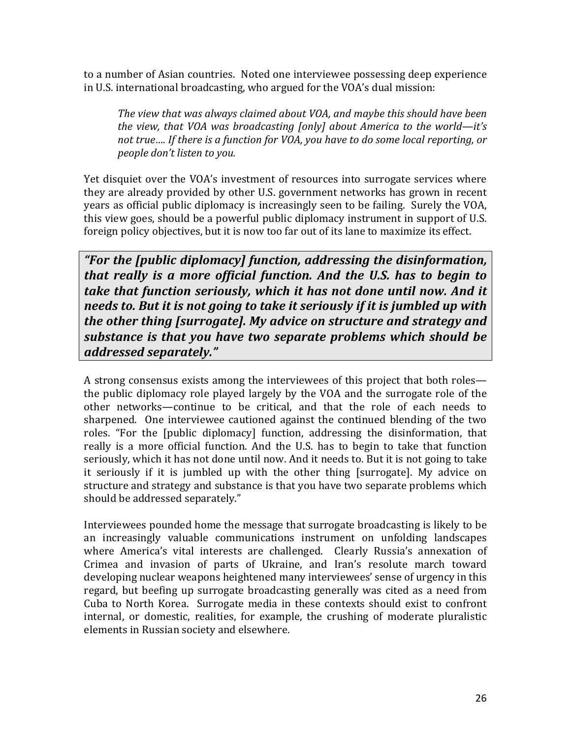to a number of Asian countries. Noted one interviewee possessing deep experience in U.S. international broadcasting, who argued for the VOA's dual mission:

> *The view that was always claimed about VOA, and maybe this should have been the view, that VOA was broadcasting [only] about America to the world—it's not true…. If there is a function for VOA, you have to do some local reporting, or people don't listen to you.*

Yet disquiet over the VOA's investment of resources into surrogate services where they are already provided by other U.S. government networks has grown in recent years as official public diplomacy is increasingly seen to be failing. Surely the VOA, this view goes, should be a powerful public diplomacy instrument in support of U.S. foreign policy objectives, but it is now too far out of its lane to maximize its effect.

> ***"For the [public diplomacy] function, addressing the disinformation, that really is a more official function. And the U.S. has to begin to take that function seriously, which it has not done until now. And it needs to. But it is not going to take it seriously if it is jumbled up with the other thing [surrogate]. My advice on structure and strategy and substance is that you have two separate problems which should be addressed separately."***

A strong consensus exists among the interviewees of this project that both roles—the public diplomacy role played largely by the VOA and the surrogate role of the other networks—continue to be critical, and that the role of each needs to sharpened. One interviewee cautioned against the continued blending of the two roles. "For the [public diplomacy] function, addressing the disinformation, that really is a more official function. And the U.S. has to begin to take that function seriously, which it has not done until now. And it needs to. But it is not going to take it seriously if it is jumbled up with the other thing [surrogate]. My advice on structure and strategy and substance is that you have two separate problems which should be addressed separately."

Interviewees pounded home the message that surrogate broadcasting is likely to be an increasingly valuable communications instrument on unfolding landscapes where America's vital interests are challenged. Clearly Russia's annexation of Crimea and invasion of parts of Ukraine, and Iran's resolute march toward developing nuclear weapons heightened many interviewees' sense of urgency in this regard, but beefing up surrogate broadcasting generally was cited as a need from Cuba to North Korea. Surrogate media in these contexts should exist to confront internal, or domestic, realities, for example, the crushing of moderate pluralistic elements in Russian society and elsewhere.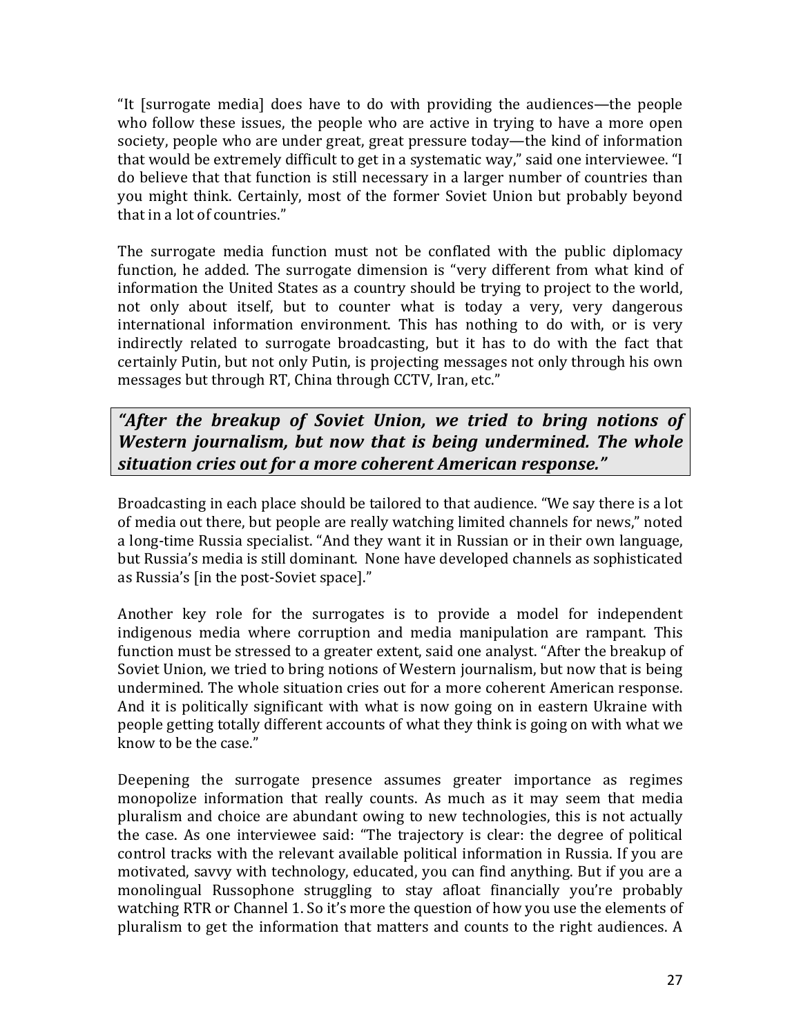"It [surrogate media] does have to do with providing the audiences—the people who follow these issues, the people who are active in trying to have a more open society, people who are under great, great pressure today—the kind of information that would be extremely difficult to get in a systematic way," said one interviewee. "I do believe that that function is still necessary in a larger number of countries than you might think. Certainly, most of the former Soviet Union but probably beyond that in a lot of countries."

The surrogate media function must not be conflated with the public diplomacy function, he added. The surrogate dimension is "very different from what kind of information the United States as a country should be trying to project to the world, not only about itself, but to counter what is today a very, very dangerous international information environment. This has nothing to do with, or is very indirectly related to surrogate broadcasting, but it has to do with the fact that certainly Putin, but not only Putin, is projecting messages not only through his own messages but through RT, China through CCTV, Iran, etc."

> ***"After the breakup of Soviet Union, we tried to bring notions of Western journalism, but now that is being undermined. The whole situation cries out for a more coherent American response."***

Broadcasting in each place should be tailored to that audience. "We say there is a lot of media out there, but people are really watching limited channels for news," noted a long-time Russia specialist. "And they want it in Russian or in their own language, but Russia's media is still dominant. None have developed channels as sophisticated as Russia's [in the post-Soviet space]."

Another key role for the surrogates is to provide a model for independent indigenous media where corruption and media manipulation are rampant. This function must be stressed to a greater extent, said one analyst. "After the breakup of Soviet Union, we tried to bring notions of Western journalism, but now that is being undermined. The whole situation cries out for a more coherent American response. And it is politically significant with what is now going on in eastern Ukraine with people getting totally different accounts of what they think is going on with what we know to be the case."

Deepening the surrogate presence assumes greater importance as regimes monopolize information that really counts. As much as it may seem that media pluralism and choice are abundant owing to new technologies, this is not actually the case. As one interviewee said: "The trajectory is clear: the degree of political control tracks with the relevant available political information in Russia. If you are motivated, savvy with technology, educated, you can find anything. But if you are a monolingual Russophone struggling to stay afloat financially you're probably watching RTR or Channel 1. So it's more the question of how you use the elements of pluralism to get the information that matters and counts to the right audiences. A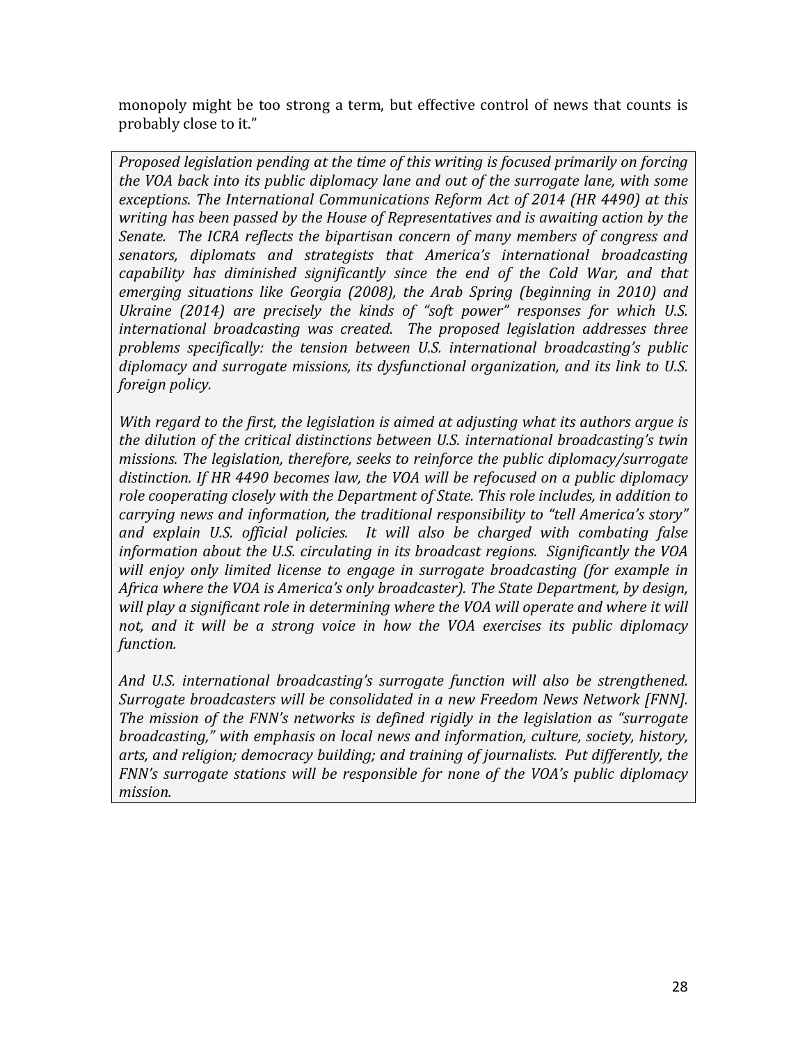monopoly might be too strong a term, but effective control of news that counts is probably close to it."

*Proposed legislation pending at the time of this writing is focused primarily on forcing the VOA back into its public diplomacy lane and out of the surrogate lane, with some exceptions. The International Communications Reform Act of 2014 (HR 4490) at this writing has been passed by the House of Representatives and is awaiting action by the Senate. The ICRA reflects the bipartisan concern of many members of congress and senators, diplomats and strategists that America's international broadcasting capability has diminished significantly since the end of the Cold War, and that emerging situations like Georgia (2008), the Arab Spring (beginning in 2010) and Ukraine (2014) are precisely the kinds of "soft power" responses for which U.S. international broadcasting was created. The proposed legislation addresses three problems specifically: the tension between U.S. international broadcasting's public diplomacy and surrogate missions, its dysfunctional organization, and its link to U.S. foreign policy.*

*With regard to the first, the legislation is aimed at adjusting what its authors argue is the dilution of the critical distinctions between U.S. international broadcasting's twin missions. The legislation, therefore, seeks to reinforce the public diplomacy/surrogate distinction. If HR 4490 becomes law, the VOA will be refocused on a public diplomacy role cooperating closely with the Department of State. This role includes, in addition to carrying news and information, the traditional responsibility to "tell America's story" and explain U.S. official policies. It will also be charged with combating false information about the U.S. circulating in its broadcast regions. Significantly the VOA will enjoy only limited license to engage in surrogate broadcasting (for example in Africa where the VOA is America's only broadcaster). The State Department, by design, will play a significant role in determining where the VOA will operate and where it will not, and it will be a strong voice in how the VOA exercises its public diplomacy function.*

*And U.S. international broadcasting's surrogate function will also be strengthened. Surrogate broadcasters will be consolidated in a new Freedom News Network [FNN]. The mission of the FNN's networks is defined rigidly in the legislation as "surrogate broadcasting," with emphasis on local news and information, culture, society, history, arts, and religion; democracy building; and training of journalists. Put differently, the FNN's surrogate stations will be responsible for none of the VOA's public diplomacy mission.*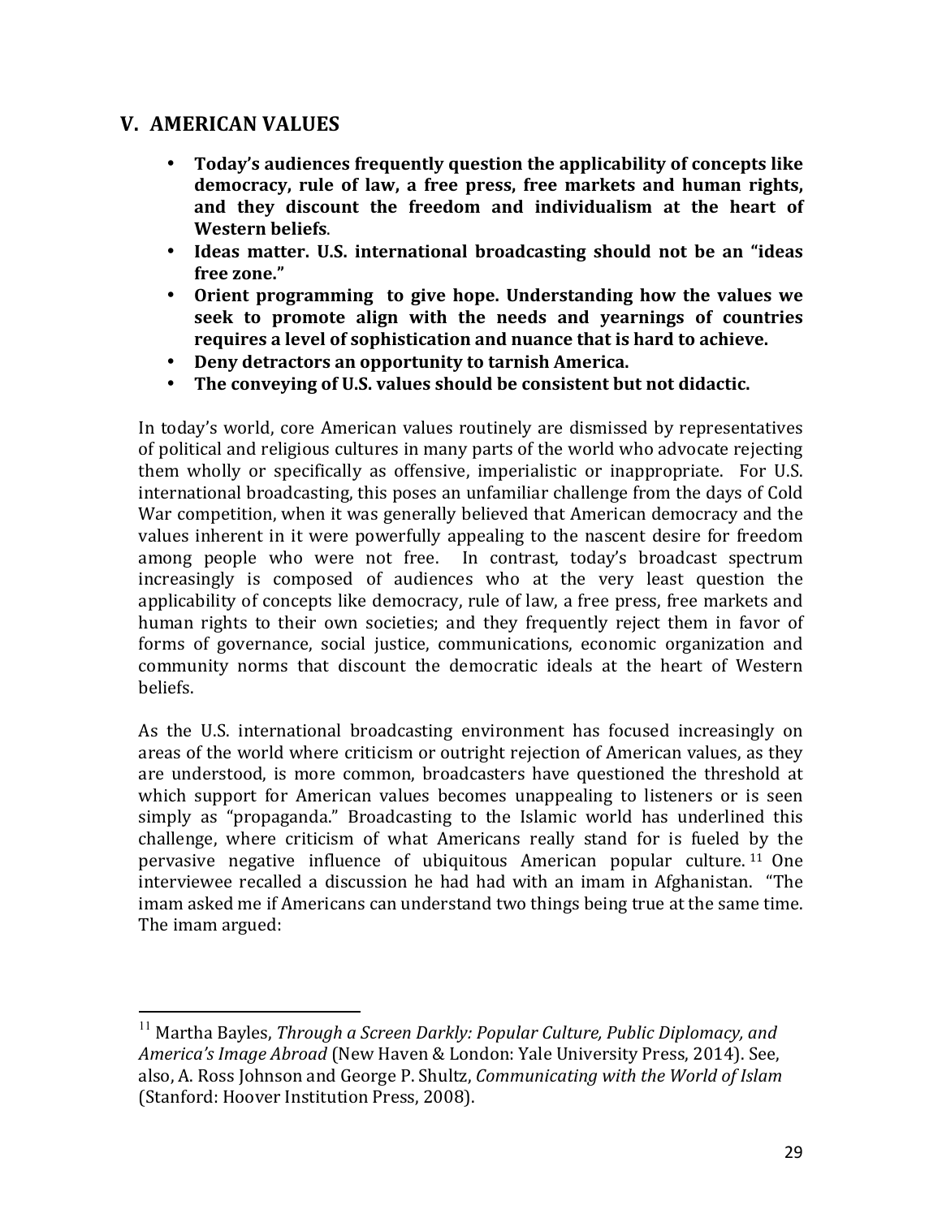## V. AMERICAN VALUES

- **Today's audiences frequently question the applicability of concepts like democracy, rule of law, a free press, free markets and human rights, and they discount the freedom and individualism at the heart of Western beliefs.**
- **Ideas matter. U.S. international broadcasting should not be an "ideas free zone."**
- **Orient programming to give hope. Understanding how the values we seek to promote align with the needs and yearnings of countries requires a level of sophistication and nuance that is hard to achieve.**
- **Deny detractors an opportunity to tarnish America.**
- **The conveying of U.S. values should be consistent but not didactic.**

In today's world, core American values routinely are dismissed by representatives of political and religious cultures in many parts of the world who advocate rejecting them wholly or specifically as offensive, imperialistic or inappropriate. For U.S. international broadcasting, this poses an unfamiliar challenge from the days of Cold War competition, when it was generally believed that American democracy and the values inherent in it were powerfully appealing to the nascent desire for freedom among people who were not free. In contrast, today's broadcast spectrum increasingly is composed of audiences who at the very least question the applicability of concepts like democracy, rule of law, a free press, free markets and human rights to their own societies; and they frequently reject them in favor of forms of governance, social justice, communications, economic organization and community norms that discount the democratic ideals at the heart of Western beliefs.

As the U.S. international broadcasting environment has focused increasingly on areas of the world where criticism or outright rejection of American values, as they are understood, is more common, broadcasters have questioned the threshold at which support for American values becomes unappealing to listeners or is seen simply as "propaganda." Broadcasting to the Islamic world has underlined this challenge, where criticism of what Americans really stand for is fueled by the pervasive negative influence of ubiquitous American popular culture.[11] One interviewee recalled a discussion he had had with an imam in Afghanistan. "The imam asked me if Americans can understand two things being true at the same time. The imam argued:

---

[11] Martha Bayles, *Through a Screen Darkly: Popular Culture, Public Diplomacy, and America's Image Abroad* (New Haven & London: Yale University Press, 2014). See, also, A. Ross Johnson and George P. Shultz, *Communicating with the World of Islam* (Stanford: Hoover Institution Press, 2008).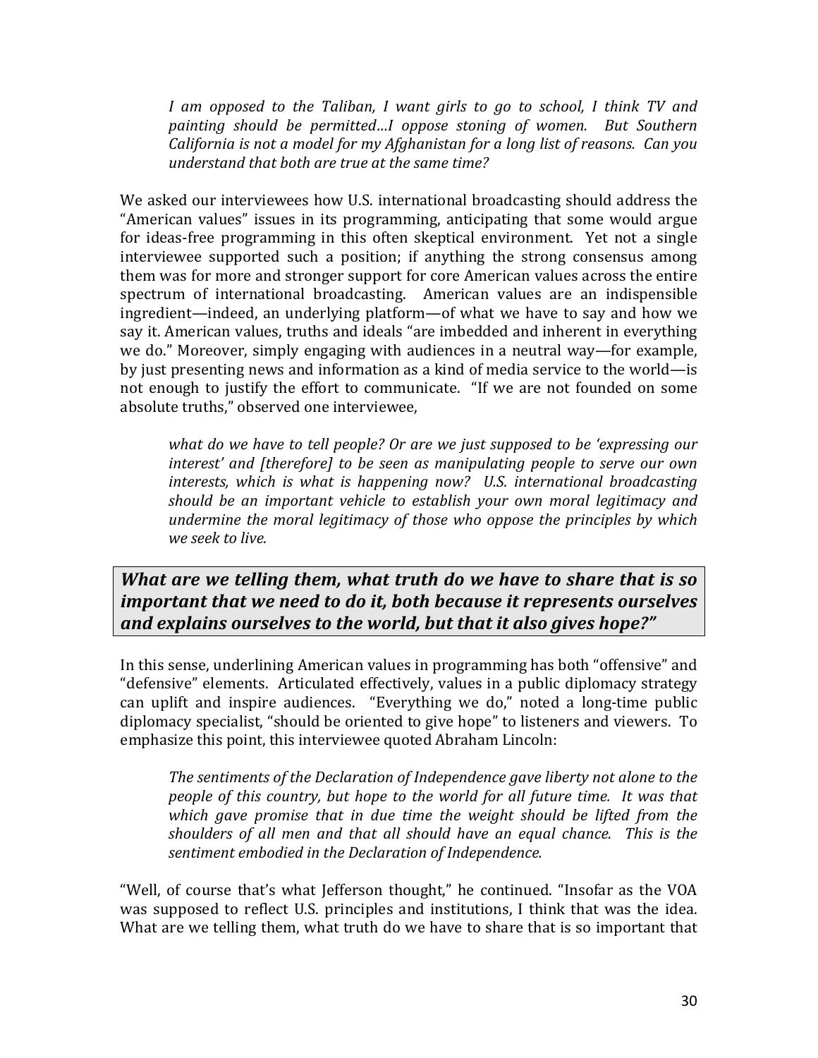> *I am opposed to the Taliban, I want girls to go to school, I think TV and painting should be permitted…I oppose stoning of women. But Southern California is not a model for my Afghanistan for a long list of reasons. Can you understand that both are true at the same time?*

We asked our interviewees how U.S. international broadcasting should address the "American values" issues in its programming, anticipating that some would argue for ideas-free programming in this often skeptical environment. Yet not a single interviewee supported such a position; if anything the strong consensus among them was for more and stronger support for core American values across the entire spectrum of international broadcasting. American values are an indispensible ingredient—indeed, an underlying platform—of what we have to say and how we say it. American values, truths and ideals "are imbedded and inherent in everything we do." Moreover, simply engaging with audiences in a neutral way—for example, by just presenting news and information as a kind of media service to the world—is not enough to justify the effort to communicate. "If we are not founded on some absolute truths," observed one interviewee,

> *what do we have to tell people? Or are we just supposed to be 'expressing our interest' and [therefore] to be seen as manipulating people to serve our own interests, which is what is happening now? U.S. international broadcasting should be an important vehicle to establish your own moral legitimacy and undermine the moral legitimacy of those who oppose the principles by which we seek to live.*

***What are we telling them, what truth do we have to share that is so important that we need to do it, both because it represents ourselves and explains ourselves to the world, but that it also gives hope?"***

In this sense, underlining American values in programming has both "offensive" and "defensive" elements. Articulated effectively, values in a public diplomacy strategy can uplift and inspire audiences. "Everything we do," noted a long-time public diplomacy specialist, "should be oriented to give hope" to listeners and viewers. To emphasize this point, this interviewee quoted Abraham Lincoln:

> *The sentiments of the Declaration of Independence gave liberty not alone to the people of this country, but hope to the world for all future time. It was that which gave promise that in due time the weight should be lifted from the shoulders of all men and that all should have an equal chance. This is the sentiment embodied in the Declaration of Independence.*

"Well, of course that's what Jefferson thought," he continued. "Insofar as the VOA was supposed to reflect U.S. principles and institutions, I think that was the idea. What are we telling them, what truth do we have to share that is so important that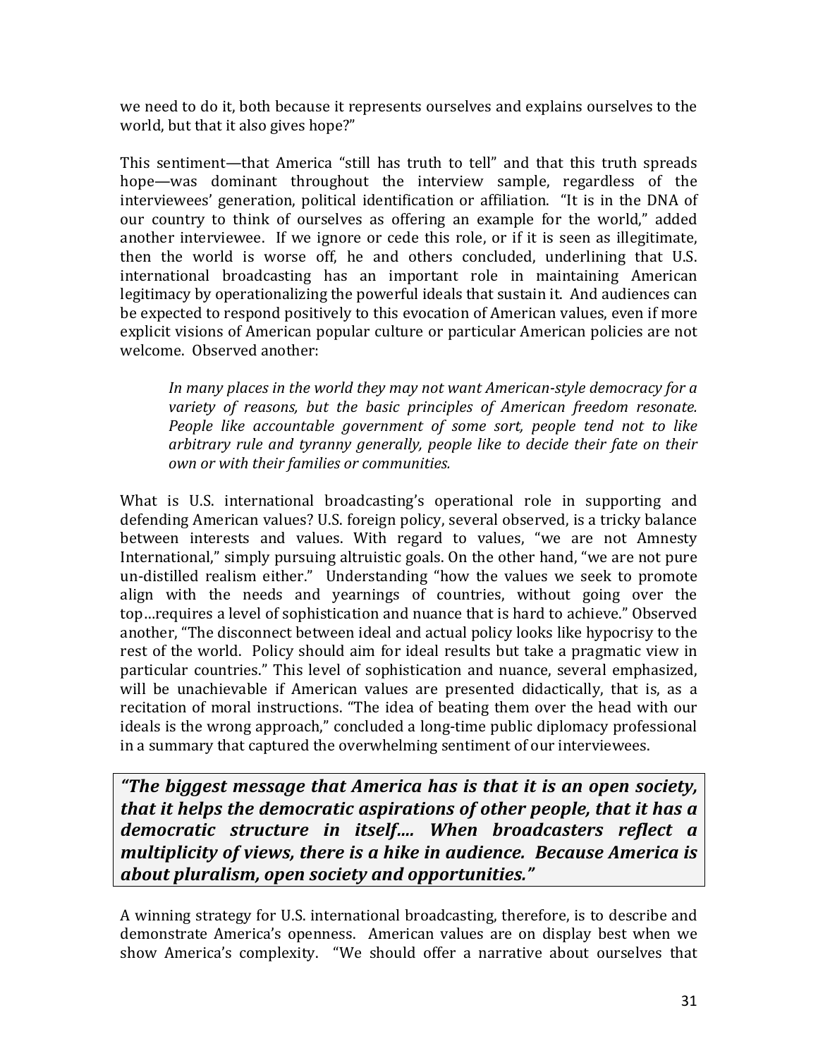we need to do it, both because it represents ourselves and explains ourselves to the world, but that it also gives hope?"

This sentiment—that America "still has truth to tell" and that this truth spreads hope—was dominant throughout the interview sample, regardless of the interviewees' generation, political identification or affiliation. "It is in the DNA of our country to think of ourselves as offering an example for the world," added another interviewee. If we ignore or cede this role, or if it is seen as illegitimate, then the world is worse off, he and others concluded, underlining that U.S. international broadcasting has an important role in maintaining American legitimacy by operationalizing the powerful ideals that sustain it. And audiences can be expected to respond positively to this evocation of American values, even if more explicit visions of American popular culture or particular American policies are not welcome. Observed another:

> *In many places in the world they may not want American-style democracy for a variety of reasons, but the basic principles of American freedom resonate. People like accountable government of some sort, people tend not to like arbitrary rule and tyranny generally, people like to decide their fate on their own or with their families or communities.*

What is U.S. international broadcasting's operational role in supporting and defending American values? U.S. foreign policy, several observed, is a tricky balance between interests and values. With regard to values, "we are not Amnesty International," simply pursuing altruistic goals. On the other hand, "we are not pure un-distilled realism either." Understanding "how the values we seek to promote align with the needs and yearnings of countries, without going over the top…requires a level of sophistication and nuance that is hard to achieve." Observed another, "The disconnect between ideal and actual policy looks like hypocrisy to the rest of the world. Policy should aim for ideal results but take a pragmatic view in particular countries." This level of sophistication and nuance, several emphasized, will be unachievable if American values are presented didactically, that is, as a recitation of moral instructions. "The idea of beating them over the head with our ideals is the wrong approach," concluded a long-time public diplomacy professional in a summary that captured the overwhelming sentiment of our interviewees.

> ***"The biggest message that America has is that it is an open society, that it helps the democratic aspirations of other people, that it has a democratic structure in itself…. When broadcasters reflect a multiplicity of views, there is a hike in audience. Because America is about pluralism, open society and opportunities."***

A winning strategy for U.S. international broadcasting, therefore, is to describe and demonstrate America's openness. American values are on display best when we show America's complexity. "We should offer a narrative about ourselves that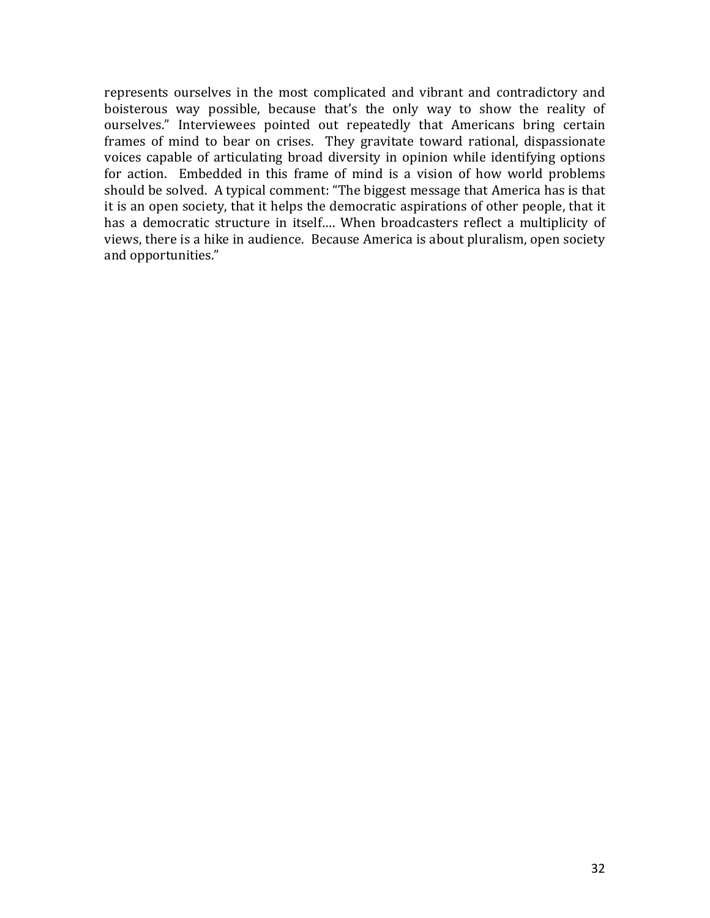represents ourselves in the most complicated and vibrant and contradictory and boisterous way possible, because that's the only way to show the reality of ourselves." Interviewees pointed out repeatedly that Americans bring certain frames of mind to bear on crises. They gravitate toward rational, dispassionate voices capable of articulating broad diversity in opinion while identifying options for action. Embedded in this frame of mind is a vision of how world problems should be solved. A typical comment: "The biggest message that America has is that it is an open society, that it helps the democratic aspirations of other people, that it has a democratic structure in itself.... When broadcasters reflect a multiplicity of views, there is a hike in audience. Because America is about pluralism, open society and opportunities."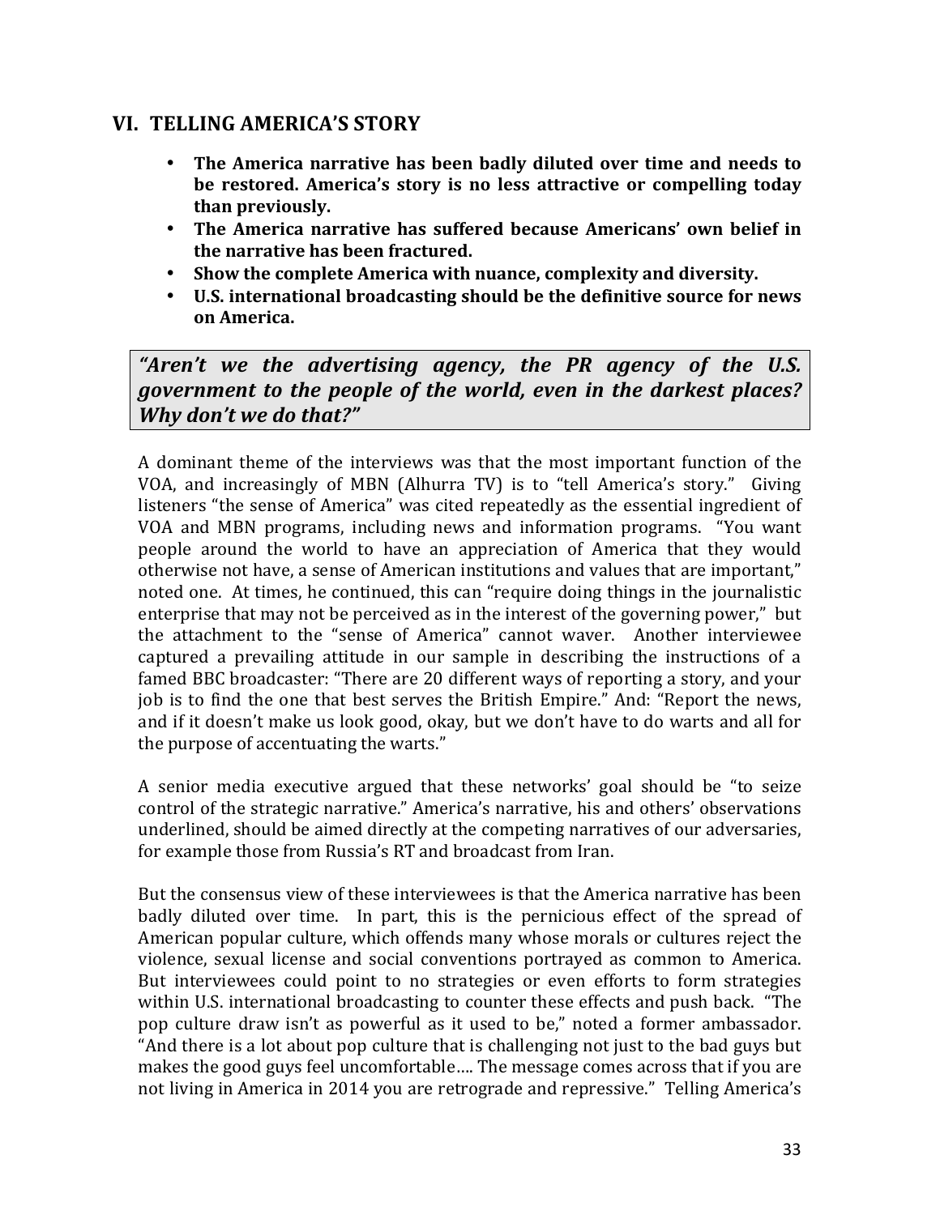## VI. TELLING AMERICA'S STORY

- **The America narrative has been badly diluted over time and needs to be restored. America's story is no less attractive or compelling today than previously.**
- **The America narrative has suffered because Americans' own belief in the narrative has been fractured.**
- **Show the complete America with nuance, complexity and diversity.**
- **U.S. international broadcasting should be the definitive source for news on America.**

> ***"Aren't we the advertising agency, the PR agency of the U.S. government to the people of the world, even in the darkest places? Why don't we do that?"***

A dominant theme of the interviews was that the most important function of the VOA, and increasingly of MBN (Alhurra TV) is to "tell America's story." Giving listeners "the sense of America" was cited repeatedly as the essential ingredient of VOA and MBN programs, including news and information programs. "You want people around the world to have an appreciation of America that they would otherwise not have, a sense of American institutions and values that are important," noted one. At times, he continued, this can "require doing things in the journalistic enterprise that may not be perceived as in the interest of the governing power," but the attachment to the "sense of America" cannot waver. Another interviewee captured a prevailing attitude in our sample in describing the instructions of a famed BBC broadcaster: "There are 20 different ways of reporting a story, and your job is to find the one that best serves the British Empire." And: "Report the news, and if it doesn't make us look good, okay, but we don't have to do warts and all for the purpose of accentuating the warts."

A senior media executive argued that these networks' goal should be "to seize control of the strategic narrative." America's narrative, his and others' observations underlined, should be aimed directly at the competing narratives of our adversaries, for example those from Russia's RT and broadcast from Iran.

But the consensus view of these interviewees is that the America narrative has been badly diluted over time. In part, this is the pernicious effect of the spread of American popular culture, which offends many whose morals or cultures reject the violence, sexual license and social conventions portrayed as common to America. But interviewees could point to no strategies or even efforts to form strategies within U.S. international broadcasting to counter these effects and push back. "The pop culture draw isn't as powerful as it used to be," noted a former ambassador. "And there is a lot about pop culture that is challenging not just to the bad guys but makes the good guys feel uncomfortable…. The message comes across that if you are not living in America in 2014 you are retrograde and repressive." Telling America's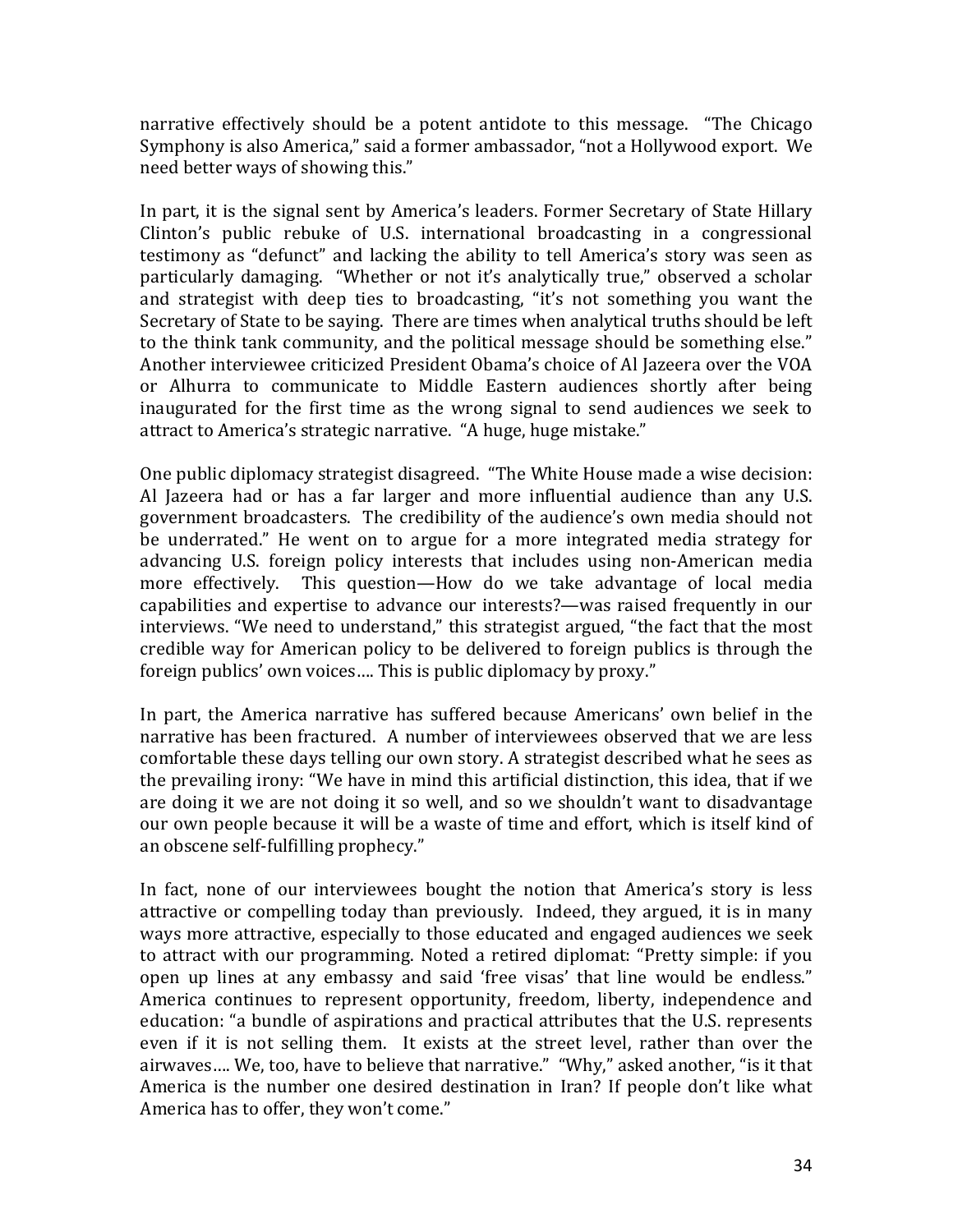narrative effectively should be a potent antidote to this message. "The Chicago Symphony is also America," said a former ambassador, "not a Hollywood export. We need better ways of showing this."

In part, it is the signal sent by America's leaders. Former Secretary of State Hillary Clinton's public rebuke of U.S. international broadcasting in a congressional testimony as "defunct" and lacking the ability to tell America's story was seen as particularly damaging. "Whether or not it's analytically true," observed a scholar and strategist with deep ties to broadcasting, "it's not something you want the Secretary of State to be saying. There are times when analytical truths should be left to the think tank community, and the political message should be something else." Another interviewee criticized President Obama's choice of Al Jazeera over the VOA or Alhurra to communicate to Middle Eastern audiences shortly after being inaugurated for the first time as the wrong signal to send audiences we seek to attract to America's strategic narrative. "A huge, huge mistake."

One public diplomacy strategist disagreed. "The White House made a wise decision: Al Jazeera had or has a far larger and more influential audience than any U.S. government broadcasters. The credibility of the audience's own media should not be underrated." He went on to argue for a more integrated media strategy for advancing U.S. foreign policy interests that includes using non-American media more effectively. This question—How do we take advantage of local media capabilities and expertise to advance our interests?—was raised frequently in our interviews. "We need to understand," this strategist argued, "the fact that the most credible way for American policy to be delivered to foreign publics is through the foreign publics' own voices…. This is public diplomacy by proxy."

In part, the America narrative has suffered because Americans' own belief in the narrative has been fractured. A number of interviewees observed that we are less comfortable these days telling our own story. A strategist described what he sees as the prevailing irony: "We have in mind this artificial distinction, this idea, that if we are doing it we are not doing it so well, and so we shouldn't want to disadvantage our own people because it will be a waste of time and effort, which is itself kind of an obscene self-fulfilling prophecy."

In fact, none of our interviewees bought the notion that America's story is less attractive or compelling today than previously. Indeed, they argued, it is in many ways more attractive, especially to those educated and engaged audiences we seek to attract with our programming. Noted a retired diplomat: "Pretty simple: if you open up lines at any embassy and said 'free visas' that line would be endless." America continues to represent opportunity, freedom, liberty, independence and education: "a bundle of aspirations and practical attributes that the U.S. represents even if it is not selling them. It exists at the street level, rather than over the airwaves…. We, too, have to believe that narrative." "Why," asked another, "is it that America is the number one desired destination in Iran? If people don't like what America has to offer, they won't come."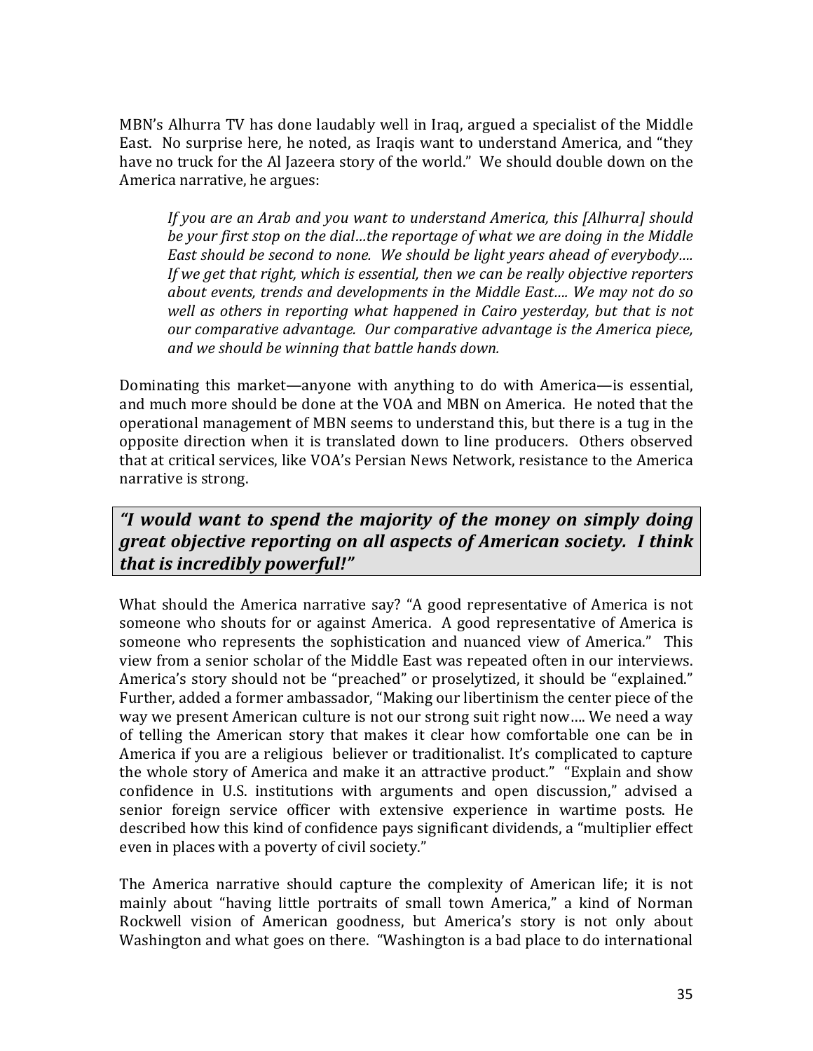MBN's Alhurra TV has done laudably well in Iraq, argued a specialist of the Middle East. No surprise here, he noted, as Iraqis want to understand America, and "they have no truck for the Al Jazeera story of the world." We should double down on the America narrative, he argues:

> *If you are an Arab and you want to understand America, this [Alhurra] should be your first stop on the dial…the reportage of what we are doing in the Middle East should be second to none. We should be light years ahead of everybody…. If we get that right, which is essential, then we can be really objective reporters about events, trends and developments in the Middle East…. We may not do so well as others in reporting what happened in Cairo yesterday, but that is not our comparative advantage. Our comparative advantage is the America piece, and we should be winning that battle hands down.*

Dominating this market—anyone with anything to do with America—is essential, and much more should be done at the VOA and MBN on America. He noted that the operational management of MBN seems to understand this, but there is a tug in the opposite direction when it is translated down to line producers. Others observed that at critical services, like VOA's Persian News Network, resistance to the America narrative is strong.

> ***"I would want to spend the majority of the money on simply doing great objective reporting on all aspects of American society. I think that is incredibly powerful!"***

What should the America narrative say? "A good representative of America is not someone who shouts for or against America. A good representative of America is someone who represents the sophistication and nuanced view of America." This view from a senior scholar of the Middle East was repeated often in our interviews. America's story should not be "preached" or proselytized, it should be "explained." Further, added a former ambassador, "Making our libertinism the center piece of the way we present American culture is not our strong suit right now…. We need a way of telling the American story that makes it clear how comfortable one can be in America if you are a religious believer or traditionalist. It's complicated to capture the whole story of America and make it an attractive product." "Explain and show confidence in U.S. institutions with arguments and open discussion," advised a senior foreign service officer with extensive experience in wartime posts. He described how this kind of confidence pays significant dividends, a "multiplier effect even in places with a poverty of civil society."

The America narrative should capture the complexity of American life; it is not mainly about "having little portraits of small town America," a kind of Norman Rockwell vision of American goodness, but America's story is not only about Washington and what goes on there. "Washington is a bad place to do international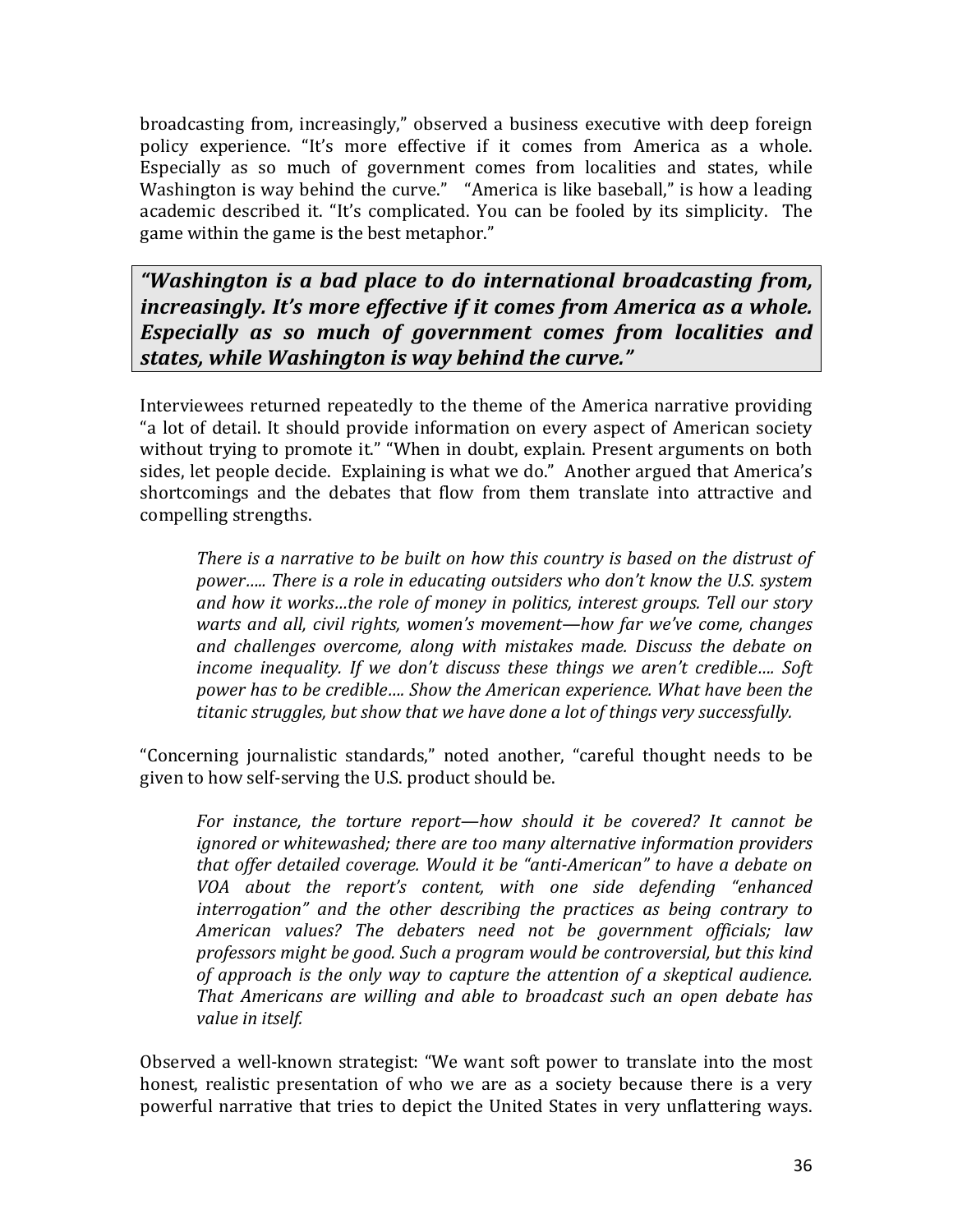broadcasting from, increasingly," observed a business executive with deep foreign policy experience. "It's more effective if it comes from America as a whole. Especially as so much of government comes from localities and states, while Washington is way behind the curve." "America is like baseball," is how a leading academic described it. "It's complicated. You can be fooled by its simplicity. The game within the game is the best metaphor."

> ***"Washington is a bad place to do international broadcasting from, increasingly. It's more effective if it comes from America as a whole. Especially as so much of government comes from localities and states, while Washington is way behind the curve."***

Interviewees returned repeatedly to the theme of the America narrative providing "a lot of detail. It should provide information on every aspect of American society without trying to promote it." "When in doubt, explain. Present arguments on both sides, let people decide. Explaining is what we do." Another argued that America's shortcomings and the debates that flow from them translate into attractive and compelling strengths.

> *There is a narrative to be built on how this country is based on the distrust of power..... There is a role in educating outsiders who don't know the U.S. system and how it works…the role of money in politics, interest groups. Tell our story warts and all, civil rights, women's movement—how far we've come, changes and challenges overcome, along with mistakes made. Discuss the debate on income inequality. If we don't discuss these things we aren't credible…. Soft power has to be credible…. Show the American experience. What have been the titanic struggles, but show that we have done a lot of things very successfully.*

"Concerning journalistic standards," noted another, "careful thought needs to be given to how self-serving the U.S. product should be.

> *For instance, the torture report—how should it be covered? It cannot be ignored or whitewashed; there are too many alternative information providers that offer detailed coverage. Would it be "anti-American" to have a debate on VOA about the report's content, with one side defending "enhanced interrogation" and the other describing the practices as being contrary to American values? The debaters need not be government officials; law professors might be good. Such a program would be controversial, but this kind of approach is the only way to capture the attention of a skeptical audience. That Americans are willing and able to broadcast such an open debate has value in itself.*

Observed a well-known strategist: "We want soft power to translate into the most honest, realistic presentation of who we are as a society because there is a very powerful narrative that tries to depict the United States in very unflattering ways.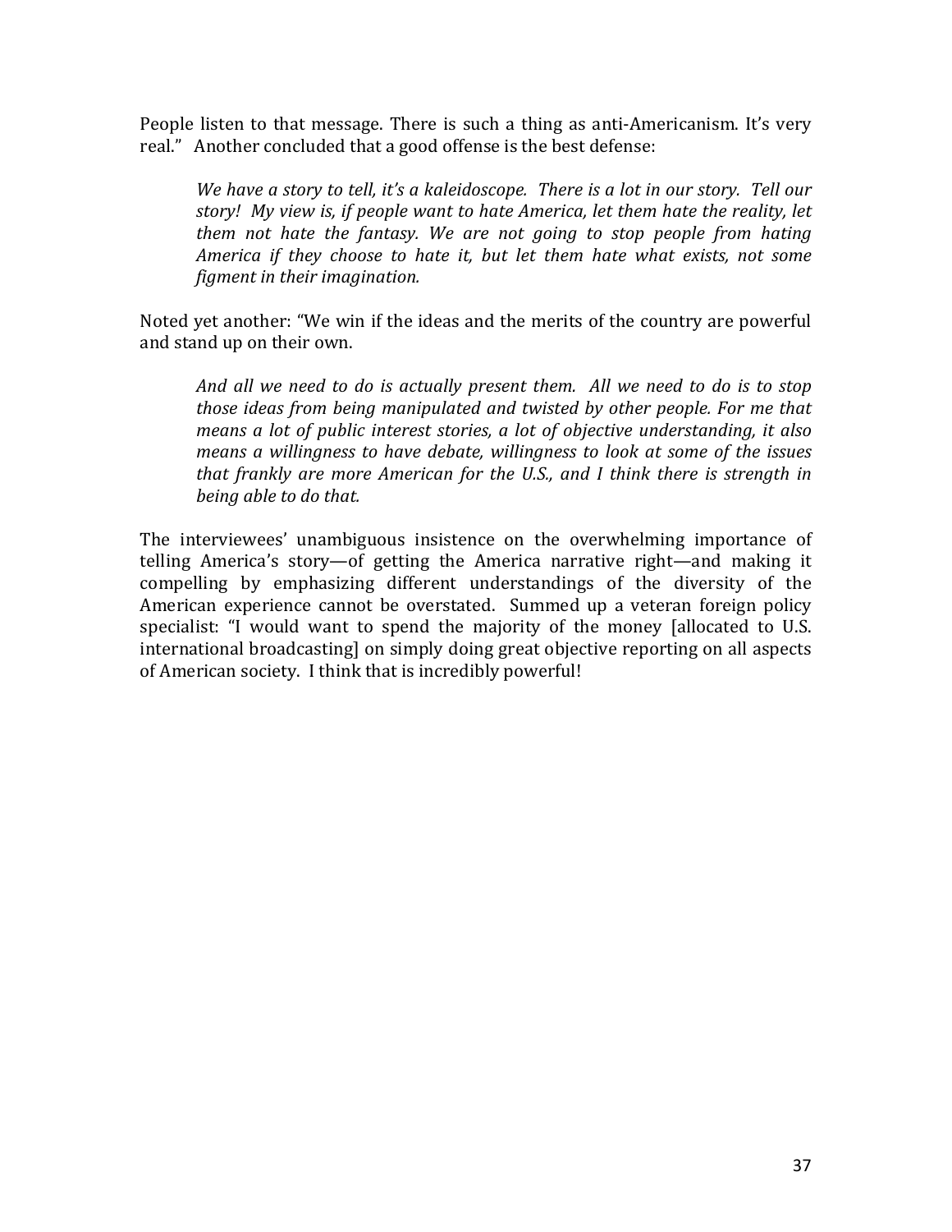People listen to that message. There is such a thing as anti-Americanism. It's very real." Another concluded that a good offense is the best defense:

> *We have a story to tell, it's a kaleidoscope. There is a lot in our story. Tell our story! My view is, if people want to hate America, let them hate the reality, let them not hate the fantasy. We are not going to stop people from hating America if they choose to hate it, but let them hate what exists, not some figment in their imagination.*

Noted yet another: "We win if the ideas and the merits of the country are powerful and stand up on their own.

> *And all we need to do is actually present them. All we need to do is to stop those ideas from being manipulated and twisted by other people. For me that means a lot of public interest stories, a lot of objective understanding, it also means a willingness to have debate, willingness to look at some of the issues that frankly are more American for the U.S., and I think there is strength in being able to do that.*

The interviewees' unambiguous insistence on the overwhelming importance of telling America's story—of getting the America narrative right—and making it compelling by emphasizing different understandings of the diversity of the American experience cannot be overstated. Summed up a veteran foreign policy specialist: "I would want to spend the majority of the money [allocated to U.S. international broadcasting] on simply doing great objective reporting on all aspects of American society. I think that is incredibly powerful!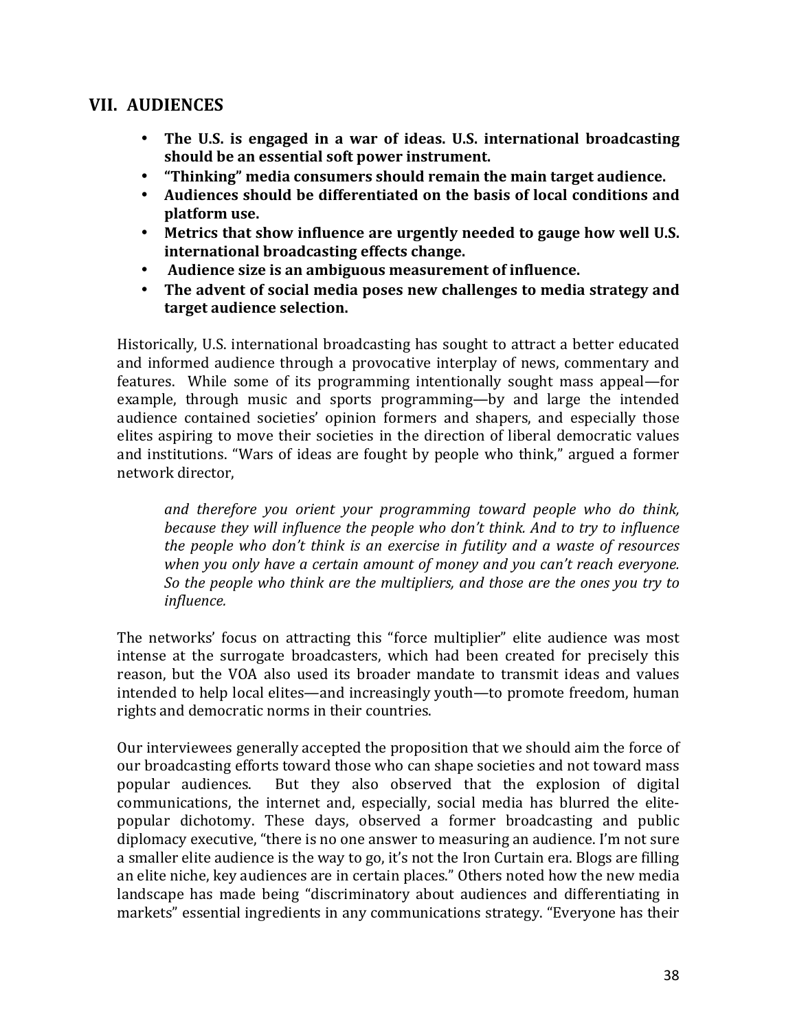## VII. AUDIENCES

- **The U.S. is engaged in a war of ideas. U.S. international broadcasting should be an essential soft power instrument.**
- **"Thinking" media consumers should remain the main target audience.**
- **Audiences should be differentiated on the basis of local conditions and platform use.**
- **Metrics that show influence are urgently needed to gauge how well U.S. international broadcasting effects change.**
- **Audience size is an ambiguous measurement of influence.**
- **The advent of social media poses new challenges to media strategy and target audience selection.**

Historically, U.S. international broadcasting has sought to attract a better educated and informed audience through a provocative interplay of news, commentary and features. While some of its programming intentionally sought mass appeal—for example, through music and sports programming—by and large the intended audience contained societies' opinion formers and shapers, and especially those elites aspiring to move their societies in the direction of liberal democratic values and institutions. "Wars of ideas are fought by people who think," argued a former network director,

> *and therefore you orient your programming toward people who do think, because they will influence the people who don't think. And to try to influence the people who don't think is an exercise in futility and a waste of resources when you only have a certain amount of money and you can't reach everyone. So the people who think are the multipliers, and those are the ones you try to influence.*

The networks' focus on attracting this "force multiplier" elite audience was most intense at the surrogate broadcasters, which had been created for precisely this reason, but the VOA also used its broader mandate to transmit ideas and values intended to help local elites—and increasingly youth—to promote freedom, human rights and democratic norms in their countries.

Our interviewees generally accepted the proposition that we should aim the force of our broadcasting efforts toward those who can shape societies and not toward mass popular audiences. But they also observed that the explosion of digital communications, the internet and, especially, social media has blurred the elite-popular dichotomy. These days, observed a former broadcasting and public diplomacy executive, "there is no one answer to measuring an audience. I'm not sure a smaller elite audience is the way to go, it's not the Iron Curtain era. Blogs are filling an elite niche, key audiences are in certain places." Others noted how the new media landscape has made being "discriminatory about audiences and differentiating in markets" essential ingredients in any communications strategy. "Everyone has their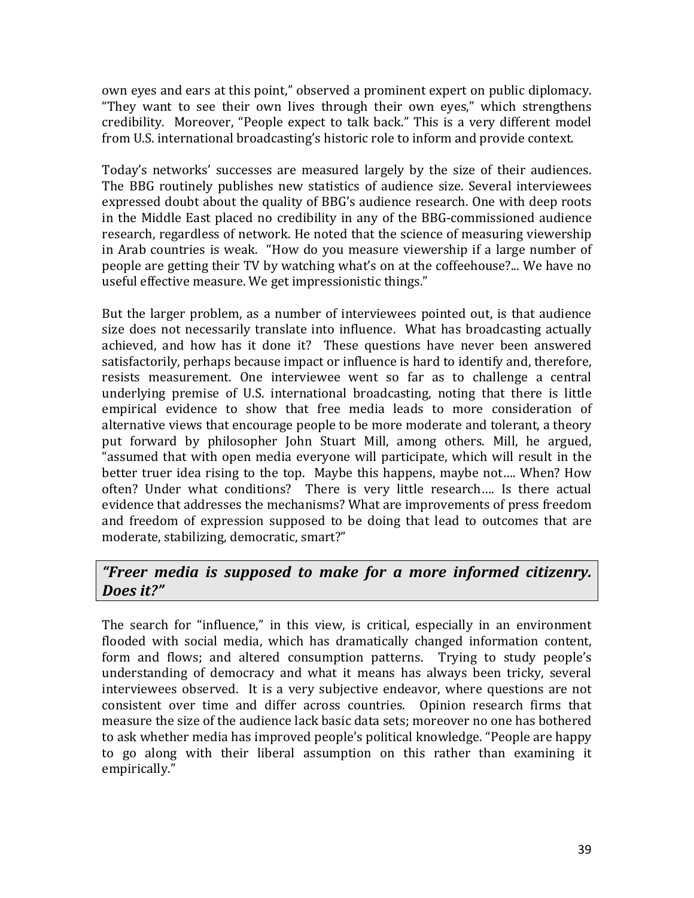own eyes and ears at this point," observed a prominent expert on public diplomacy. "They want to see their own lives through their own eyes," which strengthens credibility. Moreover, "People expect to talk back." This is a very different model from U.S. international broadcasting's historic role to inform and provide context.

Today's networks' successes are measured largely by the size of their audiences. The BBG routinely publishes new statistics of audience size. Several interviewees expressed doubt about the quality of BBG's audience research. One with deep roots in the Middle East placed no credibility in any of the BBG-commissioned audience research, regardless of network. He noted that the science of measuring viewership in Arab countries is weak. "How do you measure viewership if a large number of people are getting their TV by watching what's on at the coffeehouse?... We have no useful effective measure. We get impressionistic things."

But the larger problem, as a number of interviewees pointed out, is that audience size does not necessarily translate into influence. What has broadcasting actually achieved, and how has it done it? These questions have never been answered satisfactorily, perhaps because impact or influence is hard to identify and, therefore, resists measurement. One interviewee went so far as to challenge a central underlying premise of U.S. international broadcasting, noting that there is little empirical evidence to show that free media leads to more consideration of alternative views that encourage people to be more moderate and tolerant, a theory put forward by philosopher John Stuart Mill, among others. Mill, he argued, "assumed that with open media everyone will participate, which will result in the better truer idea rising to the top. Maybe this happens, maybe not.... When? How often? Under what conditions? There is very little research.... Is there actual evidence that addresses the mechanisms? What are improvements of press freedom and freedom of expression supposed to be doing that lead to outcomes that are moderate, stabilizing, democratic, smart?"

> ***"Freer media is supposed to make for a more informed citizenry. Does it?"***

The search for "influence," in this view, is critical, especially in an environment flooded with social media, which has dramatically changed information content, form and flows; and altered consumption patterns. Trying to study people's understanding of democracy and what it means has always been tricky, several interviewees observed. It is a very subjective endeavor, where questions are not consistent over time and differ across countries. Opinion research firms that measure the size of the audience lack basic data sets; moreover no one has bothered to ask whether media has improved people's political knowledge. "People are happy to go along with their liberal assumption on this rather than examining it empirically."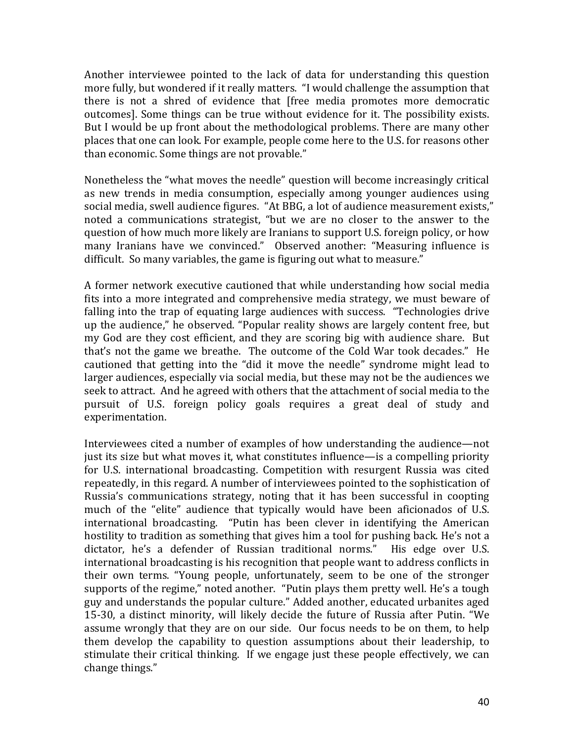Another interviewee pointed to the lack of data for understanding this question more fully, but wondered if it really matters. "I would challenge the assumption that there is not a shred of evidence that [free media promotes more democratic outcomes]. Some things can be true without evidence for it. The possibility exists. But I would be up front about the methodological problems. There are many other places that one can look. For example, people come here to the U.S. for reasons other than economic. Some things are not provable."

Nonetheless the "what moves the needle" question will become increasingly critical as new trends in media consumption, especially among younger audiences using social media, swell audience figures. "At BBG, a lot of audience measurement exists," noted a communications strategist, "but we are no closer to the answer to the question of how much more likely are Iranians to support U.S. foreign policy, or how many Iranians have we convinced." Observed another: "Measuring influence is difficult. So many variables, the game is figuring out what to measure."

A former network executive cautioned that while understanding how social media fits into a more integrated and comprehensive media strategy, we must beware of falling into the trap of equating large audiences with success. "Technologies drive up the audience," he observed. "Popular reality shows are largely content free, but my God are they cost efficient, and they are scoring big with audience share. But that's not the game we breathe. The outcome of the Cold War took decades." He cautioned that getting into the "did it move the needle" syndrome might lead to larger audiences, especially via social media, but these may not be the audiences we seek to attract. And he agreed with others that the attachment of social media to the pursuit of U.S. foreign policy goals requires a great deal of study and experimentation.

Interviewees cited a number of examples of how understanding the audience—not just its size but what moves it, what constitutes influence—is a compelling priority for U.S. international broadcasting. Competition with resurgent Russia was cited repeatedly, in this regard. A number of interviewees pointed to the sophistication of Russia's communications strategy, noting that it has been successful in coopting much of the "elite" audience that typically would have been aficionados of U.S. international broadcasting. "Putin has been clever in identifying the American hostility to tradition as something that gives him a tool for pushing back. He's not a dictator, he's a defender of Russian traditional norms." His edge over U.S. international broadcasting is his recognition that people want to address conflicts in their own terms. "Young people, unfortunately, seem to be one of the stronger supports of the regime," noted another. "Putin plays them pretty well. He's a tough guy and understands the popular culture." Added another, educated urbanites aged 15-30, a distinct minority, will likely decide the future of Russia after Putin. "We assume wrongly that they are on our side. Our focus needs to be on them, to help them develop the capability to question assumptions about their leadership, to stimulate their critical thinking. If we engage just these people effectively, we can change things."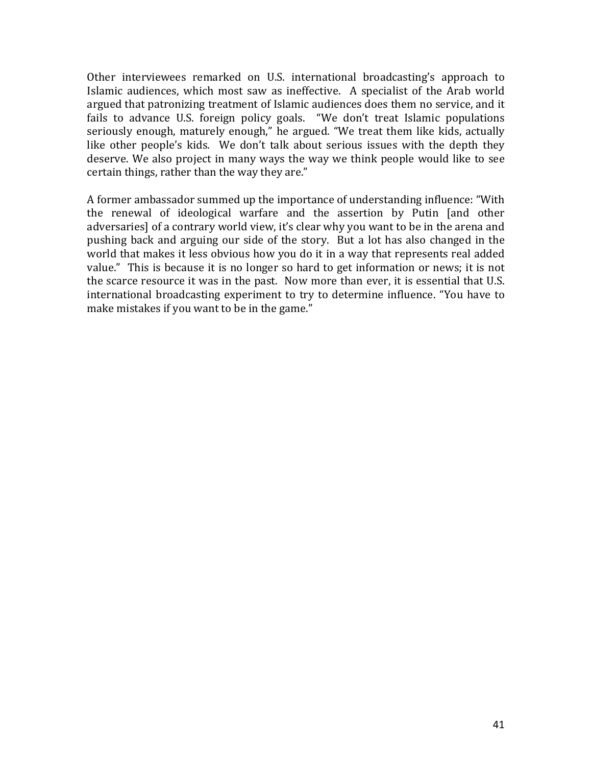Other interviewees remarked on U.S. international broadcasting's approach to Islamic audiences, which most saw as ineffective. A specialist of the Arab world argued that patronizing treatment of Islamic audiences does them no service, and it fails to advance U.S. foreign policy goals. "We don't treat Islamic populations seriously enough, maturely enough," he argued. "We treat them like kids, actually like other people's kids. We don't talk about serious issues with the depth they deserve. We also project in many ways the way we think people would like to see certain things, rather than the way they are."

A former ambassador summed up the importance of understanding influence: "With the renewal of ideological warfare and the assertion by Putin [and other adversaries] of a contrary world view, it's clear why you want to be in the arena and pushing back and arguing our side of the story. But a lot has also changed in the world that makes it less obvious how you do it in a way that represents real added value." This is because it is no longer so hard to get information or news; it is not the scarce resource it was in the past. Now more than ever, it is essential that U.S. international broadcasting experiment to try to determine influence. "You have to make mistakes if you want to be in the game."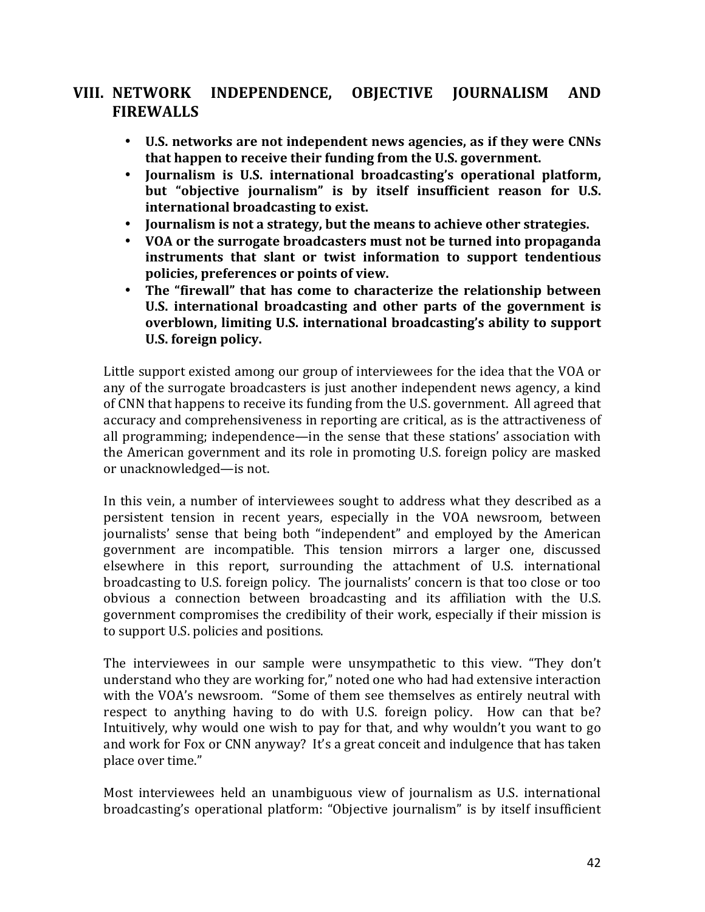## VIII. NETWORK INDEPENDENCE, OBJECTIVE JOURNALISM AND FIREWALLS

- **U.S. networks are not independent news agencies, as if they were CNNs that happen to receive their funding from the U.S. government.**
- **Journalism is U.S. international broadcasting's operational platform, but "objective journalism" is by itself insufficient reason for U.S. international broadcasting to exist.**
- **Journalism is not a strategy, but the means to achieve other strategies.**
- **VOA or the surrogate broadcasters must not be turned into propaganda instruments that slant or twist information to support tendentious policies, preferences or points of view.**
- **The "firewall" that has come to characterize the relationship between U.S. international broadcasting and other parts of the government is overblown, limiting U.S. international broadcasting's ability to support U.S. foreign policy.**

Little support existed among our group of interviewees for the idea that the VOA or any of the surrogate broadcasters is just another independent news agency, a kind of CNN that happens to receive its funding from the U.S. government. All agreed that accuracy and comprehensiveness in reporting are critical, as is the attractiveness of all programming; independence—in the sense that these stations' association with the American government and its role in promoting U.S. foreign policy are masked or unacknowledged—is not.

In this vein, a number of interviewees sought to address what they described as a persistent tension in recent years, especially in the VOA newsroom, between journalists' sense that being both "independent" and employed by the American government are incompatible. This tension mirrors a larger one, discussed elsewhere in this report, surrounding the attachment of U.S. international broadcasting to U.S. foreign policy. The journalists' concern is that too close or too obvious a connection between broadcasting and its affiliation with the U.S. government compromises the credibility of their work, especially if their mission is to support U.S. policies and positions.

The interviewees in our sample were unsympathetic to this view. "They don't understand who they are working for," noted one who had had extensive interaction with the VOA's newsroom. "Some of them see themselves as entirely neutral with respect to anything having to do with U.S. foreign policy. How can that be? Intuitively, why would one wish to pay for that, and why wouldn't you want to go and work for Fox or CNN anyway? It's a great conceit and indulgence that has taken place over time."

Most interviewees held an unambiguous view of journalism as U.S. international broadcasting's operational platform: "Objective journalism" is by itself insufficient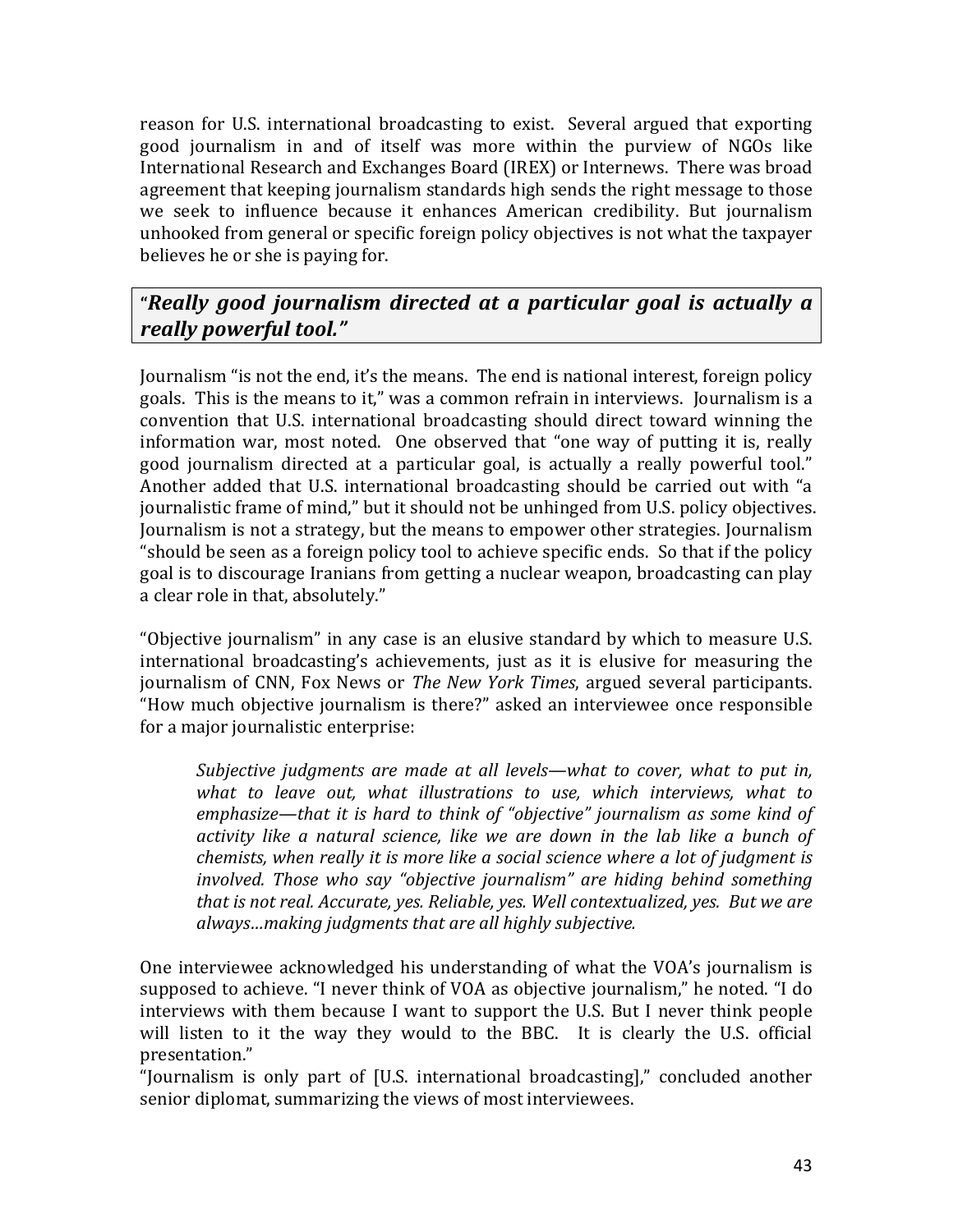reason for U.S. international broadcasting to exist. Several argued that exporting good journalism in and of itself was more within the purview of NGOs like International Research and Exchanges Board (IREX) or Internews. There was broad agreement that keeping journalism standards high sends the right message to those we seek to influence because it enhances American credibility. But journalism unhooked from general or specific foreign policy objectives is not what the taxpayer believes he or she is paying for.

> **"*Really good journalism directed at a particular goal is actually a really powerful tool.*"**

Journalism "is not the end, it's the means. The end is national interest, foreign policy goals. This is the means to it," was a common refrain in interviews. Journalism is a convention that U.S. international broadcasting should direct toward winning the information war, most noted. One observed that "one way of putting it is, really good journalism directed at a particular goal, is actually a really powerful tool." Another added that U.S. international broadcasting should be carried out with "a journalistic frame of mind," but it should not be unhinged from U.S. policy objectives. Journalism is not a strategy, but the means to empower other strategies. Journalism "should be seen as a foreign policy tool to achieve specific ends. So that if the policy goal is to discourage Iranians from getting a nuclear weapon, broadcasting can play a clear role in that, absolutely."

"Objective journalism" in any case is an elusive standard by which to measure U.S. international broadcasting's achievements, just as it is elusive for measuring the journalism of CNN, Fox News or *The New York Times*, argued several participants. "How much objective journalism is there?" asked an interviewee once responsible for a major journalistic enterprise:

> *Subjective judgments are made at all levels—what to cover, what to put in, what to leave out, what illustrations to use, which interviews, what to emphasize—that it is hard to think of "objective" journalism as some kind of activity like a natural science, like we are down in the lab like a bunch of chemists, when really it is more like a social science where a lot of judgment is involved. Those who say "objective journalism" are hiding behind something that is not real. Accurate, yes. Reliable, yes. Well contextualized, yes. But we are always…making judgments that are all highly subjective.*

One interviewee acknowledged his understanding of what the VOA's journalism is supposed to achieve. "I never think of VOA as objective journalism," he noted. "I do interviews with them because I want to support the U.S. But I never think people will listen to it the way they would to the BBC. It is clearly the U.S. official presentation."

"Journalism is only part of [U.S. international broadcasting]," concluded another senior diplomat, summarizing the views of most interviewees.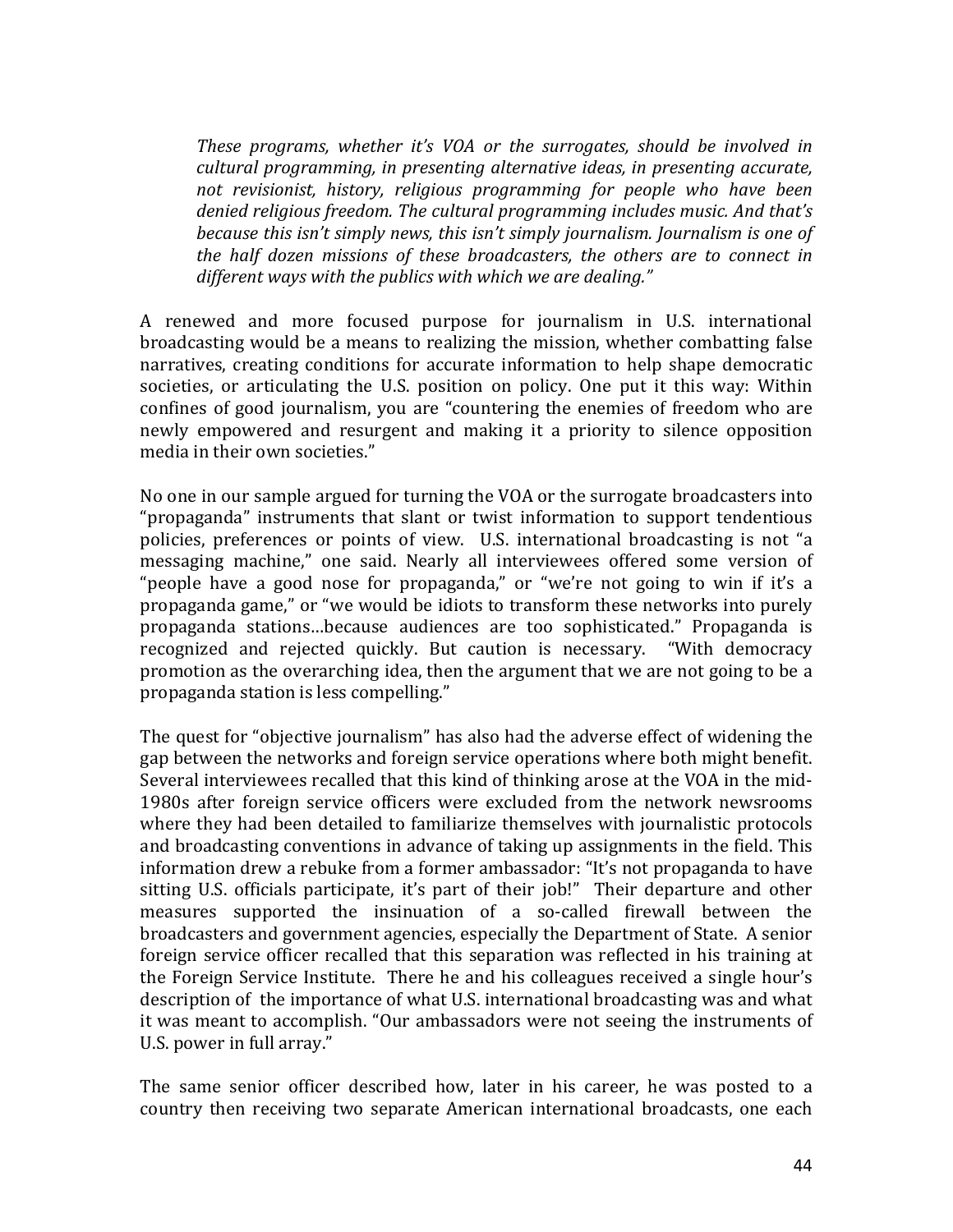*These programs, whether it's VOA or the surrogates, should be involved in cultural programming, in presenting alternative ideas, in presenting accurate, not revisionist, history, religious programming for people who have been denied religious freedom. The cultural programming includes music. And that's because this isn't simply news, this isn't simply journalism. Journalism is one of the half dozen missions of these broadcasters, the others are to connect in different ways with the publics with which we are dealing."*

A renewed and more focused purpose for journalism in U.S. international broadcasting would be a means to realizing the mission, whether combatting false narratives, creating conditions for accurate information to help shape democratic societies, or articulating the U.S. position on policy. One put it this way: Within confines of good journalism, you are "countering the enemies of freedom who are newly empowered and resurgent and making it a priority to silence opposition media in their own societies."

No one in our sample argued for turning the VOA or the surrogate broadcasters into "propaganda" instruments that slant or twist information to support tendentious policies, preferences or points of view. U.S. international broadcasting is not "a messaging machine," one said. Nearly all interviewees offered some version of "people have a good nose for propaganda," or "we're not going to win if it's a propaganda game," or "we would be idiots to transform these networks into purely propaganda stations…because audiences are too sophisticated." Propaganda is recognized and rejected quickly. But caution is necessary. "With democracy promotion as the overarching idea, then the argument that we are not going to be a propaganda station is less compelling."

The quest for "objective journalism" has also had the adverse effect of widening the gap between the networks and foreign service operations where both might benefit. Several interviewees recalled that this kind of thinking arose at the VOA in the mid-1980s after foreign service officers were excluded from the network newsrooms where they had been detailed to familiarize themselves with journalistic protocols and broadcasting conventions in advance of taking up assignments in the field. This information drew a rebuke from a former ambassador: "It's not propaganda to have sitting U.S. officials participate, it's part of their job!" Their departure and other measures supported the insinuation of a so-called firewall between the broadcasters and government agencies, especially the Department of State. A senior foreign service officer recalled that this separation was reflected in his training at the Foreign Service Institute. There he and his colleagues received a single hour's description of the importance of what U.S. international broadcasting was and what it was meant to accomplish. "Our ambassadors were not seeing the instruments of U.S. power in full array."

The same senior officer described how, later in his career, he was posted to a country then receiving two separate American international broadcasts, one each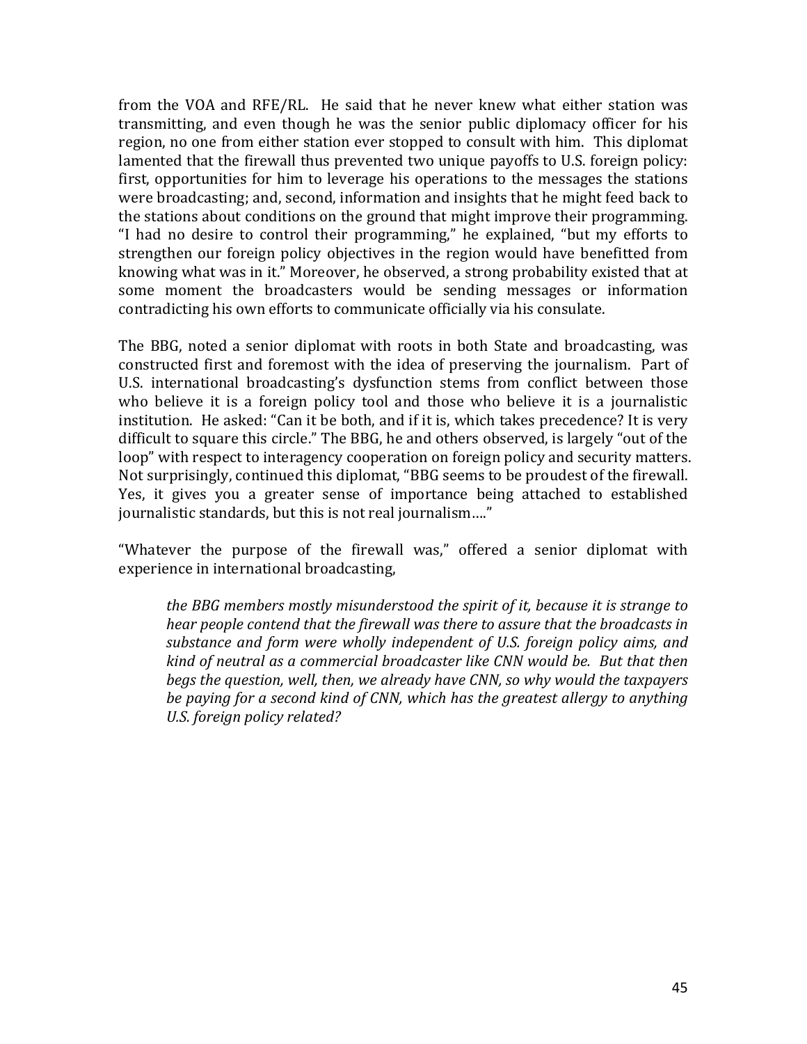from the VOA and RFE/RL. He said that he never knew what either station was transmitting, and even though he was the senior public diplomacy officer for his region, no one from either station ever stopped to consult with him. This diplomat lamented that the firewall thus prevented two unique payoffs to U.S. foreign policy: first, opportunities for him to leverage his operations to the messages the stations were broadcasting; and, second, information and insights that he might feed back to the stations about conditions on the ground that might improve their programming. "I had no desire to control their programming," he explained, "but my efforts to strengthen our foreign policy objectives in the region would have benefitted from knowing what was in it." Moreover, he observed, a strong probability existed that at some moment the broadcasters would be sending messages or information contradicting his own efforts to communicate officially via his consulate.

The BBG, noted a senior diplomat with roots in both State and broadcasting, was constructed first and foremost with the idea of preserving the journalism. Part of U.S. international broadcasting's dysfunction stems from conflict between those who believe it is a foreign policy tool and those who believe it is a journalistic institution. He asked: "Can it be both, and if it is, which takes precedence? It is very difficult to square this circle." The BBG, he and others observed, is largely "out of the loop" with respect to interagency cooperation on foreign policy and security matters. Not surprisingly, continued this diplomat, "BBG seems to be proudest of the firewall. Yes, it gives you a greater sense of importance being attached to established journalistic standards, but this is not real journalism…."

"Whatever the purpose of the firewall was," offered a senior diplomat with experience in international broadcasting,

> *the BBG members mostly misunderstood the spirit of it, because it is strange to hear people contend that the firewall was there to assure that the broadcasts in substance and form were wholly independent of U.S. foreign policy aims, and kind of neutral as a commercial broadcaster like CNN would be. But that then begs the question, well, then, we already have CNN, so why would the taxpayers be paying for a second kind of CNN, which has the greatest allergy to anything U.S. foreign policy related?*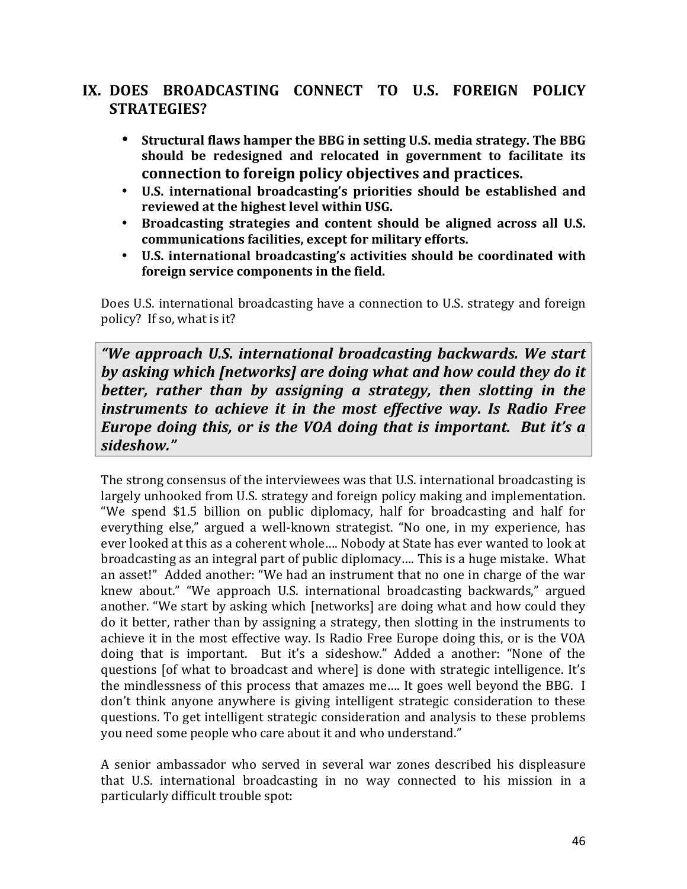## IX. DOES BROADCASTING CONNECT TO U.S. FOREIGN POLICY STRATEGIES?

- **Structural flaws hamper the BBG in setting U.S. media strategy. The BBG should be redesigned and relocated in government to facilitate its connection to foreign policy objectives and practices.**
- **U.S. international broadcasting's priorities should be established and reviewed at the highest level within USG.**
- **Broadcasting strategies and content should be aligned across all U.S. communications facilities, except for military efforts.**
- **U.S. international broadcasting's activities should be coordinated with foreign service components in the field.**

Does U.S. international broadcasting have a connection to U.S. strategy and foreign policy? If so, what is it?

> ***"We approach U.S. international broadcasting backwards. We start by asking which [networks] are doing what and how could they do it better, rather than by assigning a strategy, then slotting in the instruments to achieve it in the most effective way. Is Radio Free Europe doing this, or is the VOA doing that is important. But it's a sideshow."***

The strong consensus of the interviewees was that U.S. international broadcasting is largely unhooked from U.S. strategy and foreign policy making and implementation. "We spend $1.5 billion on public diplomacy, half for broadcasting and half for everything else," argued a well-known strategist. "No one, in my experience, has ever looked at this as a coherent whole…. Nobody at State has ever wanted to look at broadcasting as an integral part of public diplomacy…. This is a huge mistake. What an asset!" Added another: "We had an instrument that no one in charge of the war knew about." "We approach U.S. international broadcasting backwards," argued another. "We start by asking which [networks] are doing what and how could they do it better, rather than by assigning a strategy, then slotting in the instruments to achieve it in the most effective way. Is Radio Free Europe doing this, or is the VOA doing that is important. But it's a sideshow." Added a another: "None of the questions [of what to broadcast and where] is done with strategic intelligence. It's the mindlessness of this process that amazes me…. It goes well beyond the BBG. I don't think anyone anywhere is giving intelligent strategic consideration to these questions. To get intelligent strategic consideration and analysis to these problems you need some people who care about it and who understand."

A senior ambassador who served in several war zones described his displeasure that U.S. international broadcasting in no way connected to his mission in a particularly difficult trouble spot: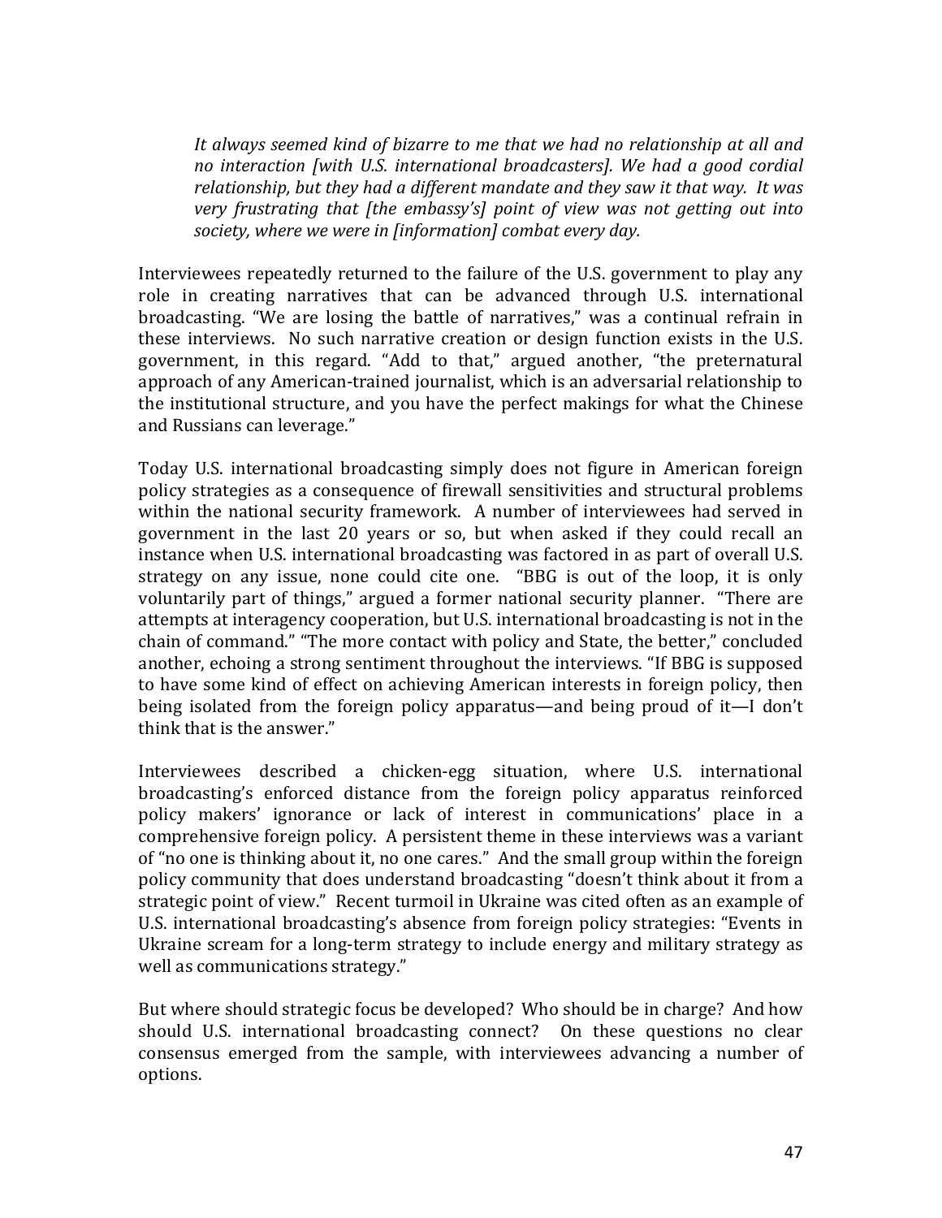*It always seemed kind of bizarre to me that we had no relationship at all and no interaction [with U.S. international broadcasters]. We had a good cordial relationship, but they had a different mandate and they saw it that way. It was very frustrating that [the embassy's] point of view was not getting out into society, where we were in [information] combat every day.*

Interviewees repeatedly returned to the failure of the U.S. government to play any role in creating narratives that can be advanced through U.S. international broadcasting. "We are losing the battle of narratives," was a continual refrain in these interviews. No such narrative creation or design function exists in the U.S. government, in this regard. "Add to that," argued another, "the preternatural approach of any American-trained journalist, which is an adversarial relationship to the institutional structure, and you have the perfect makings for what the Chinese and Russians can leverage."

Today U.S. international broadcasting simply does not figure in American foreign policy strategies as a consequence of firewall sensitivities and structural problems within the national security framework. A number of interviewees had served in government in the last 20 years or so, but when asked if they could recall an instance when U.S. international broadcasting was factored in as part of overall U.S. strategy on any issue, none could cite one. "BBG is out of the loop, it is only voluntarily part of things," argued a former national security planner. "There are attempts at interagency cooperation, but U.S. international broadcasting is not in the chain of command." "The more contact with policy and State, the better," concluded another, echoing a strong sentiment throughout the interviews. "If BBG is supposed to have some kind of effect on achieving American interests in foreign policy, then being isolated from the foreign policy apparatus—and being proud of it—I don't think that is the answer."

Interviewees described a chicken-egg situation, where U.S. international broadcasting's enforced distance from the foreign policy apparatus reinforced policy makers' ignorance or lack of interest in communications' place in a comprehensive foreign policy. A persistent theme in these interviews was a variant of "no one is thinking about it, no one cares." And the small group within the foreign policy community that does understand broadcasting "doesn't think about it from a strategic point of view." Recent turmoil in Ukraine was cited often as an example of U.S. international broadcasting's absence from foreign policy strategies: "Events in Ukraine scream for a long-term strategy to include energy and military strategy as well as communications strategy."

But where should strategic focus be developed? Who should be in charge? And how should U.S. international broadcasting connect? On these questions no clear consensus emerged from the sample, with interviewees advancing a number of options.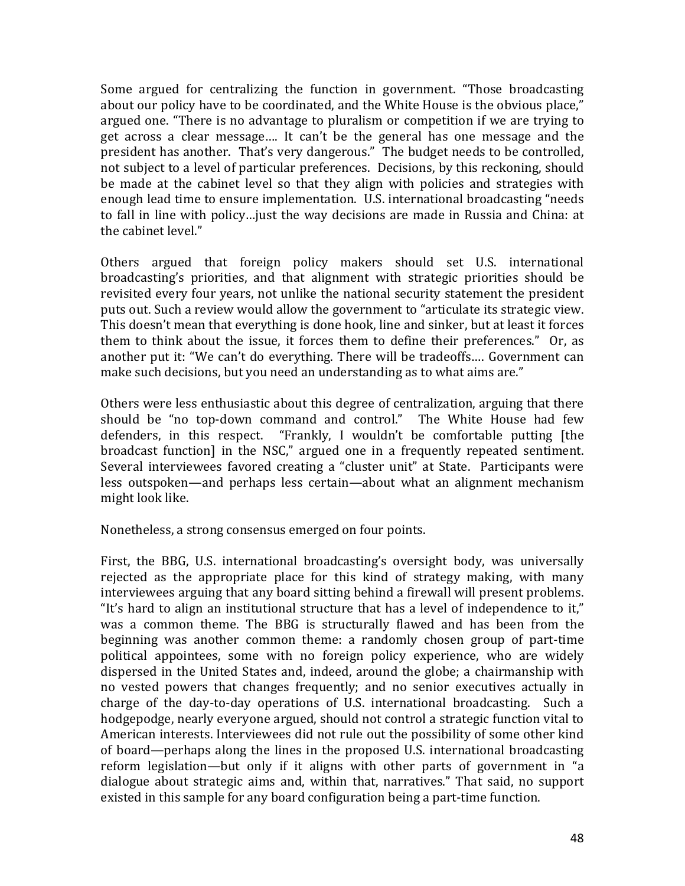Some argued for centralizing the function in government. "Those broadcasting about our policy have to be coordinated, and the White House is the obvious place," argued one. "There is no advantage to pluralism or competition if we are trying to get across a clear message…. It can't be the general has one message and the president has another. That's very dangerous." The budget needs to be controlled, not subject to a level of particular preferences. Decisions, by this reckoning, should be made at the cabinet level so that they align with policies and strategies with enough lead time to ensure implementation. U.S. international broadcasting "needs to fall in line with policy…just the way decisions are made in Russia and China: at the cabinet level."

Others argued that foreign policy makers should set U.S. international broadcasting's priorities, and that alignment with strategic priorities should be revisited every four years, not unlike the national security statement the president puts out. Such a review would allow the government to "articulate its strategic view. This doesn't mean that everything is done hook, line and sinker, but at least it forces them to think about the issue, it forces them to define their preferences." Or, as another put it: "We can't do everything. There will be tradeoffs…. Government can make such decisions, but you need an understanding as to what aims are."

Others were less enthusiastic about this degree of centralization, arguing that there should be "no top-down command and control." The White House had few defenders, in this respect. "Frankly, I wouldn't be comfortable putting [the broadcast function] in the NSC," argued one in a frequently repeated sentiment. Several interviewees favored creating a "cluster unit" at State. Participants were less outspoken—and perhaps less certain—about what an alignment mechanism might look like.

Nonetheless, a strong consensus emerged on four points.

First, the BBG, U.S. international broadcasting's oversight body, was universally rejected as the appropriate place for this kind of strategy making, with many interviewees arguing that any board sitting behind a firewall will present problems. "It's hard to align an institutional structure that has a level of independence to it," was a common theme. The BBG is structurally flawed and has been from the beginning was another common theme: a randomly chosen group of part-time political appointees, some with no foreign policy experience, who are widely dispersed in the United States and, indeed, around the globe; a chairmanship with no vested powers that changes frequently; and no senior executives actually in charge of the day-to-day operations of U.S. international broadcasting. Such a hodgepodge, nearly everyone argued, should not control a strategic function vital to American interests. Interviewees did not rule out the possibility of some other kind of board—perhaps along the lines in the proposed U.S. international broadcasting reform legislation—but only if it aligns with other parts of government in "a dialogue about strategic aims and, within that, narratives." That said, no support existed in this sample for any board configuration being a part-time function.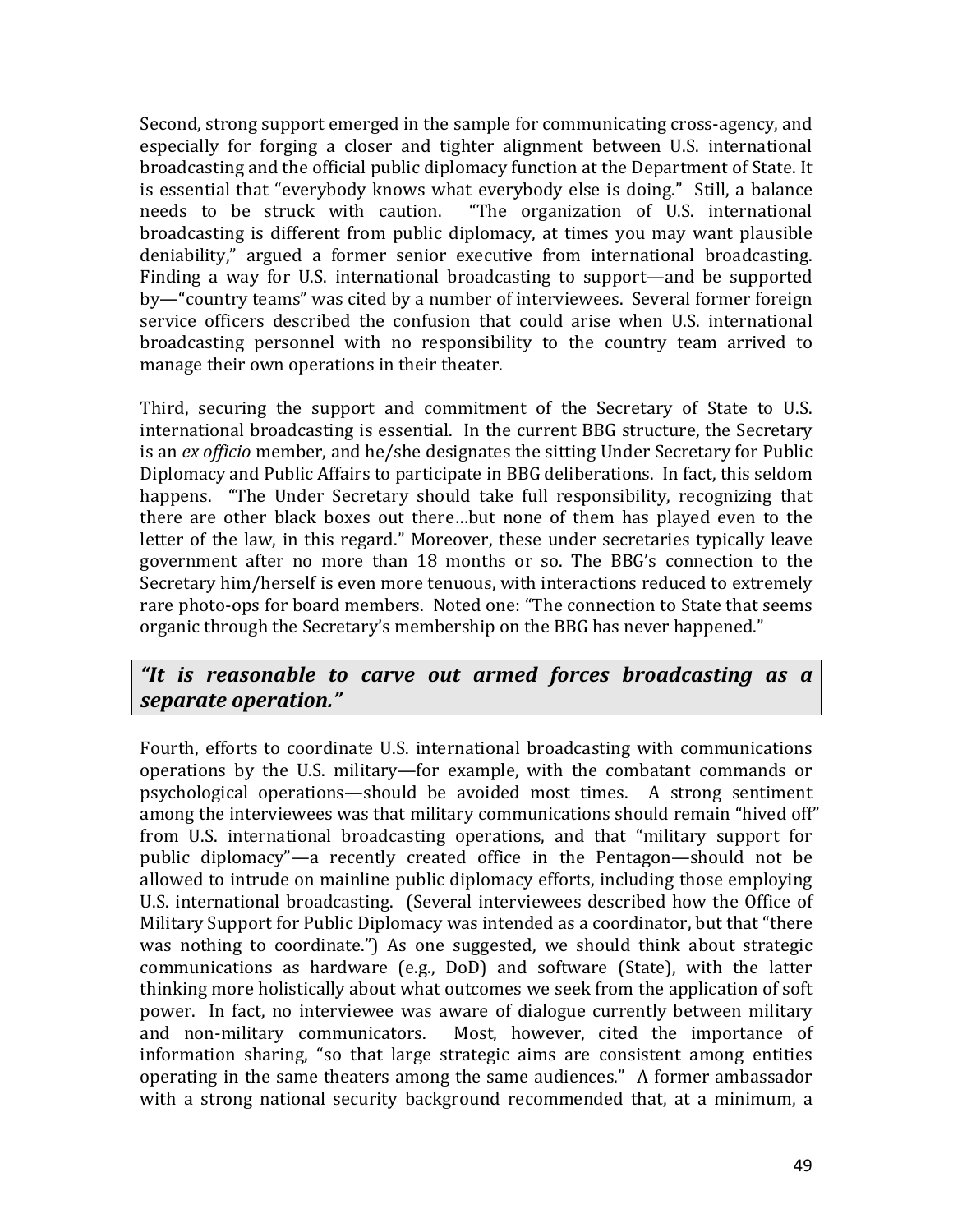Second, strong support emerged in the sample for communicating cross-agency, and especially for forging a closer and tighter alignment between U.S. international broadcasting and the official public diplomacy function at the Department of State. It is essential that "everybody knows what everybody else is doing." Still, a balance needs to be struck with caution. "The organization of U.S. international broadcasting is different from public diplomacy, at times you may want plausible deniability," argued a former senior executive from international broadcasting. Finding a way for U.S. international broadcasting to support—and be supported by—"country teams" was cited by a number of interviewees. Several former foreign service officers described the confusion that could arise when U.S. international broadcasting personnel with no responsibility to the country team arrived to manage their own operations in their theater.

Third, securing the support and commitment of the Secretary of State to U.S. international broadcasting is essential. In the current BBG structure, the Secretary is an *ex officio* member, and he/she designates the sitting Under Secretary for Public Diplomacy and Public Affairs to participate in BBG deliberations. In fact, this seldom happens. "The Under Secretary should take full responsibility, recognizing that there are other black boxes out there…but none of them has played even to the letter of the law, in this regard." Moreover, these under secretaries typically leave government after no more than 18 months or so. The BBG's connection to the Secretary him/herself is even more tenuous, with interactions reduced to extremely rare photo-ops for board members. Noted one: "The connection to State that seems organic through the Secretary's membership on the BBG has never happened."

> ***"It is reasonable to carve out armed forces broadcasting as a separate operation."***

Fourth, efforts to coordinate U.S. international broadcasting with communications operations by the U.S. military—for example, with the combatant commands or psychological operations—should be avoided most times. A strong sentiment among the interviewees was that military communications should remain "hived off" from U.S. international broadcasting operations, and that "military support for public diplomacy"—a recently created office in the Pentagon—should not be allowed to intrude on mainline public diplomacy efforts, including those employing U.S. international broadcasting. (Several interviewees described how the Office of Military Support for Public Diplomacy was intended as a coordinator, but that "there was nothing to coordinate.") As one suggested, we should think about strategic communications as hardware (e.g., DoD) and software (State), with the latter thinking more holistically about what outcomes we seek from the application of soft power. In fact, no interviewee was aware of dialogue currently between military and non-military communicators. Most, however, cited the importance of information sharing, "so that large strategic aims are consistent among entities operating in the same theaters among the same audiences." A former ambassador with a strong national security background recommended that, at a minimum, a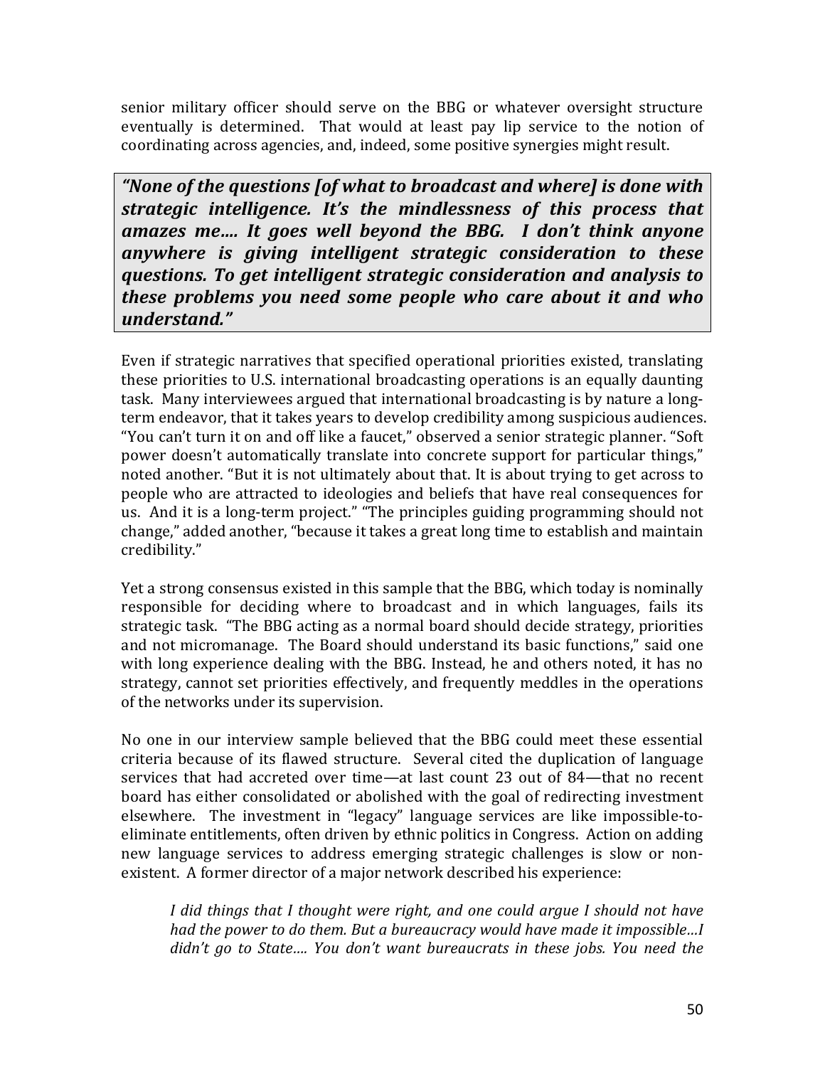senior military officer should serve on the BBG or whatever oversight structure eventually is determined. That would at least pay lip service to the notion of coordinating across agencies, and, indeed, some positive synergies might result.

> ***"None of the questions [of what to broadcast and where] is done with strategic intelligence. It's the mindlessness of this process that amazes me…. It goes well beyond the BBG. I don't think anyone anywhere is giving intelligent strategic consideration to these questions. To get intelligent strategic consideration and analysis to these problems you need some people who care about it and who understand."***

Even if strategic narratives that specified operational priorities existed, translating these priorities to U.S. international broadcasting operations is an equally daunting task. Many interviewees argued that international broadcasting is by nature a long-term endeavor, that it takes years to develop credibility among suspicious audiences. "You can't turn it on and off like a faucet," observed a senior strategic planner. "Soft power doesn't automatically translate into concrete support for particular things," noted another. "But it is not ultimately about that. It is about trying to get across to people who are attracted to ideologies and beliefs that have real consequences for us. And it is a long-term project." "The principles guiding programming should not change," added another, "because it takes a great long time to establish and maintain credibility."

Yet a strong consensus existed in this sample that the BBG, which today is nominally responsible for deciding where to broadcast and in which languages, fails its strategic task. "The BBG acting as a normal board should decide strategy, priorities and not micromanage. The Board should understand its basic functions," said one with long experience dealing with the BBG. Instead, he and others noted, it has no strategy, cannot set priorities effectively, and frequently meddles in the operations of the networks under its supervision.

No one in our interview sample believed that the BBG could meet these essential criteria because of its flawed structure. Several cited the duplication of language services that had accreted over time—at last count 23 out of 84—that no recent board has either consolidated or abolished with the goal of redirecting investment elsewhere. The investment in "legacy" language services are like impossible-to-eliminate entitlements, often driven by ethnic politics in Congress. Action on adding new language services to address emerging strategic challenges is slow or non-existent. A former director of a major network described his experience:

> *I did things that I thought were right, and one could argue I should not have had the power to do them. But a bureaucracy would have made it impossible…I didn't go to State…. You don't want bureaucrats in these jobs. You need the*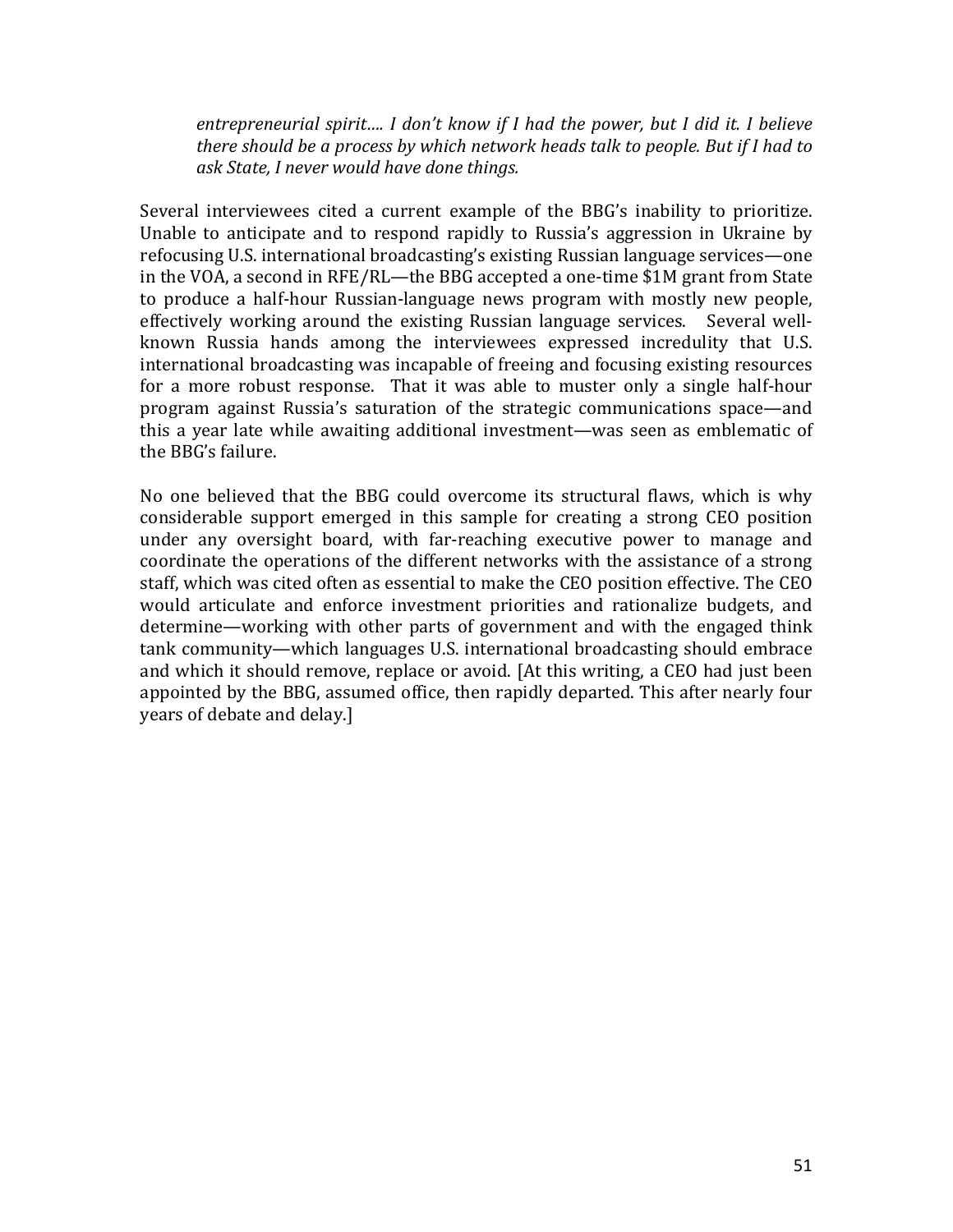> *entrepreneurial spirit…. I don't know if I had the power, but I did it. I believe there should be a process by which network heads talk to people. But if I had to ask State, I never would have done things.*

Several interviewees cited a current example of the BBG's inability to prioritize. Unable to anticipate and to respond rapidly to Russia's aggression in Ukraine by refocusing U.S. international broadcasting's existing Russian language services—one in the VOA, a second in RFE/RL—the BBG accepted a one-time $1M grant from State to produce a half-hour Russian-language news program with mostly new people, effectively working around the existing Russian language services. Several well-known Russia hands among the interviewees expressed incredulity that U.S. international broadcasting was incapable of freeing and focusing existing resources for a more robust response. That it was able to muster only a single half-hour program against Russia's saturation of the strategic communications space—and this a year late while awaiting additional investment—was seen as emblematic of the BBG's failure.

No one believed that the BBG could overcome its structural flaws, which is why considerable support emerged in this sample for creating a strong CEO position under any oversight board, with far-reaching executive power to manage and coordinate the operations of the different networks with the assistance of a strong staff, which was cited often as essential to make the CEO position effective. The CEO would articulate and enforce investment priorities and rationalize budgets, and determine—working with other parts of government and with the engaged think tank community—which languages U.S. international broadcasting should embrace and which it should remove, replace or avoid. [At this writing, a CEO had just been appointed by the BBG, assumed office, then rapidly departed. This after nearly four years of debate and delay.]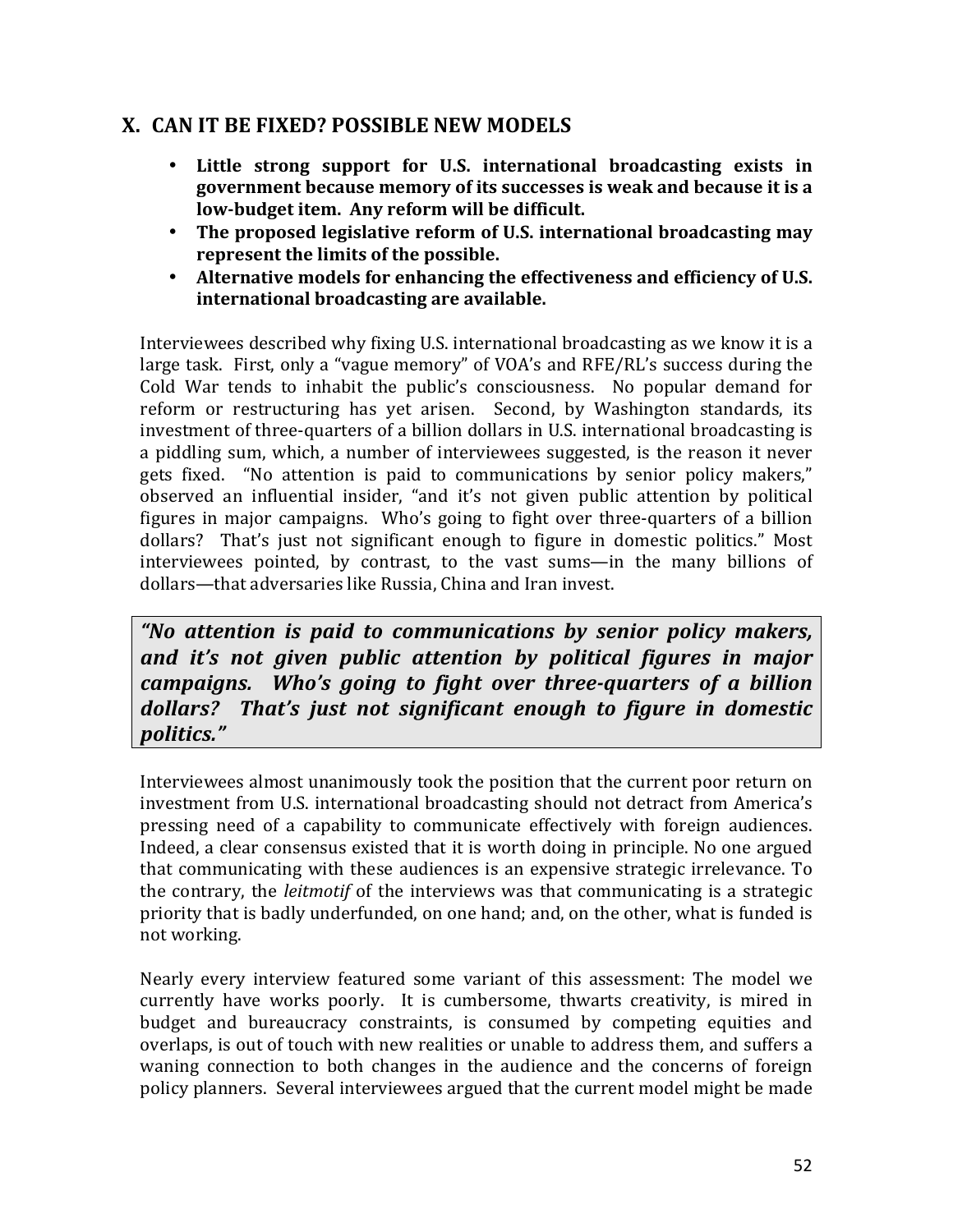## X. CAN IT BE FIXED? POSSIBLE NEW MODELS

- **Little strong support for U.S. international broadcasting exists in government because memory of its successes is weak and because it is a low-budget item. Any reform will be difficult.**
- **The proposed legislative reform of U.S. international broadcasting may represent the limits of the possible.**
- **Alternative models for enhancing the effectiveness and efficiency of U.S. international broadcasting are available.**

Interviewees described why fixing U.S. international broadcasting as we know it is a large task. First, only a "vague memory" of VOA's and RFE/RL's success during the Cold War tends to inhabit the public's consciousness. No popular demand for reform or restructuring has yet arisen. Second, by Washington standards, its investment of three-quarters of a billion dollars in U.S. international broadcasting is a piddling sum, which, a number of interviewees suggested, is the reason it never gets fixed. "No attention is paid to communications by senior policy makers," observed an influential insider, "and it's not given public attention by political figures in major campaigns. Who's going to fight over three-quarters of a billion dollars? That's just not significant enough to figure in domestic politics." Most interviewees pointed, by contrast, to the vast sums—in the many billions of dollars—that adversaries like Russia, China and Iran invest.

> ***"No attention is paid to communications by senior policy makers, and it's not given public attention by political figures in major campaigns. Who's going to fight over three-quarters of a billion dollars? That's just not significant enough to figure in domestic politics."***

Interviewees almost unanimously took the position that the current poor return on investment from U.S. international broadcasting should not detract from America's pressing need of a capability to communicate effectively with foreign audiences. Indeed, a clear consensus existed that it is worth doing in principle. No one argued that communicating with these audiences is an expensive strategic irrelevance. To the contrary, the *leitmotif* of the interviews was that communicating is a strategic priority that is badly underfunded, on one hand; and, on the other, what is funded is not working.

Nearly every interview featured some variant of this assessment: The model we currently have works poorly. It is cumbersome, thwarts creativity, is mired in budget and bureaucracy constraints, is consumed by competing equities and overlaps, is out of touch with new realities or unable to address them, and suffers a waning connection to both changes in the audience and the concerns of foreign policy planners. Several interviewees argued that the current model might be made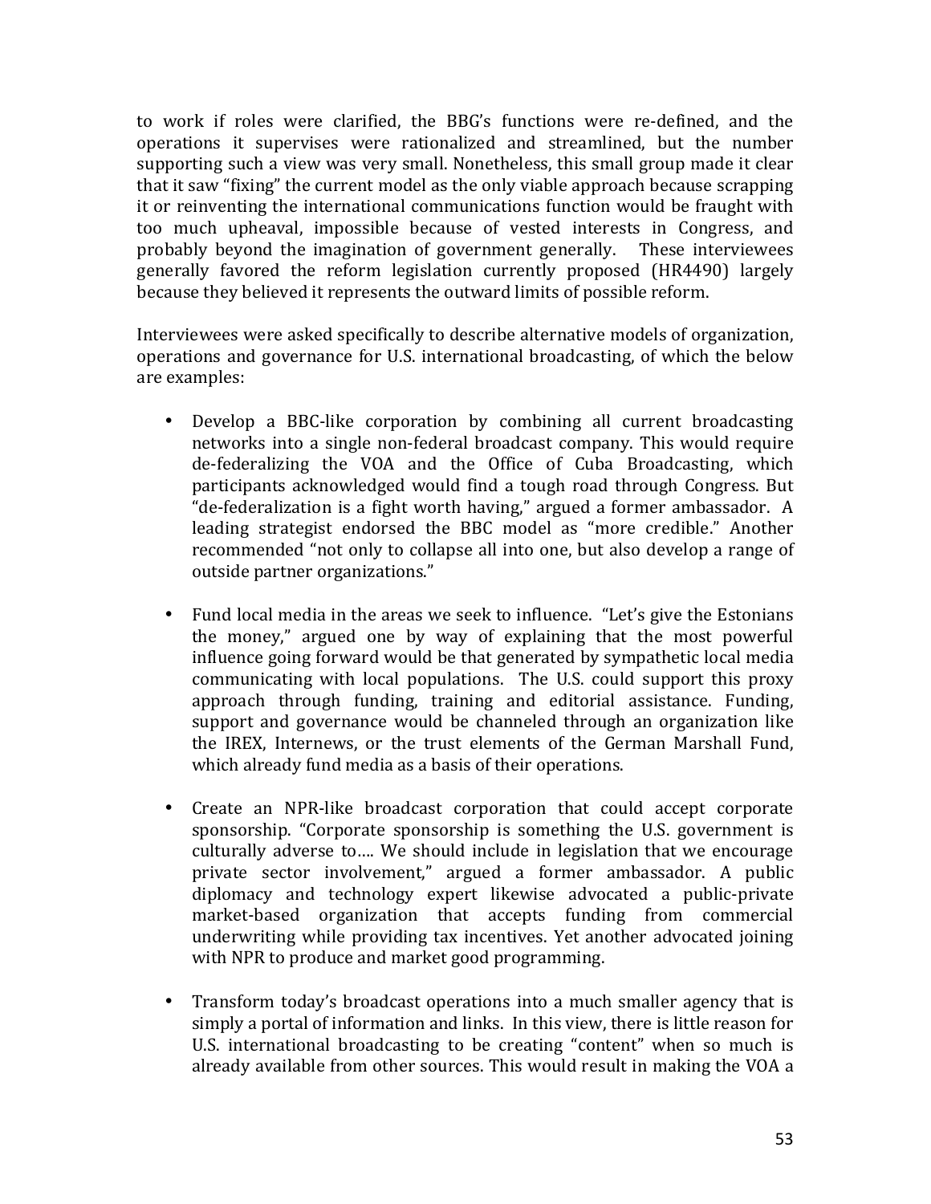to work if roles were clarified, the BBG's functions were re-defined, and the operations it supervises were rationalized and streamlined, but the number supporting such a view was very small. Nonetheless, this small group made it clear that it saw "fixing" the current model as the only viable approach because scrapping it or reinventing the international communications function would be fraught with too much upheaval, impossible because of vested interests in Congress, and probably beyond the imagination of government generally. These interviewees generally favored the reform legislation currently proposed (HR4490) largely because they believed it represents the outward limits of possible reform.

Interviewees were asked specifically to describe alternative models of organization, operations and governance for U.S. international broadcasting, of which the below are examples:

- Develop a BBC-like corporation by combining all current broadcasting networks into a single non-federal broadcast company. This would require de-federalizing the VOA and the Office of Cuba Broadcasting, which participants acknowledged would find a tough road through Congress. But "de-federalization is a fight worth having," argued a former ambassador. A leading strategist endorsed the BBC model as "more credible." Another recommended "not only to collapse all into one, but also develop a range of outside partner organizations."

- Fund local media in the areas we seek to influence. "Let's give the Estonians the money," argued one by way of explaining that the most powerful influence going forward would be that generated by sympathetic local media communicating with local populations. The U.S. could support this proxy approach through funding, training and editorial assistance. Funding, support and governance would be channeled through an organization like the IREX, Internews, or the trust elements of the German Marshall Fund, which already fund media as a basis of their operations.

- Create an NPR-like broadcast corporation that could accept corporate sponsorship. "Corporate sponsorship is something the U.S. government is culturally adverse to…. We should include in legislation that we encourage private sector involvement," argued a former ambassador. A public diplomacy and technology expert likewise advocated a public-private market-based organization that accepts funding from commercial underwriting while providing tax incentives. Yet another advocated joining with NPR to produce and market good programming.

- Transform today's broadcast operations into a much smaller agency that is simply a portal of information and links. In this view, there is little reason for U.S. international broadcasting to be creating "content" when so much is already available from other sources. This would result in making the VOA a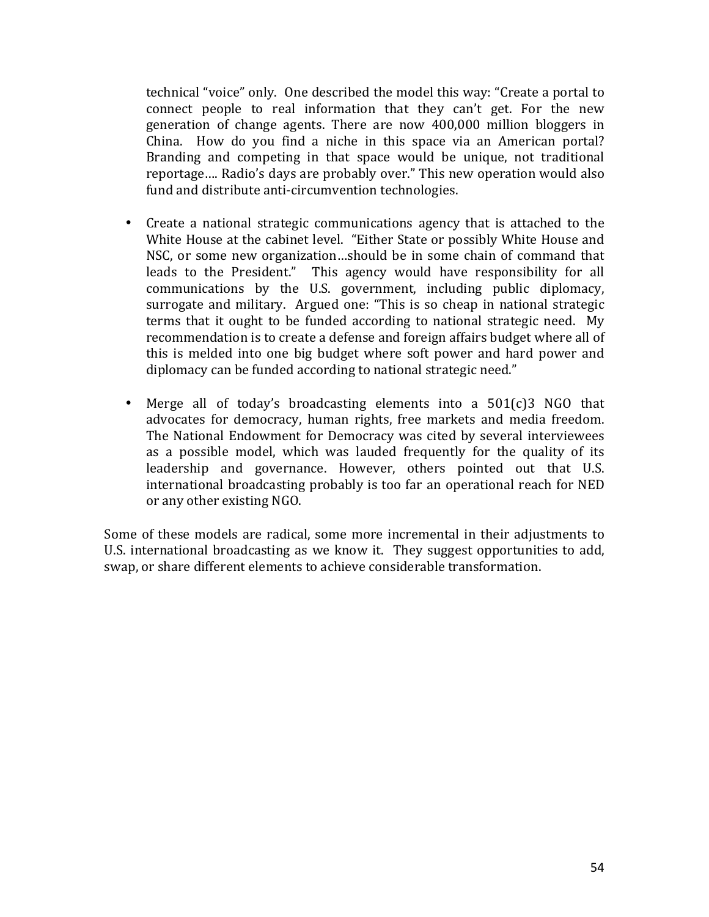technical "voice" only. One described the model this way: "Create a portal to connect people to real information that they can't get. For the new generation of change agents. There are now 400,000 million bloggers in China. How do you find a niche in this space via an American portal? Branding and competing in that space would be unique, not traditional reportage…. Radio's days are probably over." This new operation would also fund and distribute anti-circumvention technologies.

- Create a national strategic communications agency that is attached to the White House at the cabinet level. "Either State or possibly White House and NSC, or some new organization…should be in some chain of command that leads to the President." This agency would have responsibility for all communications by the U.S. government, including public diplomacy, surrogate and military. Argued one: "This is so cheap in national strategic terms that it ought to be funded according to national strategic need. My recommendation is to create a defense and foreign affairs budget where all of this is melded into one big budget where soft power and hard power and diplomacy can be funded according to national strategic need."

- Merge all of today's broadcasting elements into a 501(c)3 NGO that advocates for democracy, human rights, free markets and media freedom. The National Endowment for Democracy was cited by several interviewees as a possible model, which was lauded frequently for the quality of its leadership and governance. However, others pointed out that U.S. international broadcasting probably is too far an operational reach for NED or any other existing NGO.

Some of these models are radical, some more incremental in their adjustments to U.S. international broadcasting as we know it. They suggest opportunities to add, swap, or share different elements to achieve considerable transformation.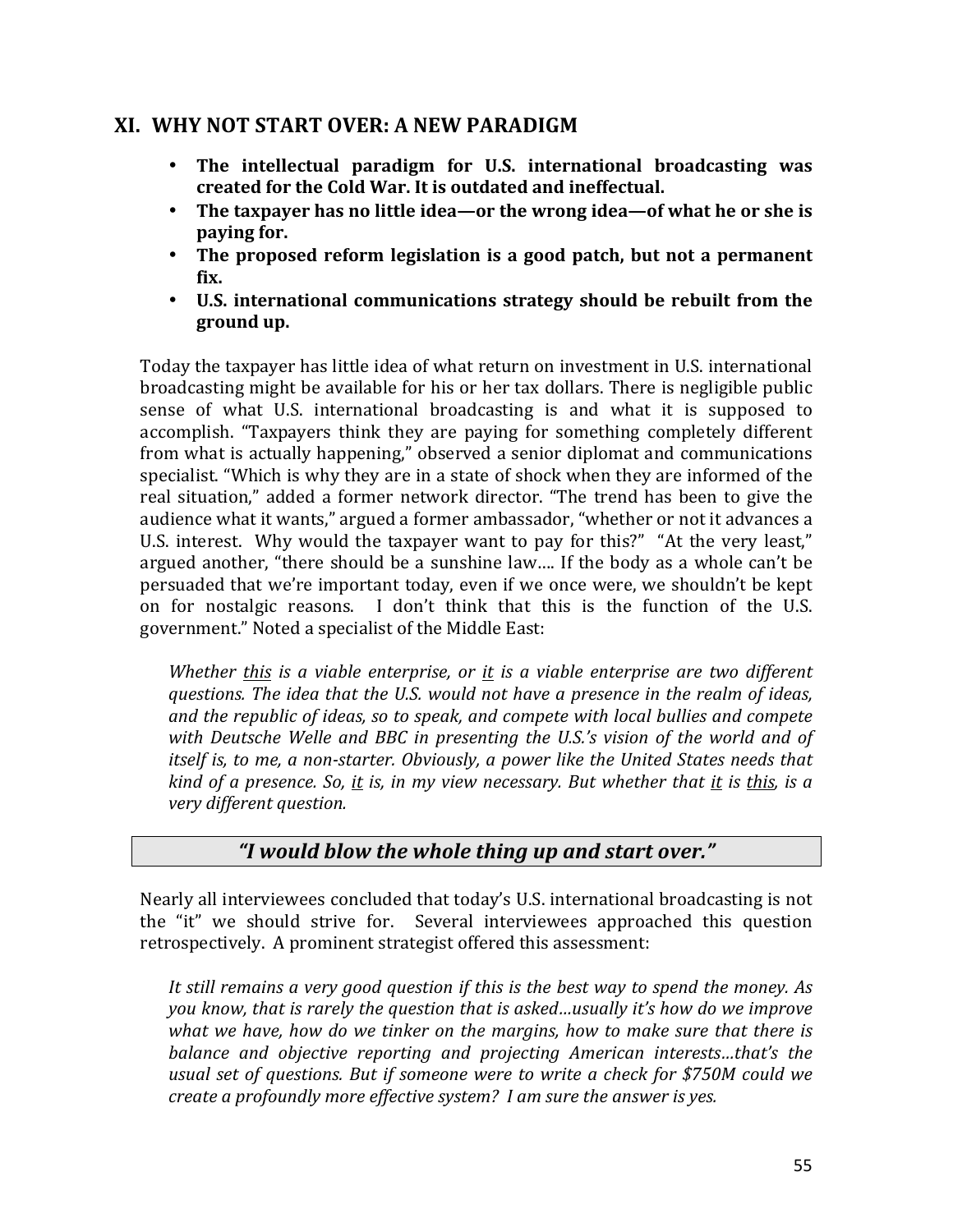## XI. WHY NOT START OVER: A NEW PARADIGM

- **The intellectual paradigm for U.S. international broadcasting was created for the Cold War. It is outdated and ineffectual.**
- **The taxpayer has no little idea—or the wrong idea—of what he or she is paying for.**
- **The proposed reform legislation is a good patch, but not a permanent fix.**
- **U.S. international communications strategy should be rebuilt from the ground up.**

Today the taxpayer has little idea of what return on investment in U.S. international broadcasting might be available for his or her tax dollars. There is negligible public sense of what U.S. international broadcasting is and what it is supposed to accomplish. "Taxpayers think they are paying for something completely different from what is actually happening," observed a senior diplomat and communications specialist. "Which is why they are in a state of shock when they are informed of the real situation," added a former network director. "The trend has been to give the audience what it wants," argued a former ambassador, "whether or not it advances a U.S. interest. Why would the taxpayer want to pay for this?" "At the very least," argued another, "there should be a sunshine law.... If the body as a whole can't be persuaded that we're important today, even if we once were, we shouldn't be kept on for nostalgic reasons. I don't think that this is the function of the U.S. government." Noted a specialist of the Middle East:

> *Whether <u>this</u> is a viable enterprise, or <u>it</u> is a viable enterprise are two different questions. The idea that the U.S. would not have a presence in the realm of ideas, and the republic of ideas, so to speak, and compete with local bullies and compete with Deutsche Welle and BBC in presenting the U.S.'s vision of the world and of itself is, to me, a non-starter. Obviously, a power like the United States needs that kind of a presence. So, <u>it</u> is, in my view necessary. But whether that <u>it</u> is <u>this</u>, is a very different question.*

> ***"I would blow the whole thing up and start over."***

Nearly all interviewees concluded that today's U.S. international broadcasting is not the "it" we should strive for. Several interviewees approached this question retrospectively. A prominent strategist offered this assessment:

> *It still remains a very good question if this is the best way to spend the money. As you know, that is rarely the question that is asked…usually it's how do we improve what we have, how do we tinker on the margins, how to make sure that there is balance and objective reporting and projecting American interests…that's the usual set of questions. But if someone were to write a check for $750M could we create a profoundly more effective system? I am sure the answer is yes.*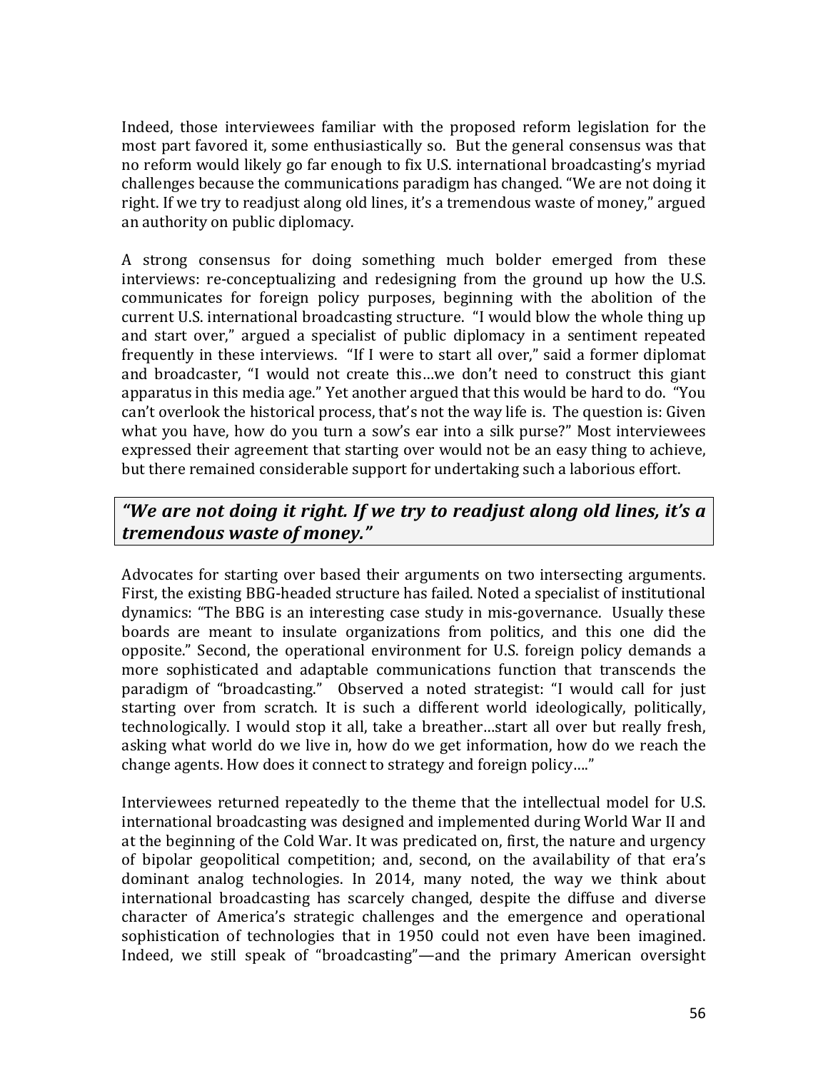Indeed, those interviewees familiar with the proposed reform legislation for the most part favored it, some enthusiastically so. But the general consensus was that no reform would likely go far enough to fix U.S. international broadcasting's myriad challenges because the communications paradigm has changed. "We are not doing it right. If we try to readjust along old lines, it's a tremendous waste of money," argued an authority on public diplomacy.

A strong consensus for doing something much bolder emerged from these interviews: re-conceptualizing and redesigning from the ground up how the U.S. communicates for foreign policy purposes, beginning with the abolition of the current U.S. international broadcasting structure. "I would blow the whole thing up and start over," argued a specialist of public diplomacy in a sentiment repeated frequently in these interviews. "If I were to start all over," said a former diplomat and broadcaster, "I would not create this…we don't need to construct this giant apparatus in this media age." Yet another argued that this would be hard to do. "You can't overlook the historical process, that's not the way life is. The question is: Given what you have, how do you turn a sow's ear into a silk purse?" Most interviewees expressed their agreement that starting over would not be an easy thing to achieve, but there remained considerable support for undertaking such a laborious effort.

> ***"We are not doing it right. If we try to readjust along old lines, it's a tremendous waste of money."***

Advocates for starting over based their arguments on two intersecting arguments. First, the existing BBG-headed structure has failed. Noted a specialist of institutional dynamics: "The BBG is an interesting case study in mis-governance. Usually these boards are meant to insulate organizations from politics, and this one did the opposite." Second, the operational environment for U.S. foreign policy demands a more sophisticated and adaptable communications function that transcends the paradigm of "broadcasting." Observed a noted strategist: "I would call for just starting over from scratch. It is such a different world ideologically, politically, technologically. I would stop it all, take a breather…start all over but really fresh, asking what world do we live in, how do we get information, how do we reach the change agents. How does it connect to strategy and foreign policy…."

Interviewees returned repeatedly to the theme that the intellectual model for U.S. international broadcasting was designed and implemented during World War II and at the beginning of the Cold War. It was predicated on, first, the nature and urgency of bipolar geopolitical competition; and, second, on the availability of that era's dominant analog technologies. In 2014, many noted, the way we think about international broadcasting has scarcely changed, despite the diffuse and diverse character of America's strategic challenges and the emergence and operational sophistication of technologies that in 1950 could not even have been imagined. Indeed, we still speak of "broadcasting"—and the primary American oversight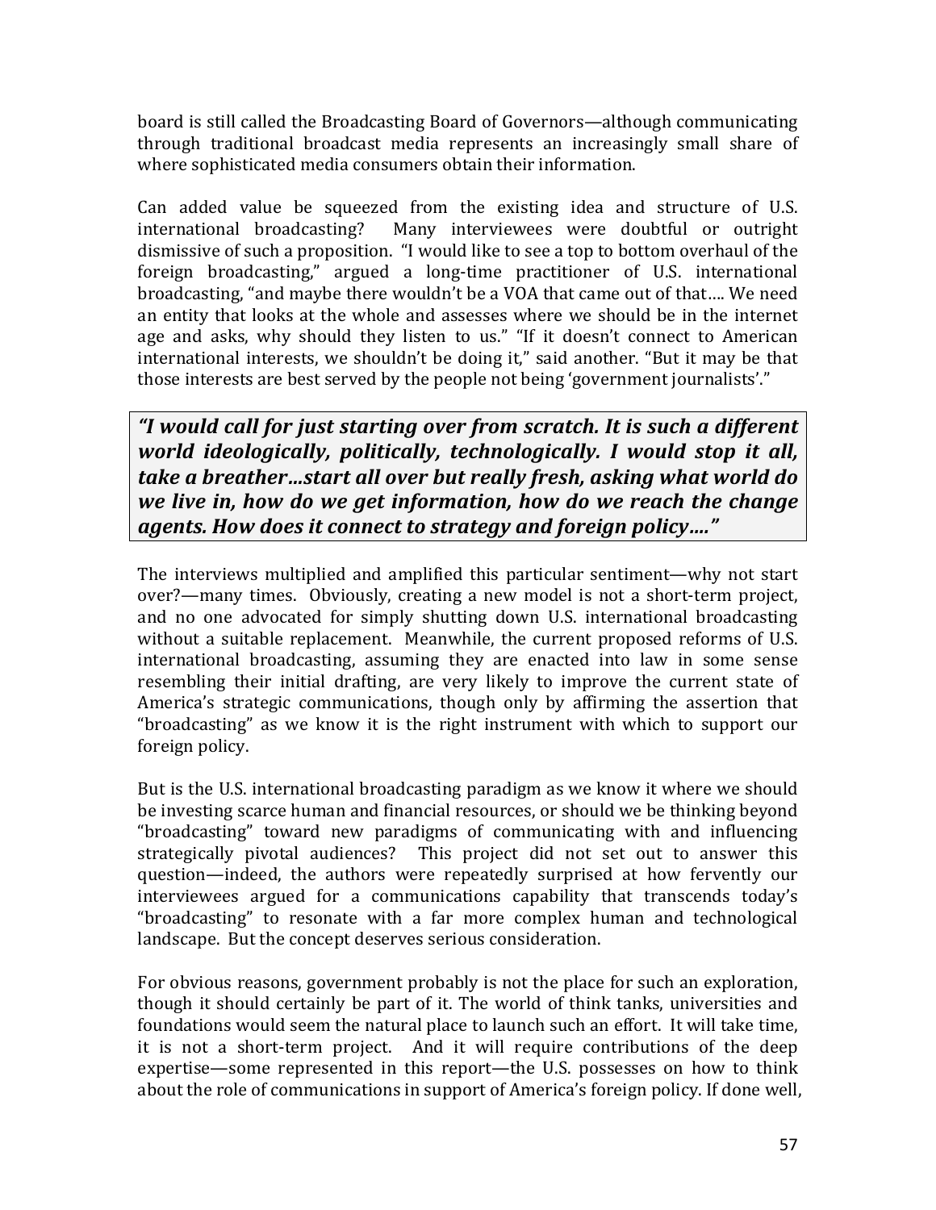board is still called the Broadcasting Board of Governors—although communicating through traditional broadcast media represents an increasingly small share of where sophisticated media consumers obtain their information.

Can added value be squeezed from the existing idea and structure of U.S. international broadcasting? Many interviewees were doubtful or outright dismissive of such a proposition. "I would like to see a top to bottom overhaul of the foreign broadcasting," argued a long-time practitioner of U.S. international broadcasting, "and maybe there wouldn't be a VOA that came out of that.... We need an entity that looks at the whole and assesses where we should be in the internet age and asks, why should they listen to us." "If it doesn't connect to American international interests, we shouldn't be doing it," said another. "But it may be that those interests are best served by the people not being 'government journalists'."

> ***"I would call for just starting over from scratch. It is such a different world ideologically, politically, technologically. I would stop it all, take a breather…start all over but really fresh, asking what world do we live in, how do we get information, how do we reach the change agents. How does it connect to strategy and foreign policy…."***

The interviews multiplied and amplified this particular sentiment—why not start over?—many times. Obviously, creating a new model is not a short-term project, and no one advocated for simply shutting down U.S. international broadcasting without a suitable replacement. Meanwhile, the current proposed reforms of U.S. international broadcasting, assuming they are enacted into law in some sense resembling their initial drafting, are very likely to improve the current state of America's strategic communications, though only by affirming the assertion that "broadcasting" as we know it is the right instrument with which to support our foreign policy.

But is the U.S. international broadcasting paradigm as we know it where we should be investing scarce human and financial resources, or should we be thinking beyond "broadcasting" toward new paradigms of communicating with and influencing strategically pivotal audiences? This project did not set out to answer this question—indeed, the authors were repeatedly surprised at how fervently our interviewees argued for a communications capability that transcends today's "broadcasting" to resonate with a far more complex human and technological landscape. But the concept deserves serious consideration.

For obvious reasons, government probably is not the place for such an exploration, though it should certainly be part of it. The world of think tanks, universities and foundations would seem the natural place to launch such an effort. It will take time, it is not a short-term project. And it will require contributions of the deep expertise—some represented in this report—the U.S. possesses on how to think about the role of communications in support of America's foreign policy. If done well,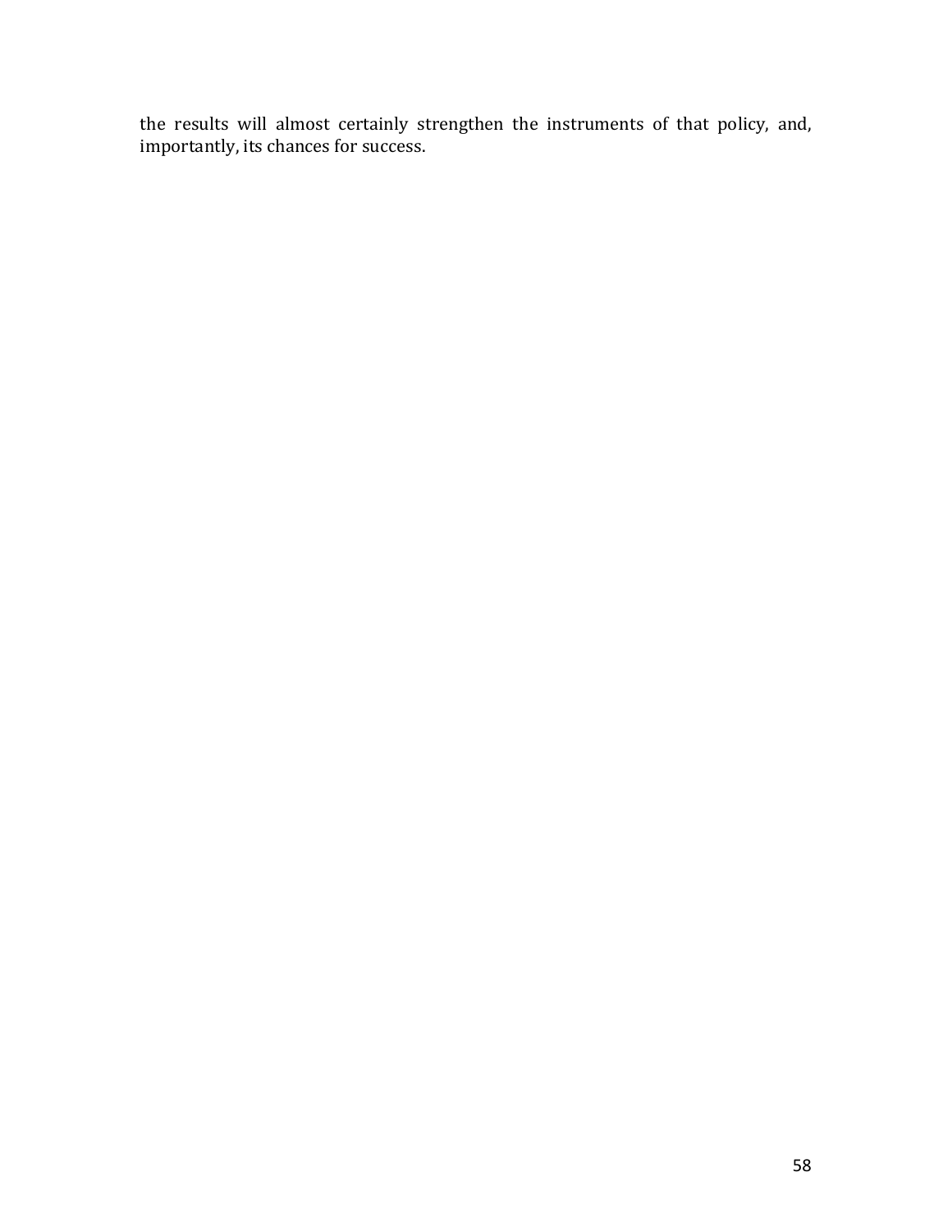the results will almost certainly strengthen the instruments of that policy, and, importantly, its chances for success.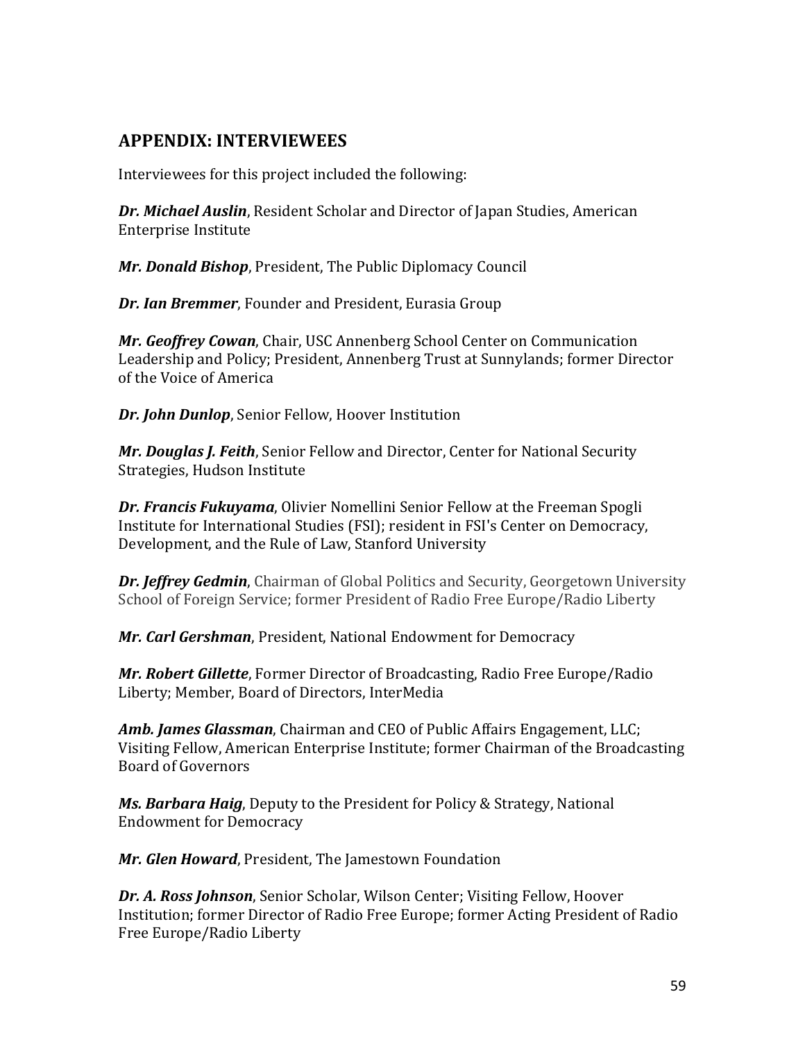## APPENDIX: INTERVIEWEES

Interviewees for this project included the following:

***Dr. Michael Auslin***, Resident Scholar and Director of Japan Studies, American Enterprise Institute

***Mr. Donald Bishop***, President, The Public Diplomacy Council

***Dr. Ian Bremmer***, Founder and President, Eurasia Group

***Mr. Geoffrey Cowan***, Chair, USC Annenberg School Center on Communication Leadership and Policy; President, Annenberg Trust at Sunnylands; former Director of the Voice of America

***Dr. John Dunlop***, Senior Fellow, Hoover Institution

***Mr. Douglas J. Feith***, Senior Fellow and Director, Center for National Security Strategies, Hudson Institute

***Dr. Francis Fukuyama***, Olivier Nomellini Senior Fellow at the Freeman Spogli Institute for International Studies (FSI); resident in FSI's Center on Democracy, Development, and the Rule of Law, Stanford University

***Dr. Jeffrey Gedmin***, Chairman of Global Politics and Security, Georgetown University School of Foreign Service; former President of Radio Free Europe/Radio Liberty

***Mr. Carl Gershman***, President, National Endowment for Democracy

***Mr. Robert Gillette***, Former Director of Broadcasting, Radio Free Europe/Radio Liberty; Member, Board of Directors, InterMedia

***Amb. James Glassman***, Chairman and CEO of Public Affairs Engagement, LLC; Visiting Fellow, American Enterprise Institute; former Chairman of the Broadcasting Board of Governors

***Ms. Barbara Haig***, Deputy to the President for Policy & Strategy, National Endowment for Democracy

***Mr. Glen Howard***, President, The Jamestown Foundation

***Dr. A. Ross Johnson***, Senior Scholar, Wilson Center; Visiting Fellow, Hoover Institution; former Director of Radio Free Europe; former Acting President of Radio Free Europe/Radio Liberty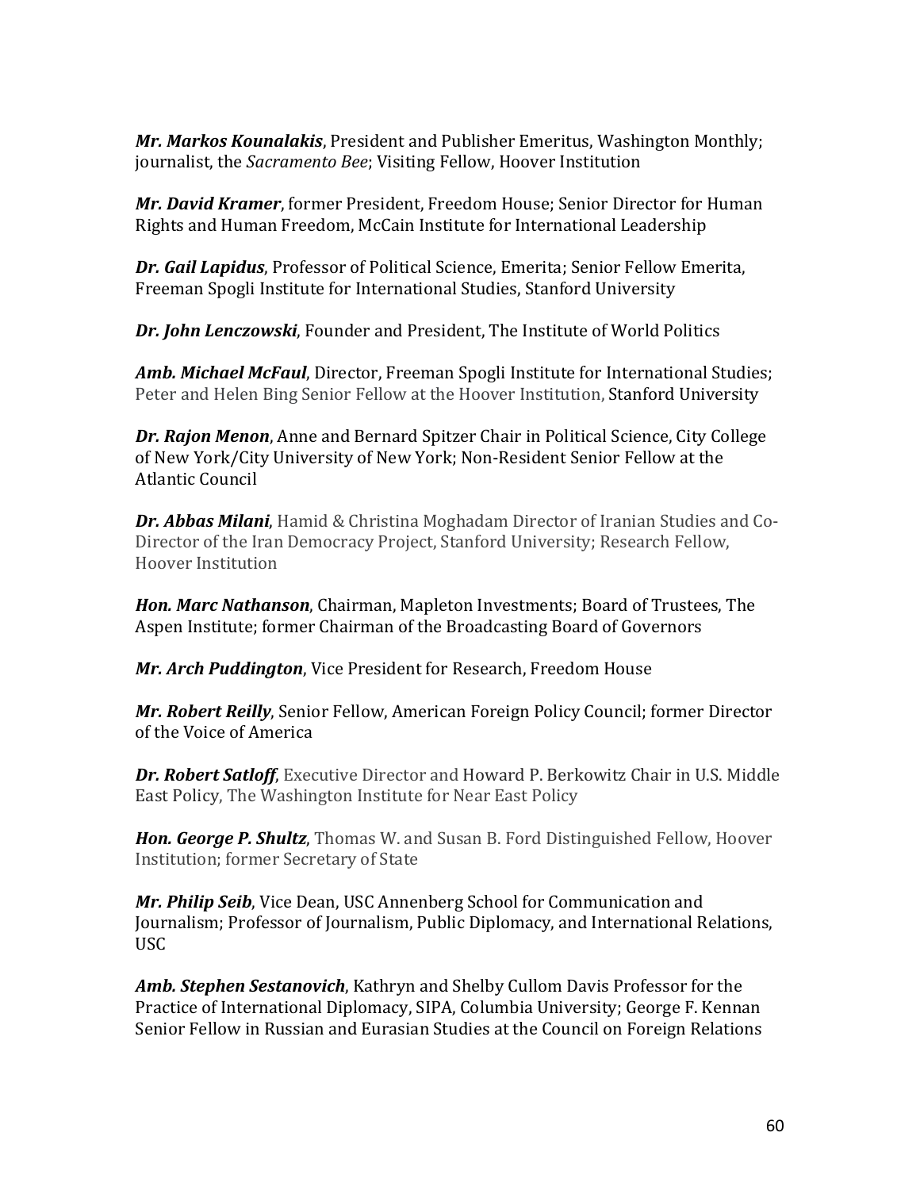***Mr. Markos Kounalakis***, President and Publisher Emeritus, Washington Monthly; journalist, the *Sacramento Bee*; Visiting Fellow, Hoover Institution

***Mr. David Kramer***, former President, Freedom House; Senior Director for Human Rights and Human Freedom, McCain Institute for International Leadership

***Dr. Gail Lapidus***, Professor of Political Science, Emerita; Senior Fellow Emerita, Freeman Spogli Institute for International Studies, Stanford University

***Dr. John Lenczowski***, Founder and President, The Institute of World Politics

***Amb. Michael McFaul***, Director, Freeman Spogli Institute for International Studies; Peter and Helen Bing Senior Fellow at the Hoover Institution, Stanford University

***Dr. Rajon Menon***, Anne and Bernard Spitzer Chair in Political Science, City College of New York/City University of New York; Non-Resident Senior Fellow at the Atlantic Council

***Dr. Abbas Milani***, Hamid & Christina Moghadam Director of Iranian Studies and Co-Director of the Iran Democracy Project, Stanford University; Research Fellow, Hoover Institution

***Hon. Marc Nathanson***, Chairman, Mapleton Investments; Board of Trustees, The Aspen Institute; former Chairman of the Broadcasting Board of Governors

***Mr. Arch Puddington***, Vice President for Research, Freedom House

***Mr. Robert Reilly***, Senior Fellow, American Foreign Policy Council; former Director of the Voice of America

***Dr. Robert Satloff***, Executive Director and Howard P. Berkowitz Chair in U.S. Middle East Policy, The Washington Institute for Near East Policy

***Hon. George P. Shultz***, Thomas W. and Susan B. Ford Distinguished Fellow, Hoover Institution; former Secretary of State

***Mr. Philip Seib***, Vice Dean, USC Annenberg School for Communication and Journalism; Professor of Journalism, Public Diplomacy, and International Relations, USC

***Amb. Stephen Sestanovich***, Kathryn and Shelby Cullom Davis Professor for the Practice of International Diplomacy, SIPA, Columbia University; George F. Kennan Senior Fellow in Russian and Eurasian Studies at the Council on Foreign Relations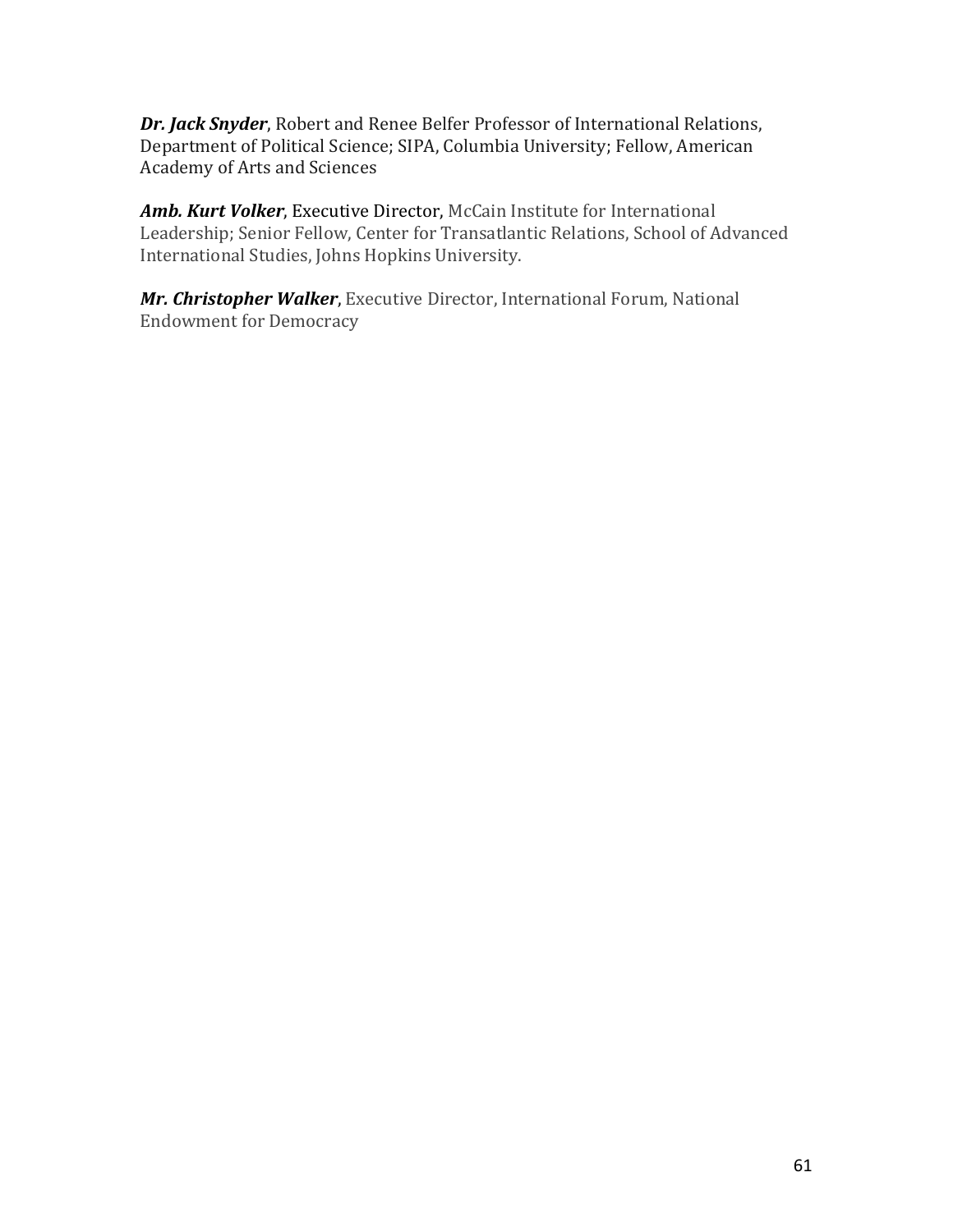***Dr. Jack Snyder***, Robert and Renee Belfer Professor of International Relations, Department of Political Science; SIPA, Columbia University; Fellow, American Academy of Arts and Sciences

***Amb. Kurt Volker***, Executive Director, McCain Institute for International Leadership; Senior Fellow, Center for Transatlantic Relations, School of Advanced International Studies, Johns Hopkins University.

***Mr. Christopher Walker***, Executive Director, International Forum, National Endowment for Democracy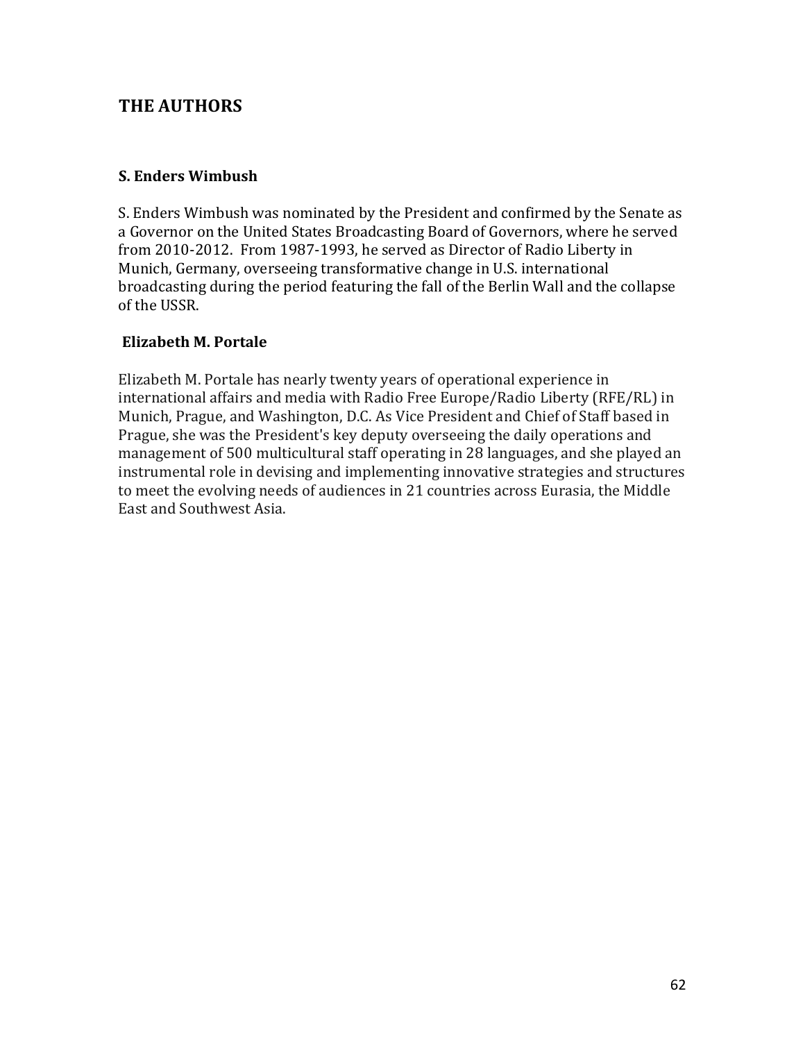## THE AUTHORS

### S. Enders Wimbush

S. Enders Wimbush was nominated by the President and confirmed by the Senate as a Governor on the United States Broadcasting Board of Governors, where he served from 2010-2012. From 1987-1993, he served as Director of Radio Liberty in Munich, Germany, overseeing transformative change in U.S. international broadcasting during the period featuring the fall of the Berlin Wall and the collapse of the USSR.

### Elizabeth M. Portale

Elizabeth M. Portale has nearly twenty years of operational experience in international affairs and media with Radio Free Europe/Radio Liberty (RFE/RL) in Munich, Prague, and Washington, D.C. As Vice President and Chief of Staff based in Prague, she was the President's key deputy overseeing the daily operations and management of 500 multicultural staff operating in 28 languages, and she played an instrumental role in devising and implementing innovative strategies and structures to meet the evolving needs of audiences in 21 countries across Eurasia, the Middle East and Southwest Asia.